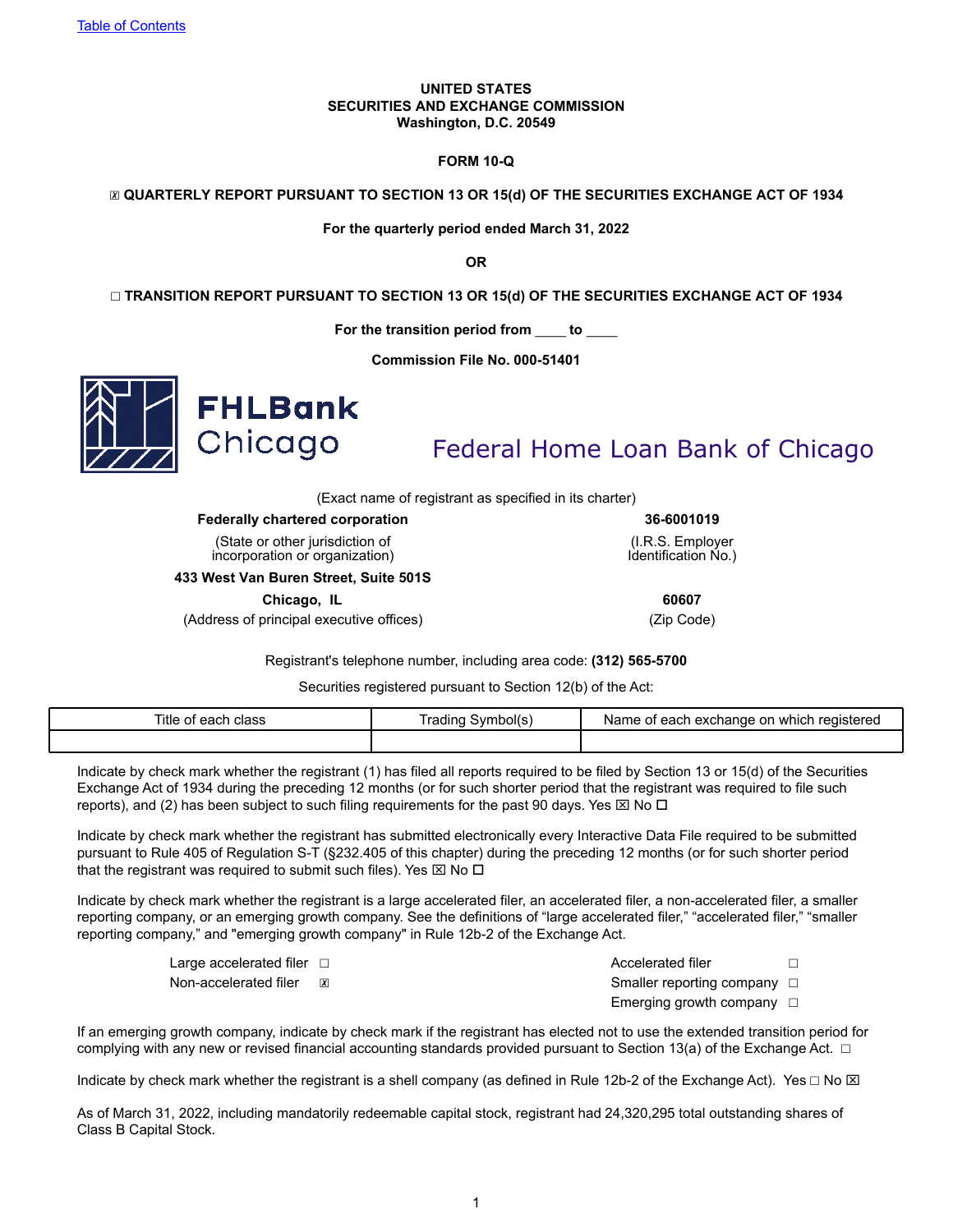Table of Contents

**UNITED STATES**
**SECURITIES AND EXCHANGE COMMISSION**
**Washington, D.C. 20549**

**FORM 10-Q**

☒ **QUARTERLY REPORT PURSUANT TO SECTION 13 OR 15(d) OF THE SECURITIES EXCHANGE ACT OF 1934**

**For the quarterly period ended March 31, 2022**

**OR**

☐ **TRANSITION REPORT PURSUANT TO SECTION 13 OR 15(d) OF THE SECURITIES EXCHANGE ACT OF 1934**

**For the transition period from \_\_\_\_ to \_\_\_\_**

**Commission File No. 000-51401**

FHLBank Chicago

Federal Home Loan Bank of Chicago

(Exact name of registrant as specified in its charter)

| **Federally chartered corporation** | **36-6001019** |
|---|---|
| (State or other jurisdiction of incorporation or organization) | (I.R.S. Employer Identification No.) |
| **433 West Van Buren Street, Suite 501S** | |
| **Chicago, IL** | **60607** |
| (Address of principal executive offices) | (Zip Code) |

Registrant's telephone number, including area code: **(312) 565-5700**

Securities registered pursuant to Section 12(b) of the Act:

| Title of each class | Trading Symbol(s) | Name of each exchange on which registered |
|---|---|---|
| | | |

Indicate by check mark whether the registrant (1) has filed all reports required to be filed by Section 13 or 15(d) of the Securities Exchange Act of 1934 during the preceding 12 months (or for such shorter period that the registrant was required to file such reports), and (2) has been subject to such filing requirements for the past 90 days. Yes ☒ No ☐

Indicate by check mark whether the registrant has submitted electronically every Interactive Data File required to be submitted pursuant to Rule 405 of Regulation S-T (§232.405 of this chapter) during the preceding 12 months (or for such shorter period that the registrant was required to submit such files). Yes ☒ No ☐

Indicate by check mark whether the registrant is a large accelerated filer, an accelerated filer, a non-accelerated filer, a smaller reporting company, or an emerging growth company. See the definitions of "large accelerated filer," "accelerated filer," "smaller reporting company," and "emerging growth company" in Rule 12b-2 of the Exchange Act.

| | | | |
|---|---|---|---|
| Large accelerated filer | ☐ | Accelerated filer | ☐ |
| Non-accelerated filer | ☒ | Smaller reporting company | ☐ |
| | | Emerging growth company | ☐ |

If an emerging growth company, indicate by check mark if the registrant has elected not to use the extended transition period for complying with any new or revised financial accounting standards provided pursuant to Section 13(a) of the Exchange Act. ☐

Indicate by check mark whether the registrant is a shell company (as defined in Rule 12b-2 of the Exchange Act). Yes ☐ No ☒

As of March 31, 2022, including mandatorily redeemable capital stock, registrant had 24,320,295 total outstanding shares of Class B Capital Stock.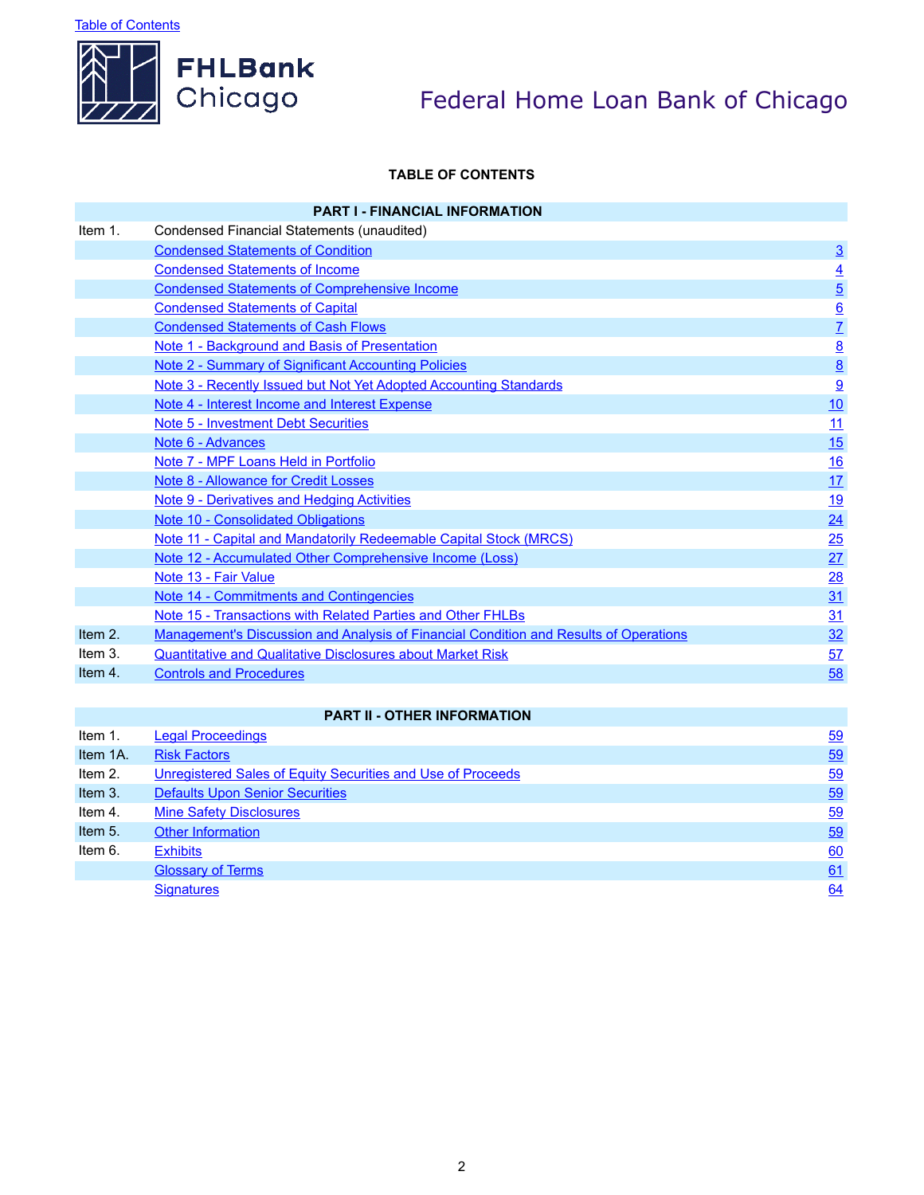Table of Contents

FHLBank Chicago

# Federal Home Loan Bank of Chicago

## TABLE OF CONTENTS

| PART I - FINANCIAL INFORMATION | | |
|---|---|---|
| Item 1. | Condensed Financial Statements (unaudited) | |
| | Condensed Statements of Condition | 3 |
| | Condensed Statements of Income | 4 |
| | Condensed Statements of Comprehensive Income | 5 |
| | Condensed Statements of Capital | 6 |
| | Condensed Statements of Cash Flows | 7 |
| | Note 1 - Background and Basis of Presentation | 8 |
| | Note 2 - Summary of Significant Accounting Policies | 8 |
| | Note 3 - Recently Issued but Not Yet Adopted Accounting Standards | 9 |
| | Note 4 - Interest Income and Interest Expense | 10 |
| | Note 5 - Investment Debt Securities | 11 |
| | Note 6 - Advances | 15 |
| | Note 7 - MPF Loans Held in Portfolio | 16 |
| | Note 8 - Allowance for Credit Losses | 17 |
| | Note 9 - Derivatives and Hedging Activities | 19 |
| | Note 10 - Consolidated Obligations | 24 |
| | Note 11 - Capital and Mandatorily Redeemable Capital Stock (MRCS) | 25 |
| | Note 12 - Accumulated Other Comprehensive Income (Loss) | 27 |
| | Note 13 - Fair Value | 28 |
| | Note 14 - Commitments and Contingencies | 31 |
| | Note 15 - Transactions with Related Parties and Other FHLBs | 31 |
| Item 2. | Management's Discussion and Analysis of Financial Condition and Results of Operations | 32 |
| Item 3. | Quantitative and Qualitative Disclosures about Market Risk | 57 |
| Item 4. | Controls and Procedures | 58 |

| PART II - OTHER INFORMATION | | |
|---|---|---|
| Item 1. | Legal Proceedings | 59 |
| Item 1A. | Risk Factors | 59 |
| Item 2. | Unregistered Sales of Equity Securities and Use of Proceeds | 59 |
| Item 3. | Defaults Upon Senior Securities | 59 |
| Item 4. | Mine Safety Disclosures | 59 |
| Item 5. | Other Information | 59 |
| Item 6. | Exhibits | 60 |
| | Glossary of Terms | 61 |
| | Signatures | 64 |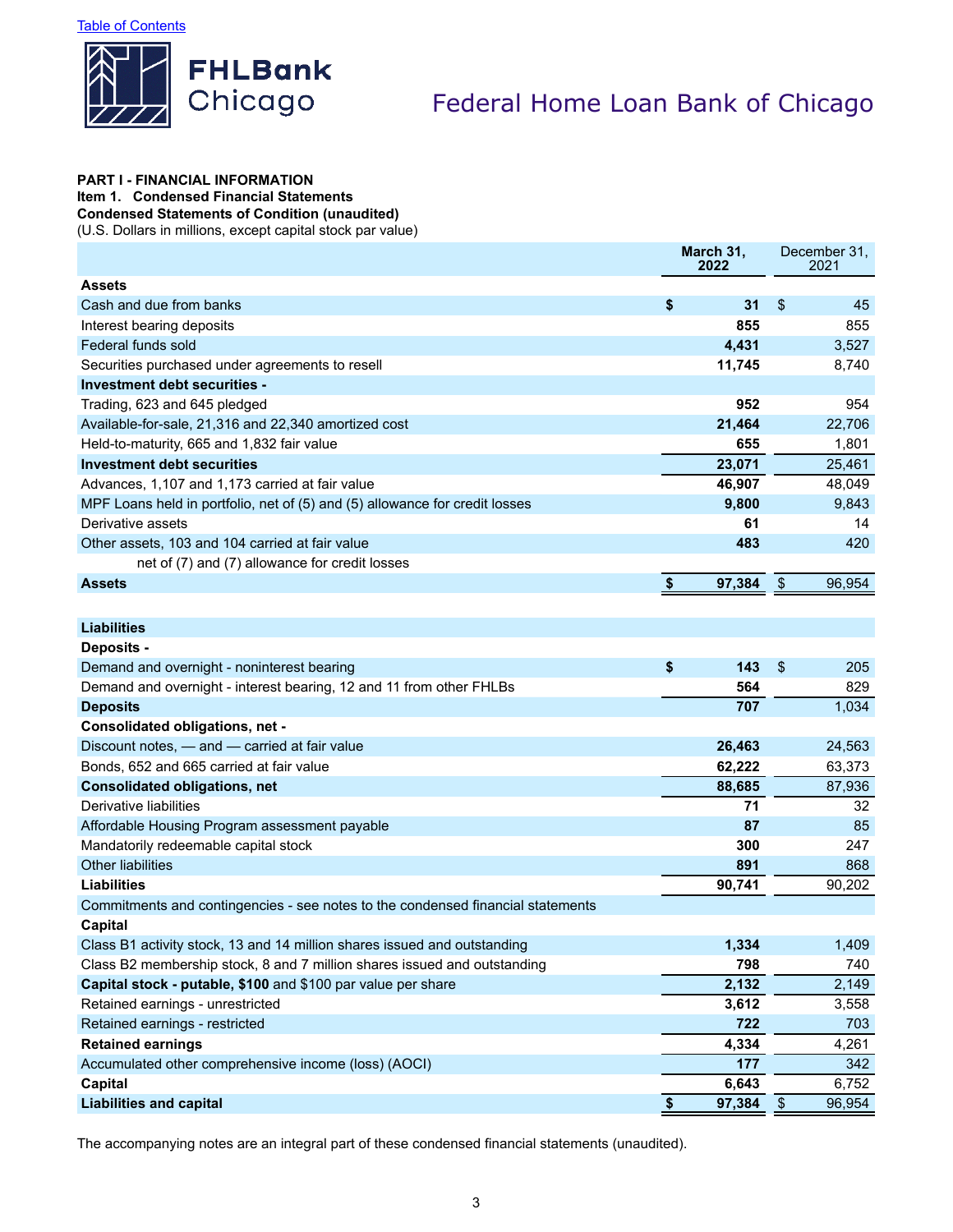[Table of Contents](#)

# Federal Home Loan Bank of Chicago

**PART I - FINANCIAL INFORMATION**
**Item 1. Condensed Financial Statements**
**Condensed Statements of Condition (unaudited)**
(U.S. Dollars in millions, except capital stock par value)

| | March 31, 2022 | December 31, 2021 |
|---|---|---|
| **Assets** | | |
| Cash and due from banks | $ 31 | $ 45 |
| Interest bearing deposits | 855 | 855 |
| Federal funds sold | 4,431 | 3,527 |
| Securities purchased under agreements to resell | 11,745 | 8,740 |
| **Investment debt securities -** | | |
| Trading, 623 and 645 pledged | 952 | 954 |
| Available-for-sale, 21,316 and 22,340 amortized cost | 21,464 | 22,706 |
| Held-to-maturity, 665 and 1,832 fair value | 655 | 1,801 |
| **Investment debt securities** | 23,071 | 25,461 |
| Advances, 1,107 and 1,173 carried at fair value | 46,907 | 48,049 |
| MPF Loans held in portfolio, net of (5) and (5) allowance for credit losses | 9,800 | 9,843 |
| Derivative assets | 61 | 14 |
| Other assets, 103 and 104 carried at fair value net of (7) and (7) allowance for credit losses | 483 | 420 |
| **Assets** | $ 97,384 | $ 96,954 |
| | | |
| **Liabilities** | | |
| **Deposits -** | | |
| Demand and overnight - noninterest bearing | $ 143 | $ 205 |
| Demand and overnight - interest bearing, 12 and 11 from other FHLBs | 564 | 829 |
| **Deposits** | 707 | 1,034 |
| **Consolidated obligations, net -** | | |
| Discount notes, — and — carried at fair value | 26,463 | 24,563 |
| Bonds, 652 and 665 carried at fair value | 62,222 | 63,373 |
| **Consolidated obligations, net** | 88,685 | 87,936 |
| Derivative liabilities | 71 | 32 |
| Affordable Housing Program assessment payable | 87 | 85 |
| Mandatorily redeemable capital stock | 300 | 247 |
| Other liabilities | 891 | 868 |
| **Liabilities** | 90,741 | 90,202 |
| Commitments and contingencies - see notes to the condensed financial statements | | |
| **Capital** | | |
| Class B1 activity stock, 13 and 14 million shares issued and outstanding | 1,334 | 1,409 |
| Class B2 membership stock, 8 and 7 million shares issued and outstanding | 798 | 740 |
| **Capital stock - putable, $100** and $100 par value per share | 2,132 | 2,149 |
| Retained earnings - unrestricted | 3,612 | 3,558 |
| Retained earnings - restricted | 722 | 703 |
| **Retained earnings** | 4,334 | 4,261 |
| Accumulated other comprehensive income (loss) (AOCI) | 177 | 342 |
| **Capital** | 6,643 | 6,752 |
| **Liabilities and capital** | $ 97,384 | $ 96,954 |

The accompanying notes are an integral part of these condensed financial statements (unaudited).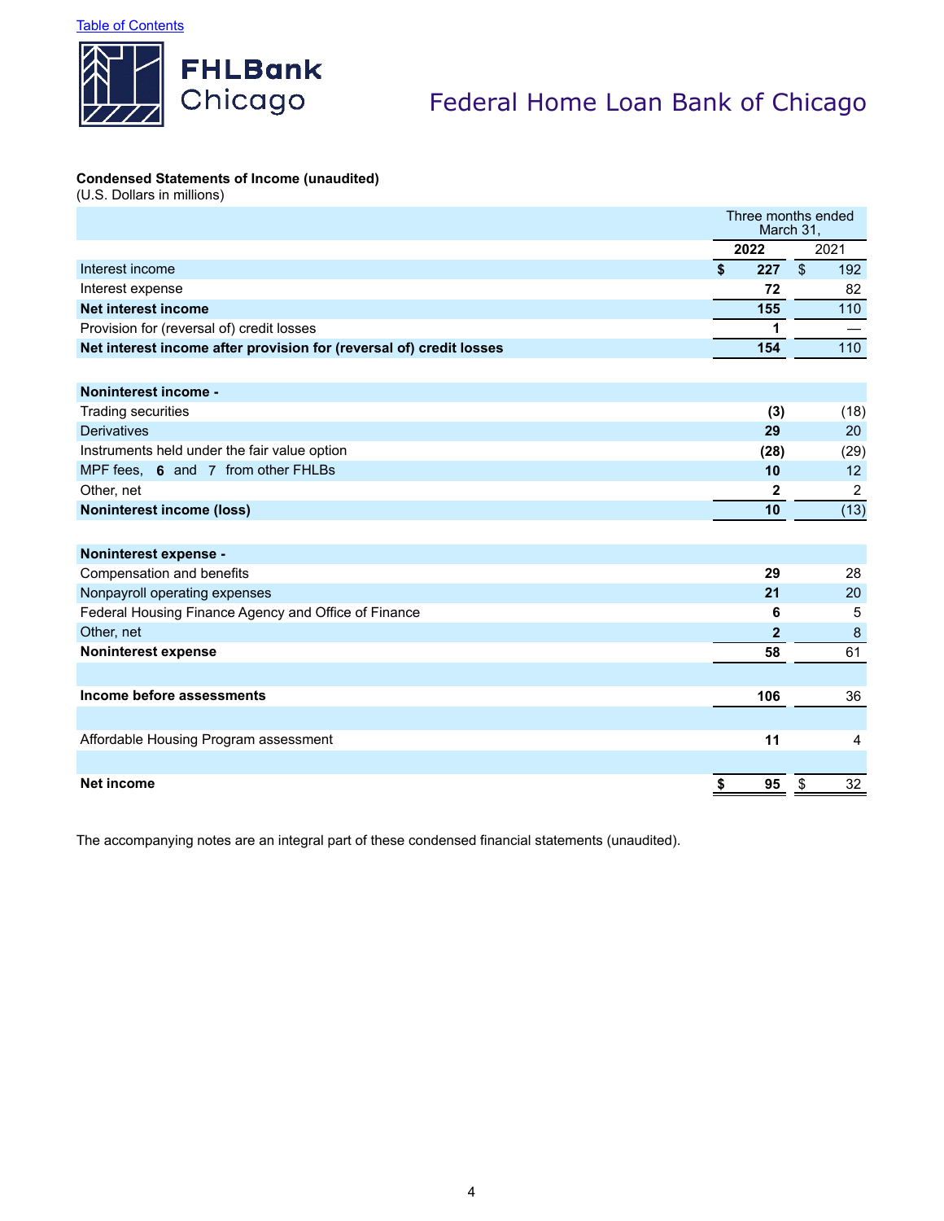[Table of Contents]

# Federal Home Loan Bank of Chicago

**Condensed Statements of Income (unaudited)**
(U.S. Dollars in millions)

| | Three months ended March 31, | |
|---|---|---|
| | **2022** | 2021 |
| Interest income | **$ 227** | $ 192 |
| Interest expense | **72** | 82 |
| **Net interest income** | **155** | 110 |
| Provision for (reversal of) credit losses | **1** | — |
| **Net interest income after provision for (reversal of) credit losses** | **154** | 110 |
| | | |
| **Noninterest income -** | | |
| Trading securities | **(3)** | (18) |
| Derivatives | **29** | 20 |
| Instruments held under the fair value option | **(28)** | (29) |
| MPF fees, **6** and 7 from other FHLBs | **10** | 12 |
| Other, net | **2** | 2 |
| **Noninterest income (loss)** | **10** | (13) |
| | | |
| **Noninterest expense -** | | |
| Compensation and benefits | **29** | 28 |
| Nonpayroll operating expenses | **21** | 20 |
| Federal Housing Finance Agency and Office of Finance | **6** | 5 |
| Other, net | **2** | 8 |
| **Noninterest expense** | **58** | 61 |
| | | |
| **Income before assessments** | **106** | 36 |
| | | |
| Affordable Housing Program assessment | **11** | 4 |
| | | |
| **Net income** | **$ 95** | $ 32 |

The accompanying notes are an integral part of these condensed financial statements (unaudited).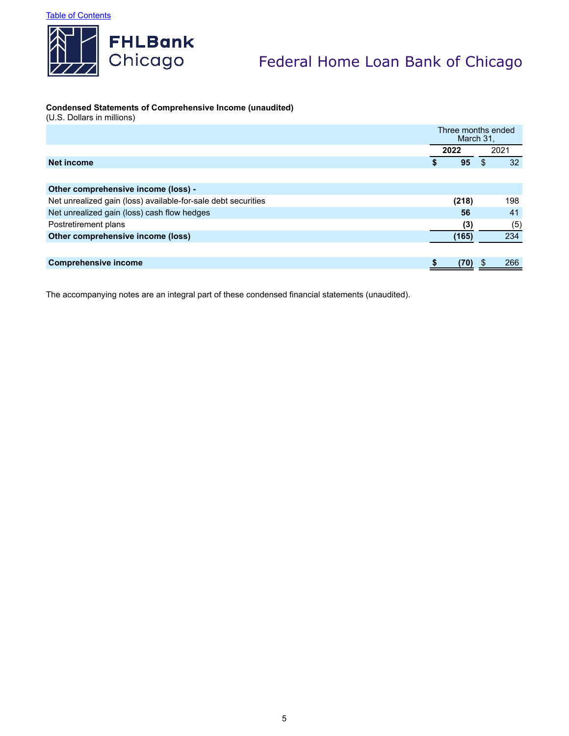[Table of Contents]

# Federal Home Loan Bank of Chicago

**Condensed Statements of Comprehensive Income (unaudited)**
(U.S. Dollars in millions)

| | Three months ended March 31, | |
|---|---|---|
| | **2022** | 2021 |
| **Net income** | **$ 95** | $ 32 |
| | | |
| **Other comprehensive income (loss) -** | | |
| Net unrealized gain (loss) available-for-sale debt securities | **(218)** | 198 |
| Net unrealized gain (loss) cash flow hedges | **56** | 41 |
| Postretirement plans | **(3)** | (5) |
| **Other comprehensive income (loss)** | **(165)** | 234 |
| | | |
| **Comprehensive income** | **$ (70)** | $ 266 |

The accompanying notes are an integral part of these condensed financial statements (unaudited).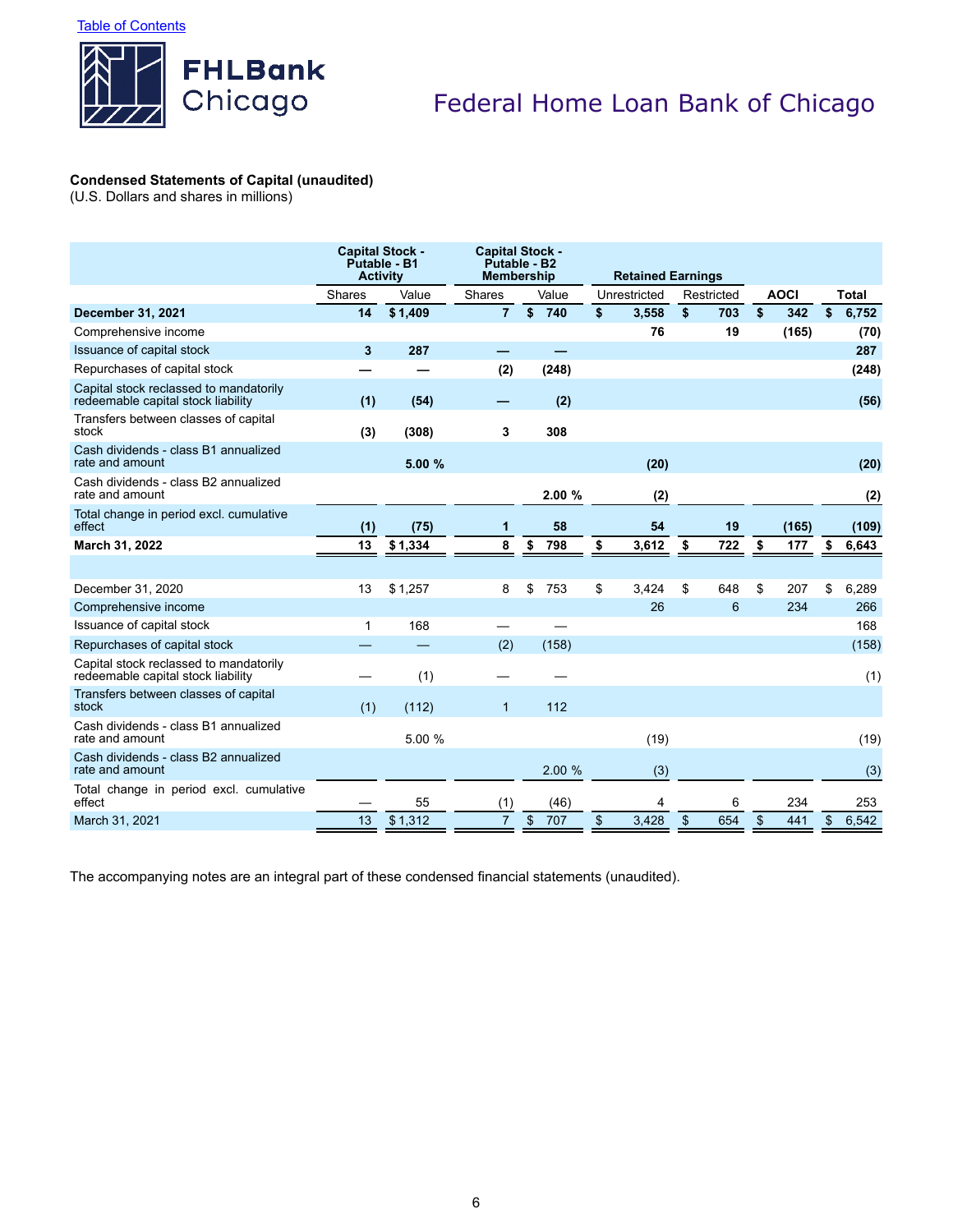Table of Contents

FHLBank Chicago

# Federal Home Loan Bank of Chicago

**Condensed Statements of Capital (unaudited)**
(U.S. Dollars and shares in millions)

| | Capital Stock - Putable - B1 Activity | | Capital Stock - Putable - B2 Membership | | Retained Earnings | | | |
|---|---|---|---|---|---|---|---|---|
| | Shares | Value | Shares | Value | Unrestricted | Restricted | AOCI | Total |
| **December 31, 2021** | **14** | **$ 1,409** | **7** | **$ 740** | **$ 3,558** | **$ 703** | **$ 342** | **$ 6,752** |
| Comprehensive income | | | | | **76** | **19** | **(165)** | **(70)** |
| Issuance of capital stock | **3** | **287** | **—** | **—** | | | | **287** |
| Repurchases of capital stock | **—** | **—** | **(2)** | **(248)** | | | | **(248)** |
| Capital stock reclassed to mandatorily redeemable capital stock liability | **(1)** | **(54)** | **—** | **(2)** | | | | **(56)** |
| Transfers between classes of capital stock | **(3)** | **(308)** | **3** | **308** | | | | |
| Cash dividends - class B1 annualized rate and amount | | **5.00 %** | | | **(20)** | | | **(20)** |
| Cash dividends - class B2 annualized rate and amount | | | | **2.00 %** | **(2)** | | | **(2)** |
| Total change in period excl. cumulative effect | **(1)** | **(75)** | **1** | **58** | **54** | **19** | **(165)** | **(109)** |
| **March 31, 2022** | **13** | **$ 1,334** | **8** | **$ 798** | **$ 3,612** | **$ 722** | **$ 177** | **$ 6,643** |
| | | | | | | | | |
| December 31, 2020 | 13 | $ 1,257 | 8 | $ 753 | $ 3,424 | $ 648 | $ 207 | $ 6,289 |
| Comprehensive income | | | | | 26 | 6 | 234 | 266 |
| Issuance of capital stock | 1 | 168 | — | — | | | | 168 |
| Repurchases of capital stock | — | — | (2) | (158) | | | | (158) |
| Capital stock reclassed to mandatorily redeemable capital stock liability | — | (1) | — | — | | | | (1) |
| Transfers between classes of capital stock | (1) | (112) | 1 | 112 | | | | |
| Cash dividends - class B1 annualized rate and amount | | 5.00 % | | | (19) | | | (19) |
| Cash dividends - class B2 annualized rate and amount | | | | 2.00 % | (3) | | | (3) |
| Total change in period excl. cumulative effect | — | 55 | (1) | (46) | 4 | 6 | 234 | 253 |
| March 31, 2021 | 13 | $ 1,312 | 7 | $ 707 | $ 3,428 | $ 654 | $ 441 | $ 6,542 |

The accompanying notes are an integral part of these condensed financial statements (unaudited).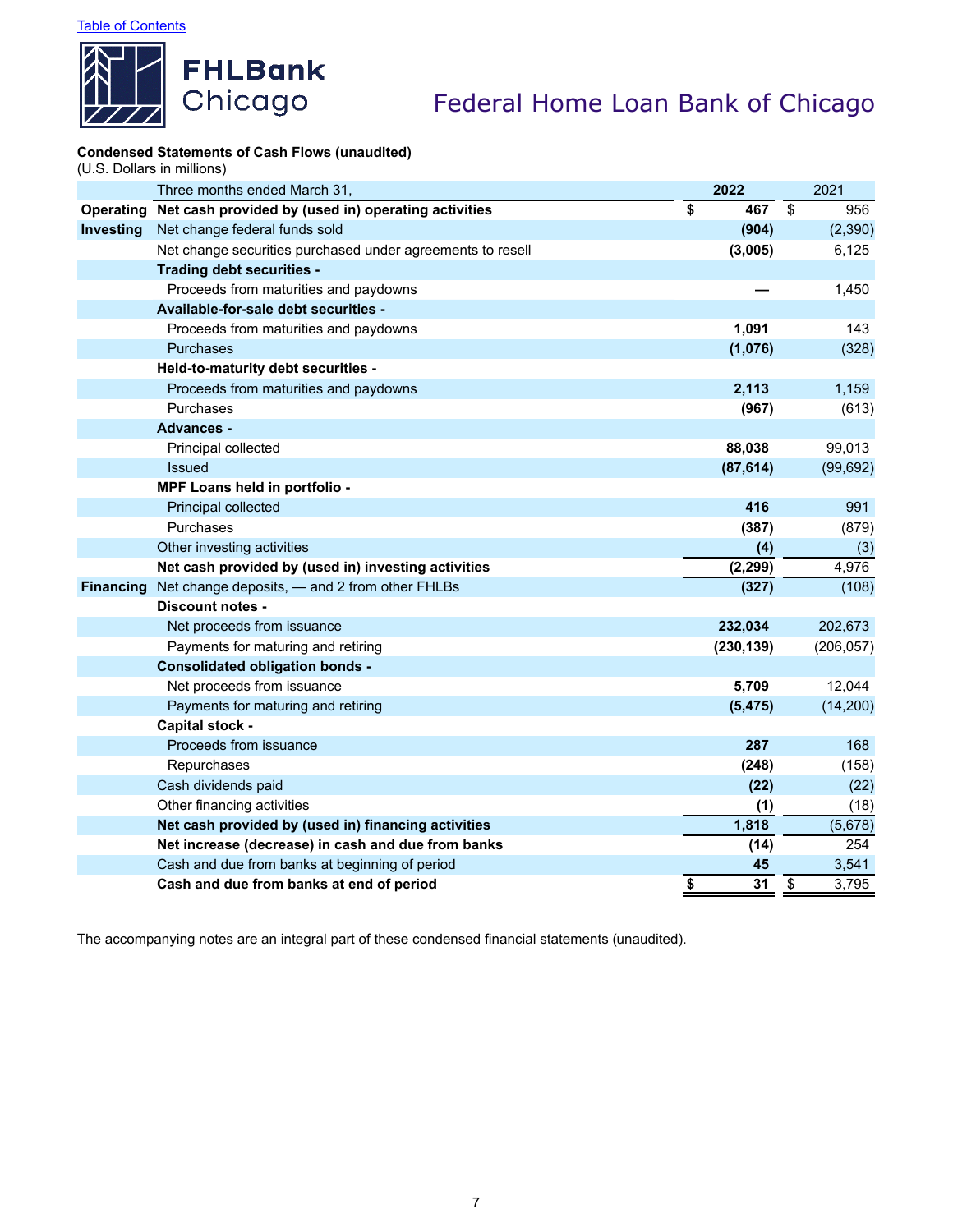[Table of Contents](#)

FHLBank Chicago

# Federal Home Loan Bank of Chicago

**Condensed Statements of Cash Flows (unaudited)**
(U.S. Dollars in millions)

| | Three months ended March 31, | 2022 | 2021 |
|---|---|---|---|
| **Operating** | **Net cash provided by (used in) operating activities** | **$ 467** | $ 956 |
| **Investing** | Net change federal funds sold | **(904)** | (2,390) |
| | Net change securities purchased under agreements to resell | **(3,005)** | 6,125 |
| | **Trading debt securities -** | | |
| | Proceeds from maturities and paydowns | **—** | 1,450 |
| | **Available-for-sale debt securities -** | | |
| | Proceeds from maturities and paydowns | **1,091** | 143 |
| | Purchases | **(1,076)** | (328) |
| | **Held-to-maturity debt securities -** | | |
| | Proceeds from maturities and paydowns | **2,113** | 1,159 |
| | Purchases | **(967)** | (613) |
| | **Advances -** | | |
| | Principal collected | **88,038** | 99,013 |
| | Issued | **(87,614)** | (99,692) |
| | **MPF Loans held in portfolio -** | | |
| | Principal collected | **416** | 991 |
| | Purchases | **(387)** | (879) |
| | Other investing activities | **(4)** | (3) |
| | **Net cash provided by (used in) investing activities** | **(2,299)** | 4,976 |
| **Financing** | Net change deposits, — and 2 from other FHLBs | **(327)** | (108) |
| | **Discount notes -** | | |
| | Net proceeds from issuance | **232,034** | 202,673 |
| | Payments for maturing and retiring | **(230,139)** | (206,057) |
| | **Consolidated obligation bonds -** | | |
| | Net proceeds from issuance | **5,709** | 12,044 |
| | Payments for maturing and retiring | **(5,475)** | (14,200) |
| | **Capital stock -** | | |
| | Proceeds from issuance | **287** | 168 |
| | Repurchases | **(248)** | (158) |
| | Cash dividends paid | **(22)** | (22) |
| | Other financing activities | **(1)** | (18) |
| | **Net cash provided by (used in) financing activities** | **1,818** | (5,678) |
| | **Net increase (decrease) in cash and due from banks** | **(14)** | 254 |
| | Cash and due from banks at beginning of period | **45** | 3,541 |
| | **Cash and due from banks at end of period** | **$ 31** | $ 3,795 |

The accompanying notes are an integral part of these condensed financial statements (unaudited).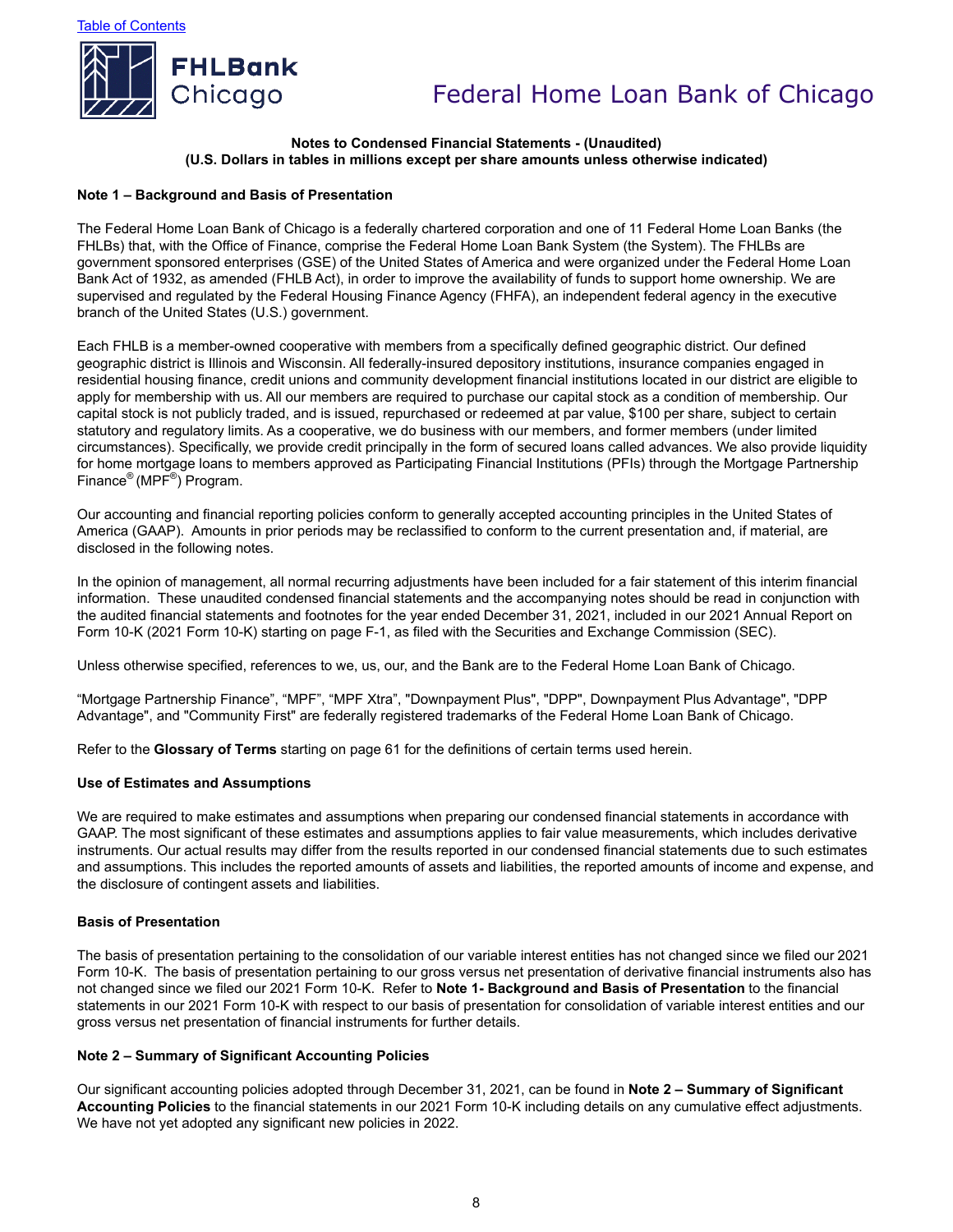# Notes to Condensed Financial Statements - (Unaudited)
## (U.S. Dollars in tables in millions except per share amounts unless otherwise indicated)

### Note 1 – Background and Basis of Presentation

The Federal Home Loan Bank of Chicago is a federally chartered corporation and one of 11 Federal Home Loan Banks (the FHLBs) that, with the Office of Finance, comprise the Federal Home Loan Bank System (the System). The FHLBs are government sponsored enterprises (GSE) of the United States of America and were organized under the Federal Home Loan Bank Act of 1932, as amended (FHLB Act), in order to improve the availability of funds to support home ownership. We are supervised and regulated by the Federal Housing Finance Agency (FHFA), an independent federal agency in the executive branch of the United States (U.S.) government.

Each FHLB is a member-owned cooperative with members from a specifically defined geographic district. Our defined geographic district is Illinois and Wisconsin. All federally-insured depository institutions, insurance companies engaged in residential housing finance, credit unions and community development financial institutions located in our district are eligible to apply for membership with us. All our members are required to purchase our capital stock as a condition of membership. Our capital stock is not publicly traded, and is issued, repurchased or redeemed at par value, $100 per share, subject to certain statutory and regulatory limits. As a cooperative, we do business with our members, and former members (under limited circumstances). Specifically, we provide credit principally in the form of secured loans called advances. We also provide liquidity for home mortgage loans to members approved as Participating Financial Institutions (PFIs) through the Mortgage Partnership Finance® (MPF®) Program.

Our accounting and financial reporting policies conform to generally accepted accounting principles in the United States of America (GAAP). Amounts in prior periods may be reclassified to conform to the current presentation and, if material, are disclosed in the following notes.

In the opinion of management, all normal recurring adjustments have been included for a fair statement of this interim financial information. These unaudited condensed financial statements and the accompanying notes should be read in conjunction with the audited financial statements and footnotes for the year ended December 31, 2021, included in our 2021 Annual Report on Form 10-K (2021 Form 10-K) starting on page F-1, as filed with the Securities and Exchange Commission (SEC).

Unless otherwise specified, references to we, us, our, and the Bank are to the Federal Home Loan Bank of Chicago.

“Mortgage Partnership Finance”, “MPF”, “MPF Xtra”, "Downpayment Plus", "DPP", Downpayment Plus Advantage", "DPP Advantage", and "Community First" are federally registered trademarks of the Federal Home Loan Bank of Chicago.

Refer to the **Glossary of Terms** starting on page 61 for the definitions of certain terms used herein.

### Use of Estimates and Assumptions

We are required to make estimates and assumptions when preparing our condensed financial statements in accordance with GAAP. The most significant of these estimates and assumptions applies to fair value measurements, which includes derivative instruments. Our actual results may differ from the results reported in our condensed financial statements due to such estimates and assumptions. This includes the reported amounts of assets and liabilities, the reported amounts of income and expense, and the disclosure of contingent assets and liabilities.

### Basis of Presentation

The basis of presentation pertaining to the consolidation of our variable interest entities has not changed since we filed our 2021 Form 10-K. The basis of presentation pertaining to our gross versus net presentation of derivative financial instruments also has not changed since we filed our 2021 Form 10-K. Refer to **Note 1- Background and Basis of Presentation** to the financial statements in our 2021 Form 10-K with respect to our basis of presentation for consolidation of variable interest entities and our gross versus net presentation of financial instruments for further details.

### Note 2 – Summary of Significant Accounting Policies

Our significant accounting policies adopted through December 31, 2021, can be found in **Note 2 – Summary of Significant Accounting Policies** to the financial statements in our 2021 Form 10-K including details on any cumulative effect adjustments. We have not yet adopted any significant new policies in 2022.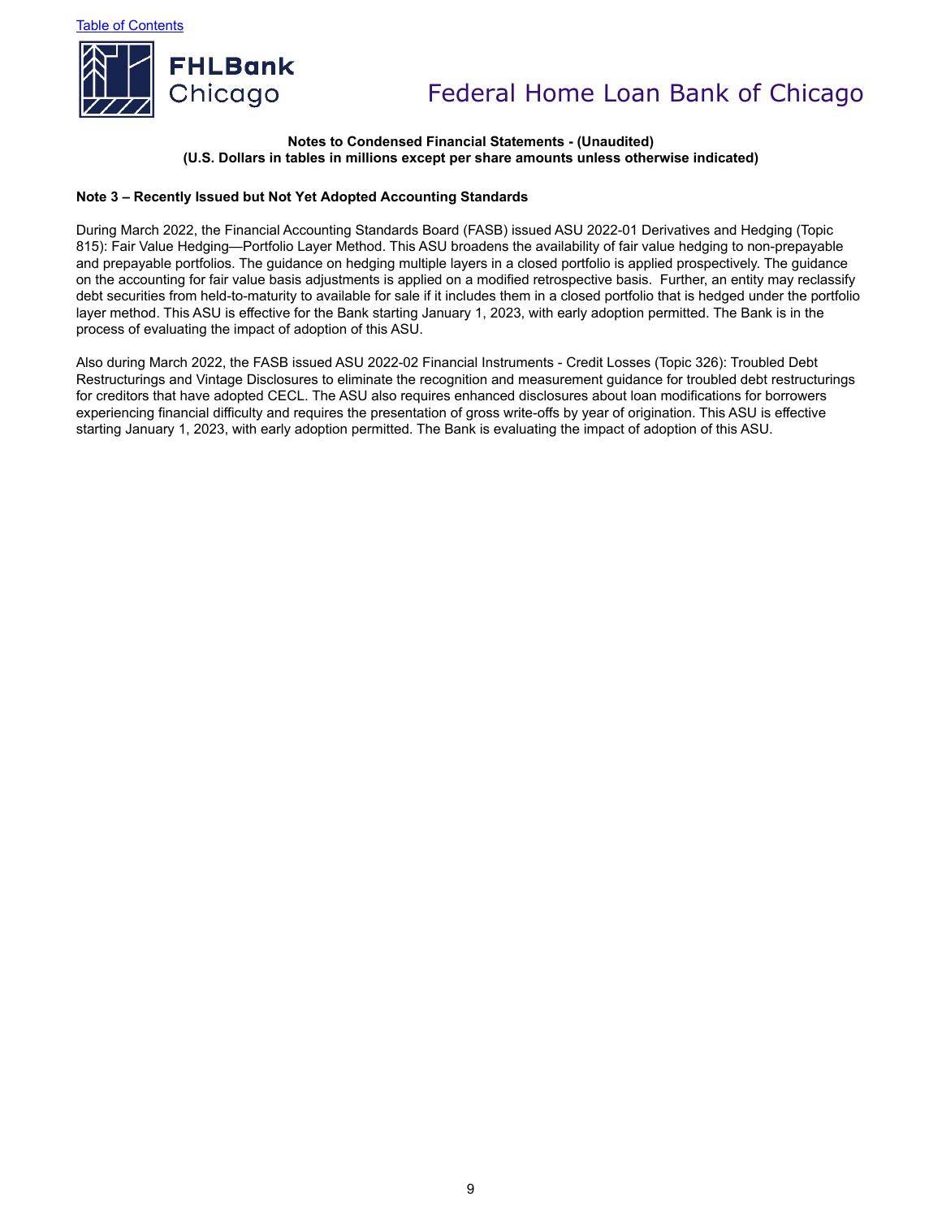**Notes to Condensed Financial Statements - (Unaudited)**
**(U.S. Dollars in tables in millions except per share amounts unless otherwise indicated)**

**Note 3 – Recently Issued but Not Yet Adopted Accounting Standards**

During March 2022, the Financial Accounting Standards Board (FASB) issued ASU 2022-01 Derivatives and Hedging (Topic 815): Fair Value Hedging—Portfolio Layer Method. This ASU broadens the availability of fair value hedging to non-prepayable and prepayable portfolios. The guidance on hedging multiple layers in a closed portfolio is applied prospectively. The guidance on the accounting for fair value basis adjustments is applied on a modified retrospective basis. Further, an entity may reclassify debt securities from held-to-maturity to available for sale if it includes them in a closed portfolio that is hedged under the portfolio layer method. This ASU is effective for the Bank starting January 1, 2023, with early adoption permitted. The Bank is in the process of evaluating the impact of adoption of this ASU.

Also during March 2022, the FASB issued ASU 2022-02 Financial Instruments - Credit Losses (Topic 326): Troubled Debt Restructurings and Vintage Disclosures to eliminate the recognition and measurement guidance for troubled debt restructurings for creditors that have adopted CECL. The ASU also requires enhanced disclosures about loan modifications for borrowers experiencing financial difficulty and requires the presentation of gross write-offs by year of origination. This ASU is effective starting January 1, 2023, with early adoption permitted. The Bank is evaluating the impact of adoption of this ASU.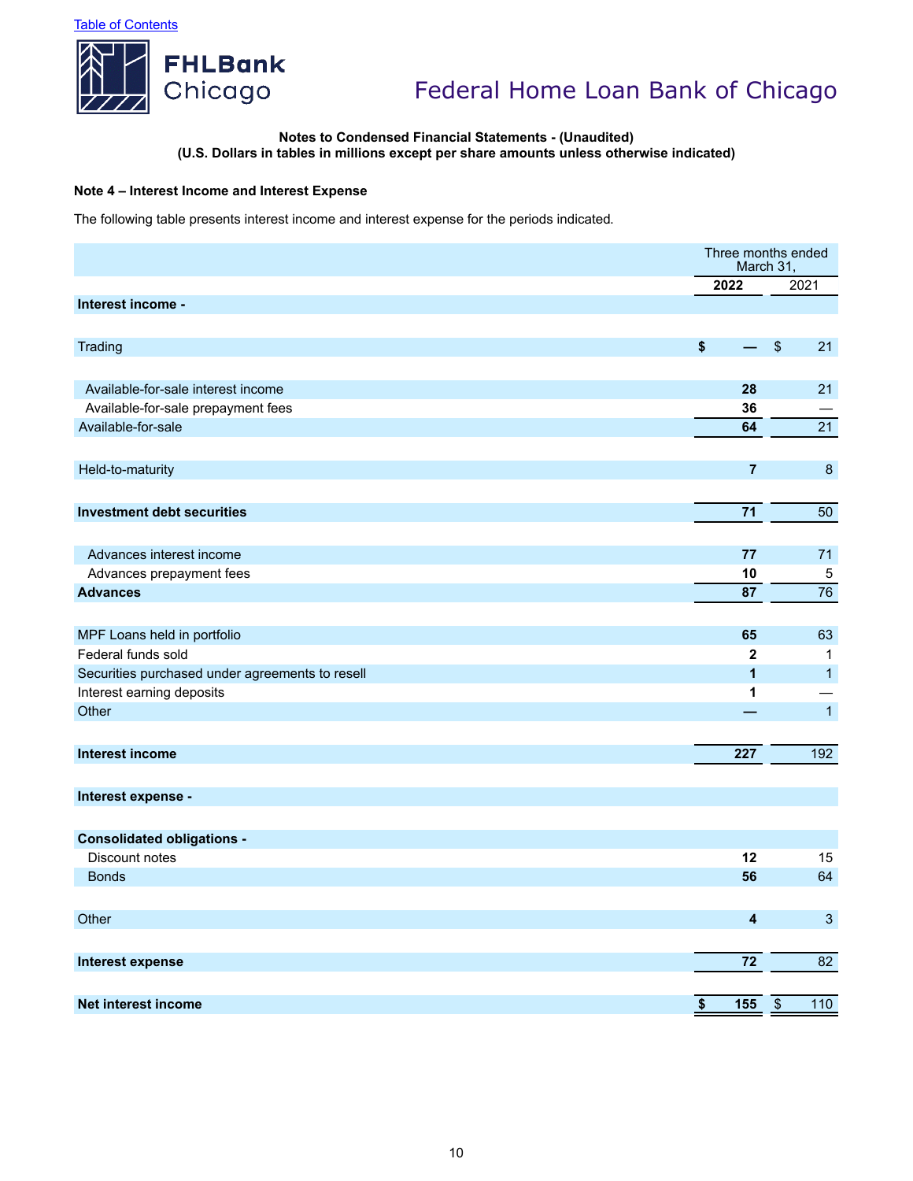Table of Contents

**Federal Home Loan Bank of Chicago**

**Notes to Condensed Financial Statements - (Unaudited)**
**(U.S. Dollars in tables in millions except per share amounts unless otherwise indicated)**

**Note 4 – Interest Income and Interest Expense**

The following table presents interest income and interest expense for the periods indicated.

| | Three months ended March 31, | |
|---|---|---|
| | **2022** | 2021 |
| **Interest income -** | | |
| Trading | $ — | $ 21 |
| Available-for-sale interest income | **28** | 21 |
| Available-for-sale prepayment fees | **36** | — |
| Available-for-sale | **64** | 21 |
| Held-to-maturity | **7** | 8 |
| **Investment debt securities** | **71** | 50 |
| Advances interest income | **77** | 71 |
| Advances prepayment fees | **10** | 5 |
| **Advances** | **87** | 76 |
| MPF Loans held in portfolio | **65** | 63 |
| Federal funds sold | **2** | 1 |
| Securities purchased under agreements to resell | **1** | 1 |
| Interest earning deposits | **1** | — |
| Other | **—** | 1 |
| **Interest income** | **227** | 192 |
| **Interest expense -** | | |
| **Consolidated obligations -** | | |
| Discount notes | **12** | 15 |
| Bonds | **56** | 64 |
| Other | **4** | 3 |
| **Interest expense** | **72** | 82 |
| **Net interest income** | **$ 155** | $ 110 |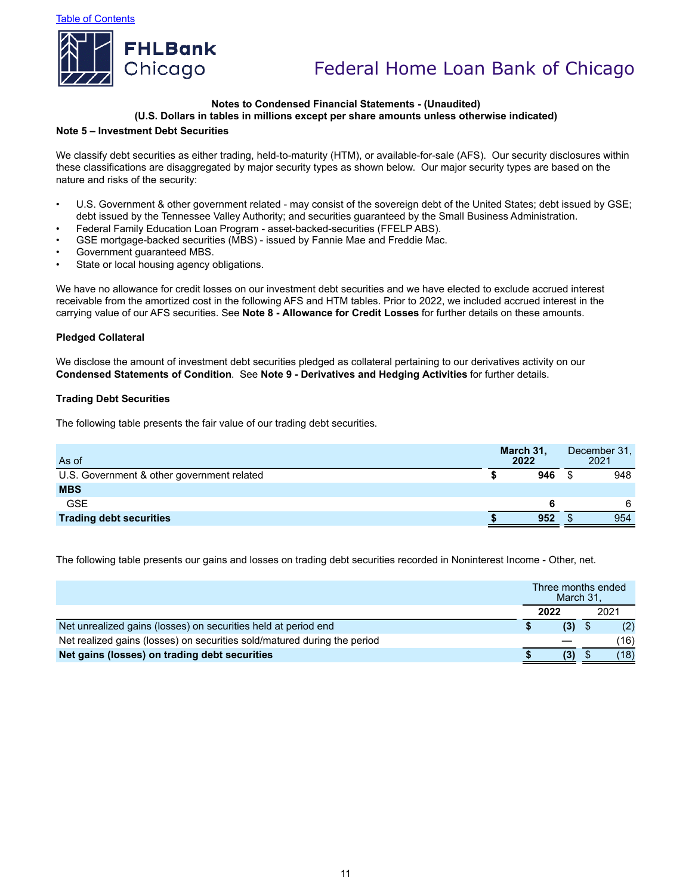**Notes to Condensed Financial Statements - (Unaudited)**
**(U.S. Dollars in tables in millions except per share amounts unless otherwise indicated)**

### Note 5 – Investment Debt Securities

We classify debt securities as either trading, held-to-maturity (HTM), or available-for-sale (AFS). Our security disclosures within these classifications are disaggregated by major security types as shown below. Our major security types are based on the nature and risks of the security:

- U.S. Government & other government related - may consist of the sovereign debt of the United States; debt issued by GSE; debt issued by the Tennessee Valley Authority; and securities guaranteed by the Small Business Administration.
- Federal Family Education Loan Program - asset-backed-securities (FFELP ABS).
- GSE mortgage-backed securities (MBS) - issued by Fannie Mae and Freddie Mac.
- Government guaranteed MBS.
- State or local housing agency obligations.

We have no allowance for credit losses on our investment debt securities and we have elected to exclude accrued interest receivable from the amortized cost in the following AFS and HTM tables. Prior to 2022, we included accrued interest in the carrying value of our AFS securities. See **Note 8 - Allowance for Credit Losses** for further details on these amounts.

**Pledged Collateral**

We disclose the amount of investment debt securities pledged as collateral pertaining to our derivatives activity on our **Condensed Statements of Condition**. See **Note 9 - Derivatives and Hedging Activities** for further details.

**Trading Debt Securities**

The following table presents the fair value of our trading debt securities.

| As of | March 31, 2022 | December 31, 2021 |
|---|---|---|
| U.S. Government & other government related | $ 946 | $ 948 |
| **MBS** | | |
| GSE | 6 | 6 |
| **Trading debt securities** | **$ 952** | $ 954 |

The following table presents our gains and losses on trading debt securities recorded in Noninterest Income - Other, net.

| | Three months ended March 31, | |
|---|---|---|
| | **2022** | 2021 |
| Net unrealized gains (losses) on securities held at period end | $ (3) | $ (2) |
| Net realized gains (losses) on securities sold/matured during the period | — | (16) |
| **Net gains (losses) on trading debt securities** | **$ (3)** | $ (18) |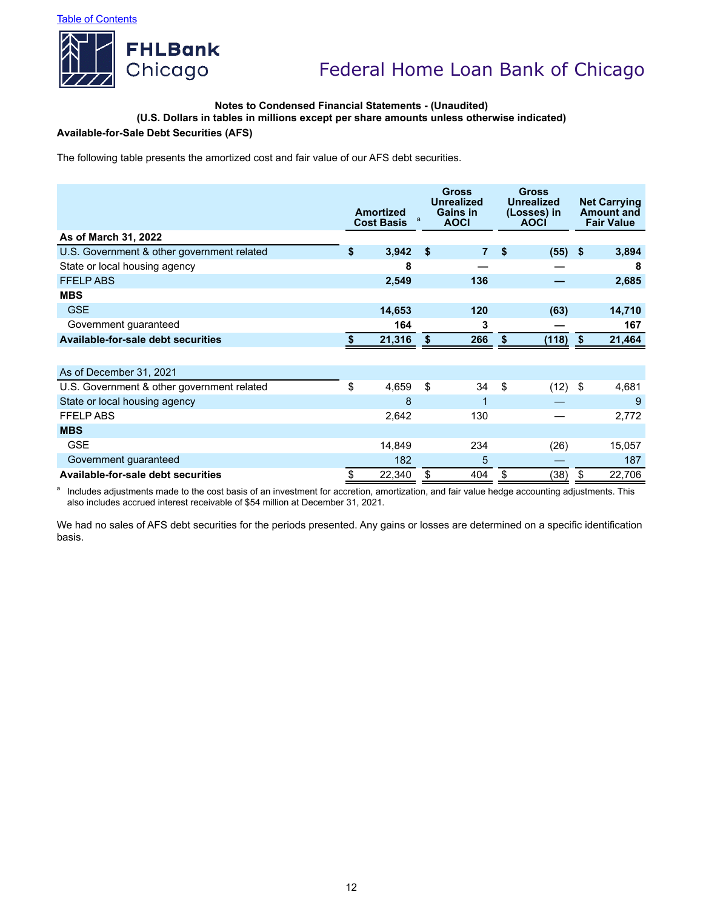Notes to Condensed Financial Statements - (Unaudited)
(U.S. Dollars in tables in millions except per share amounts unless otherwise indicated)

**Available-for-Sale Debt Securities (AFS)**

The following table presents the amortized cost and fair value of our AFS debt securities.

| | Amortized Cost Basis [a] | Gross Unrealized Gains in AOCI | Gross Unrealized (Losses) in AOCI | Net Carrying Amount and Fair Value |
|---|---|---|---|---|
| **As of March 31, 2022** | | | | |
| U.S. Government & other government related | **$ 3,942** | **$ 7** | **$ (55)** | **$ 3,894** |
| State or local housing agency | **8** | **—** | **—** | **8** |
| FFELP ABS | **2,549** | **136** | **—** | **2,685** |
| **MBS** | | | | |
| GSE | **14,653** | **120** | **(63)** | **14,710** |
| Government guaranteed | **164** | **3** | **—** | **167** |
| **Available-for-sale debt securities** | **$ 21,316** | **$ 266** | **$ (118)** | **$ 21,464** |
| | | | | |
| As of December 31, 2021 | | | | |
| U.S. Government & other government related | $ 4,659 | $ 34 | $ (12) | $ 4,681 |
| State or local housing agency | 8 | 1 | — | 9 |
| FFELP ABS | 2,642 | 130 | — | 2,772 |
| **MBS** | | | | |
| GSE | 14,849 | 234 | (26) | 15,057 |
| Government guaranteed | 182 | 5 | — | 187 |
| **Available-for-sale debt securities** | $ 22,340 | $ 404 | $ (38) | $ 22,706 |

[a] Includes adjustments made to the cost basis of an investment for accretion, amortization, and fair value hedge accounting adjustments. This also includes accrued interest receivable of $54 million at December 31, 2021.

We had no sales of AFS debt securities for the periods presented. Any gains or losses are determined on a specific identification basis.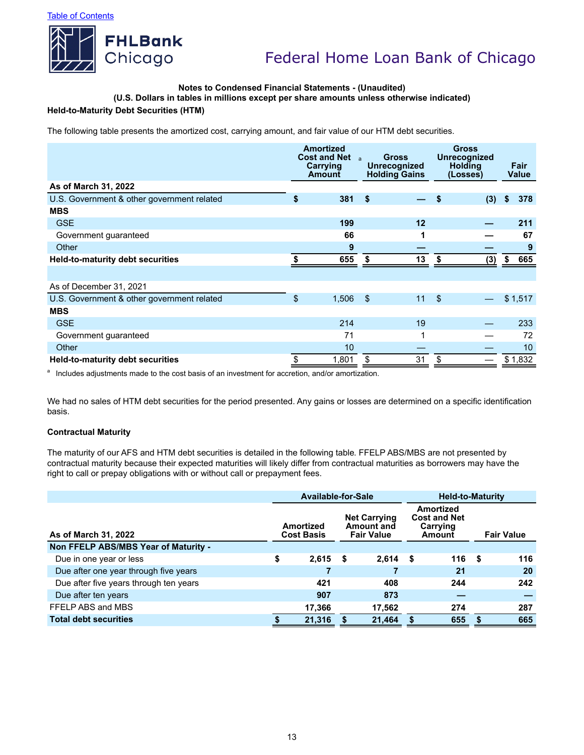Notes to Condensed Financial Statements - (Unaudited)
(U.S. Dollars in tables in millions except per share amounts unless otherwise indicated)

### Held-to-Maturity Debt Securities (HTM)

The following table presents the amortized cost, carrying amount, and fair value of our HTM debt securities.

| | Amortized Cost and Net Carrying Amount [a] | Gross Unrecognized Holding Gains | Gross Unrecognized Holding (Losses) | Fair Value |
|---|---|---|---|---|
| **As of March 31, 2022** | | | | |
| U.S. Government & other government related | **$ 381** | **$ —** | **$ (3)** | **$ 378** |
| **MBS** | | | | |
| GSE | **199** | **12** | **—** | **211** |
| Government guaranteed | **66** | **1** | **—** | **67** |
| Other | **9** | **—** | **—** | **9** |
| **Held-to-maturity debt securities** | **$ 655** | **$ 13** | **$ (3)** | **$ 665** |
| | | | | |
| As of December 31, 2021 | | | | |
| U.S. Government & other government related | $ 1,506 | $ 11 | $ — | $ 1,517 |
| **MBS** | | | | |
| GSE | 214 | 19 | — | 233 |
| Government guaranteed | 71 | 1 | — | 72 |
| Other | 10 | — | — | 10 |
| **Held-to-maturity debt securities** | $ 1,801 | $ 31 | $ — | $ 1,832 |

[a] Includes adjustments made to the cost basis of an investment for accretion, and/or amortization.

We had no sales of HTM debt securities for the period presented. Any gains or losses are determined on a specific identification basis.

**Contractual Maturity**

The maturity of our AFS and HTM debt securities is detailed in the following table. FFELP ABS/MBS are not presented by contractual maturity because their expected maturities will likely differ from contractual maturities as borrowers may have the right to call or prepay obligations with or without call or prepayment fees.

| | Available-for-Sale | | Held-to-Maturity | |
|---|---|---|---|---|
| **As of March 31, 2022** | **Amortized Cost Basis** | **Net Carrying Amount and Fair Value** | **Amortized Cost and Net Carrying Amount** | **Fair Value** |
| **Non FFELP ABS/MBS Year of Maturity -** | | | | |
| Due in one year or less | **$ 2,615** | **$ 2,614** | **$ 116** | **$ 116** |
| Due after one year through five years | **7** | **7** | **21** | **20** |
| Due after five years through ten years | **421** | **408** | **244** | **242** |
| Due after ten years | **907** | **873** | **—** | **—** |
| FFELP ABS and MBS | **17,366** | **17,562** | **274** | **287** |
| **Total debt securities** | **$ 21,316** | **$ 21,464** | **$ 655** | **$ 665** |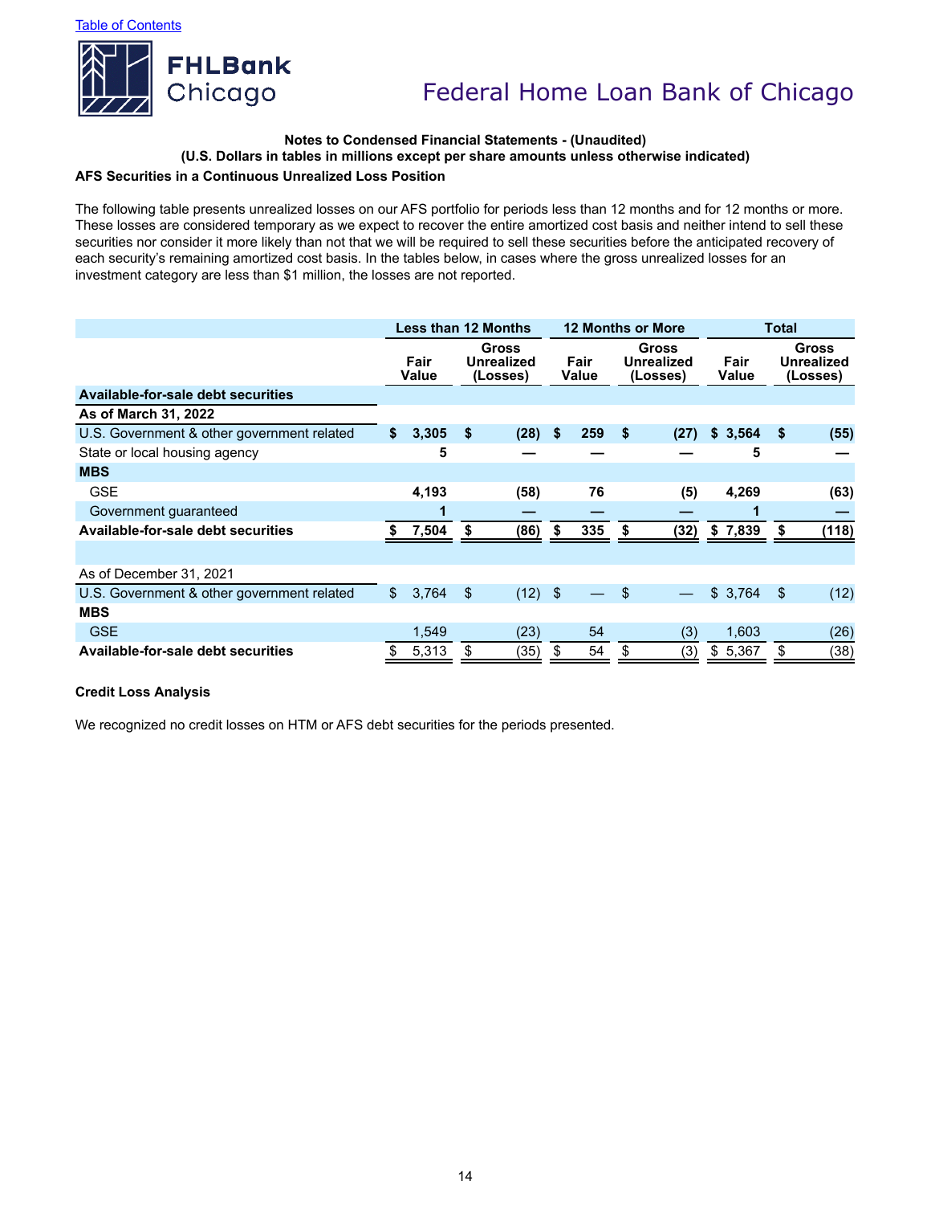**Notes to Condensed Financial Statements - (Unaudited)**
**(U.S. Dollars in tables in millions except per share amounts unless otherwise indicated)**

**AFS Securities in a Continuous Unrealized Loss Position**

The following table presents unrealized losses on our AFS portfolio for periods less than 12 months and for 12 months or more. These losses are considered temporary as we expect to recover the entire amortized cost basis and neither intend to sell these securities nor consider it more likely than not that we will be required to sell these securities before the anticipated recovery of each security's remaining amortized cost basis. In the tables below, in cases where the gross unrealized losses for an investment category are less than $1 million, the losses are not reported.

| | Less than 12 Months | | 12 Months or More | | Total | |
|---|---|---|---|---|---|---|
| | Fair Value | Gross Unrealized (Losses) | Fair Value | Gross Unrealized (Losses) | Fair Value | Gross Unrealized (Losses) |
| **Available-for-sale debt securities** | | | | | | |
| **As of March 31, 2022** | | | | | | |
| U.S. Government & other government related | **$ 3,305** | **$ (28)** | **$ 259** | **$ (27)** | **$ 3,564** | **$ (55)** |
| State or local housing agency | **5** | **—** | **—** | **—** | **5** | **—** |
| **MBS** | | | | | | |
| GSE | **4,193** | **(58)** | **76** | **(5)** | **4,269** | **(63)** |
| Government guaranteed | **1** | **—** | **—** | **—** | **1** | **—** |
| **Available-for-sale debt securities** | **$ 7,504** | **$ (86)** | **$ 335** | **$ (32)** | **$ 7,839** | **$ (118)** |
| | | | | | | |
| As of December 31, 2021 | | | | | | |
| U.S. Government & other government related | $ 3,764 | $ (12) | $ — | $ — | $ 3,764 | $ (12) |
| **MBS** | | | | | | |
| GSE | 1,549 | (23) | 54 | (3) | 1,603 | (26) |
| **Available-for-sale debt securities** | $ 5,313 | $ (35) | $ 54 | $ (3) | $ 5,367 | $ (38) |

**Credit Loss Analysis**

We recognized no credit losses on HTM or AFS debt securities for the periods presented.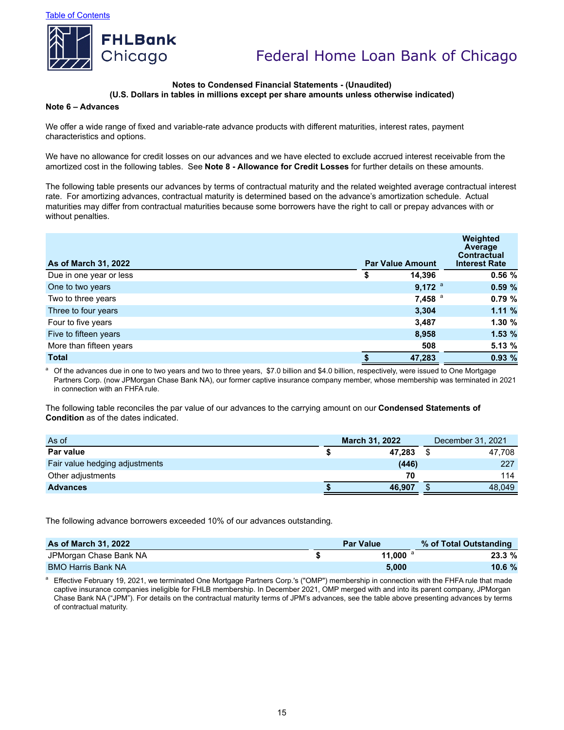**Notes to Condensed Financial Statements - (Unaudited)**
**(U.S. Dollars in tables in millions except per share amounts unless otherwise indicated)**

**Note 6 – Advances**

We offer a wide range of fixed and variable-rate advance products with different maturities, interest rates, payment characteristics and options.

We have no allowance for credit losses on our advances and we have elected to exclude accrued interest receivable from the amortized cost in the following tables. See **Note 8 - Allowance for Credit Losses** for further details on these amounts.

The following table presents our advances by terms of contractual maturity and the related weighted average contractual interest rate. For amortizing advances, contractual maturity is determined based on the advance's amortization schedule. Actual maturities may differ from contractual maturities because some borrowers have the right to call or prepay advances with or without penalties.

| As of March 31, 2022 | Par Value Amount | Weighted Average Contractual Interest Rate |
|---|---|---|
| Due in one year or less | $ 14,396 | 0.56 % |
| One to two years | 9,172 [a] | 0.59 % |
| Two to three years | 7,458 [a] | 0.79 % |
| Three to four years | 3,304 | 1.11 % |
| Four to five years | 3,487 | 1.30 % |
| Five to fifteen years | 8,958 | 1.53 % |
| More than fifteen years | 508 | 5.13 % |
| **Total** | **$ 47,283** | **0.93 %** |

[a] Of the advances due in one to two years and two to three years, $7.0 billion and $4.0 billion, respectively, were issued to One Mortgage Partners Corp. (now JPMorgan Chase Bank NA), our former captive insurance company member, whose membership was terminated in 2021 in connection with an FHFA rule.

The following table reconciles the par value of our advances to the carrying amount on our **Condensed Statements of Condition** as of the dates indicated.

| As of | March 31, 2022 | December 31, 2021 |
|---|---|---|
| **Par value** | $ 47,283 | $ 47,708 |
| Fair value hedging adjustments | (446) | 227 |
| Other adjustments | 70 | 114 |
| **Advances** | $ 46,907 | $ 48,049 |

The following advance borrowers exceeded 10% of our advances outstanding.

| As of March 31, 2022 | Par Value | % of Total Outstanding |
|---|---|---|
| JPMorgan Chase Bank NA | $ 11,000 [a] | 23.3 % |
| BMO Harris Bank NA | 5,000 | 10.6 % |

[a] Effective February 19, 2021, we terminated One Mortgage Partners Corp.'s ("OMP") membership in connection with the FHFA rule that made captive insurance companies ineligible for FHLB membership. In December 2021, OMP merged with and into its parent company, JPMorgan Chase Bank NA ("JPM"). For details on the contractual maturity terms of JPM's advances, see the table above presenting advances by terms of contractual maturity.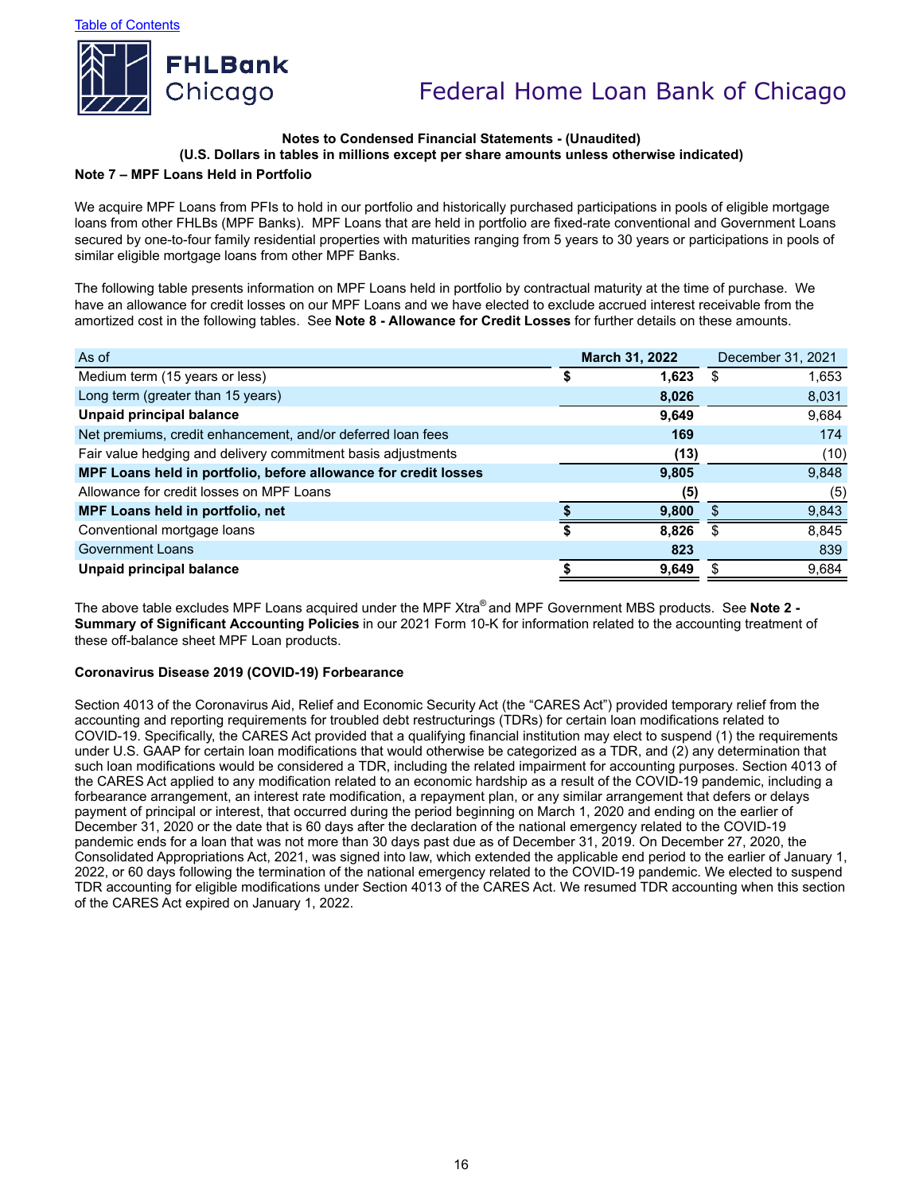**Notes to Condensed Financial Statements - (Unaudited)**
**(U.S. Dollars in tables in millions except per share amounts unless otherwise indicated)**

**Note 7 – MPF Loans Held in Portfolio**

We acquire MPF Loans from PFIs to hold in our portfolio and historically purchased participations in pools of eligible mortgage loans from other FHLBs (MPF Banks). MPF Loans that are held in portfolio are fixed-rate conventional and Government Loans secured by one-to-four family residential properties with maturities ranging from 5 years to 30 years or participations in pools of similar eligible mortgage loans from other MPF Banks.

The following table presents information on MPF Loans held in portfolio by contractual maturity at the time of purchase. We have an allowance for credit losses on our MPF Loans and we have elected to exclude accrued interest receivable from the amortized cost in the following tables. See **Note 8 - Allowance for Credit Losses** for further details on these amounts.

| As of | March 31, 2022 | December 31, 2021 |
|---|---|---|
| Medium term (15 years or less) | $ 1,623 | $ 1,653 |
| Long term (greater than 15 years) | 8,026 | 8,031 |
| **Unpaid principal balance** | 9,649 | 9,684 |
| Net premiums, credit enhancement, and/or deferred loan fees | 169 | 174 |
| Fair value hedging and delivery commitment basis adjustments | (13) | (10) |
| **MPF Loans held in portfolio, before allowance for credit losses** | 9,805 | 9,848 |
| Allowance for credit losses on MPF Loans | (5) | (5) |
| **MPF Loans held in portfolio, net** | $ 9,800 | $ 9,843 |
| Conventional mortgage loans | $ 8,826 | $ 8,845 |
| Government Loans | 823 | 839 |
| **Unpaid principal balance** | $ 9,649 | $ 9,684 |

The above table excludes MPF Loans acquired under the MPF Xtra® and MPF Government MBS products. See **Note 2 - Summary of Significant Accounting Policies** in our 2021 Form 10-K for information related to the accounting treatment of these off-balance sheet MPF Loan products.

**Coronavirus Disease 2019 (COVID-19) Forbearance**

Section 4013 of the Coronavirus Aid, Relief and Economic Security Act (the "CARES Act") provided temporary relief from the accounting and reporting requirements for troubled debt restructurings (TDRs) for certain loan modifications related to COVID-19. Specifically, the CARES Act provided that a qualifying financial institution may elect to suspend (1) the requirements under U.S. GAAP for certain loan modifications that would otherwise be categorized as a TDR, and (2) any determination that such loan modifications would be considered a TDR, including the related impairment for accounting purposes. Section 4013 of the CARES Act applied to any modification related to an economic hardship as a result of the COVID-19 pandemic, including a forbearance arrangement, an interest rate modification, a repayment plan, or any similar arrangement that defers or delays payment of principal or interest, that occurred during the period beginning on March 1, 2020 and ending on the earlier of December 31, 2020 or the date that is 60 days after the declaration of the national emergency related to the COVID-19 pandemic ends for a loan that was not more than 30 days past due as of December 31, 2019. On December 27, 2020, the Consolidated Appropriations Act, 2021, was signed into law, which extended the applicable end period to the earlier of January 1, 2022, or 60 days following the termination of the national emergency related to the COVID-19 pandemic. We elected to suspend TDR accounting for eligible modifications under Section 4013 of the CARES Act. We resumed TDR accounting when this section of the CARES Act expired on January 1, 2022.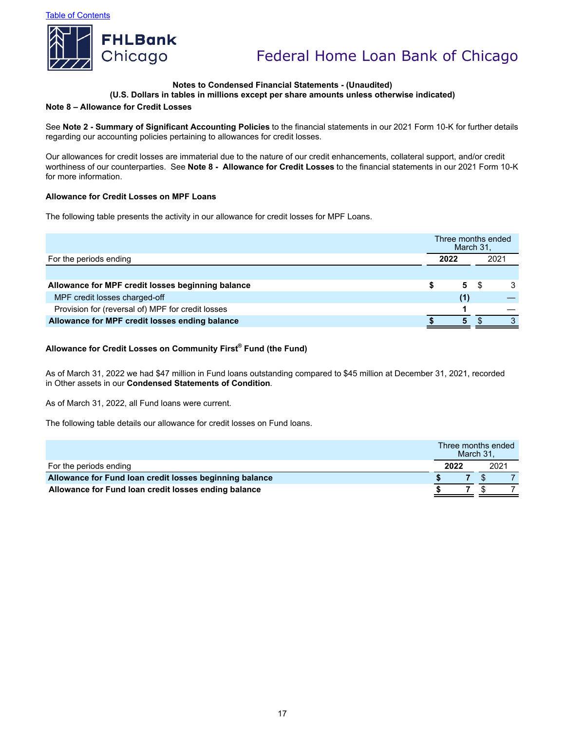**Notes to Condensed Financial Statements - (Unaudited)**
**(U.S. Dollars in tables in millions except per share amounts unless otherwise indicated)**

**Note 8 – Allowance for Credit Losses**

See **Note 2 - Summary of Significant Accounting Policies** to the financial statements in our 2021 Form 10-K for further details regarding our accounting policies pertaining to allowances for credit losses.

Our allowances for credit losses are immaterial due to the nature of our credit enhancements, collateral support, and/or credit worthiness of our counterparties. See **Note 8 - Allowance for Credit Losses** to the financial statements in our 2021 Form 10-K for more information.

**Allowance for Credit Losses on MPF Loans**

The following table presents the activity in our allowance for credit losses for MPF Loans.

| | Three months ended March 31, | |
|---|---|---|
| For the periods ending | **2022** | 2021 |
| **Allowance for MPF credit losses beginning balance** | **$ 5** | $ 3 |
| MPF credit losses charged-off | **(1)** | — |
| Provision for (reversal of) MPF for credit losses | **1** | — |
| **Allowance for MPF credit losses ending balance** | **$ 5** | $ 3 |

**Allowance for Credit Losses on Community First® Fund (the Fund)**

As of March 31, 2022 we had $47 million in Fund loans outstanding compared to $45 million at December 31, 2021, recorded in Other assets in our **Condensed Statements of Condition**.

As of March 31, 2022, all Fund loans were current.

The following table details our allowance for credit losses on Fund loans.

| | Three months ended March 31, | |
|---|---|---|
| For the periods ending | **2022** | 2021 |
| **Allowance for Fund loan credit losses beginning balance** | **$ 7** | $ 7 |
| **Allowance for Fund loan credit losses ending balance** | **$ 7** | $ 7 |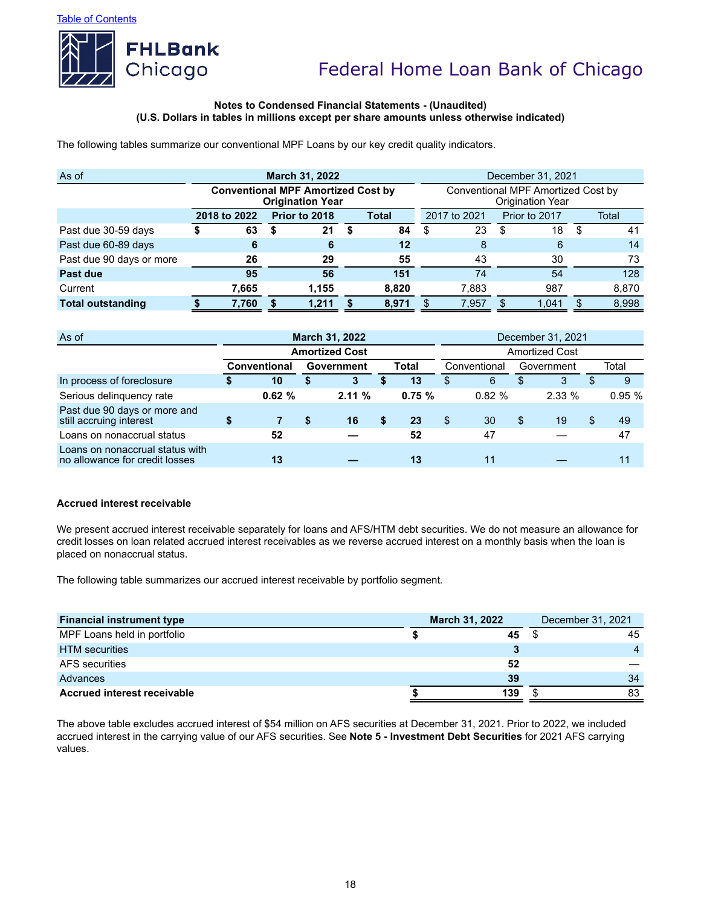Table of Contents

Notes to Condensed Financial Statements - (Unaudited)
(U.S. Dollars in tables in millions except per share amounts unless otherwise indicated)

The following tables summarize our conventional MPF Loans by our key credit quality indicators.

| As of | March 31, 2022 | | | December 31, 2021 | | |
|---|---|---|---|---|---|---|
| | Conventional MPF Amortized Cost by Origination Year | | | Conventional MPF Amortized Cost by Origination Year | | |
| | 2018 to 2022 | Prior to 2018 | Total | 2017 to 2021 | Prior to 2017 | Total |
| Past due 30-59 days | $ 63 | $ 21 | $ 84 | $ 23 | $ 18 | $ 41 |
| Past due 60-89 days | 6 | 6 | 12 | 8 | 6 | 14 |
| Past due 90 days or more | 26 | 29 | 55 | 43 | 30 | 73 |
| **Past due** | 95 | 56 | 151 | 74 | 54 | 128 |
| Current | 7,665 | 1,155 | 8,820 | 7,883 | 987 | 8,870 |
| **Total outstanding** | $ 7,760 | $ 1,211 | $ 8,971 | $ 7,957 | $ 1,041 | $ 8,998 |

| As of | March 31, 2022 | | | December 31, 2021 | | |
|---|---|---|---|---|---|---|
| | Amortized Cost | | | Amortized Cost | | |
| | Conventional | Government | Total | Conventional | Government | Total |
| In process of foreclosure | $ 10 | $ 3 | $ 13 | $ 6 | $ 3 | $ 9 |
| Serious delinquency rate | 0.62 % | 2.11 % | 0.75 % | 0.82 % | 2.33 % | 0.95 % |
| Past due 90 days or more and still accruing interest | $ 7 | $ 16 | $ 23 | $ 30 | $ 19 | $ 49 |
| Loans on nonaccrual status | 52 | — | 52 | 47 | — | 47 |
| Loans on nonaccrual status with no allowance for credit losses | 13 | — | 13 | 11 | — | 11 |

**Accrued interest receivable**

We present accrued interest receivable separately for loans and AFS/HTM debt securities. We do not measure an allowance for credit losses on loan related accrued interest receivables as we reverse accrued interest on a monthly basis when the loan is placed on nonaccrual status.

The following table summarizes our accrued interest receivable by portfolio segment.

| Financial instrument type | March 31, 2022 | December 31, 2021 |
|---|---|---|
| MPF Loans held in portfolio | $ 45 | $ 45 |
| HTM securities | 3 | 4 |
| AFS securities | 52 | — |
| Advances | 39 | 34 |
| **Accrued interest receivable** | $ 139 | $ 83 |

The above table excludes accrued interest of $54 million on AFS securities at December 31, 2021. Prior to 2022, we included accrued interest in the carrying value of our AFS securities. See **Note 5 - Investment Debt Securities** for 2021 AFS carrying values.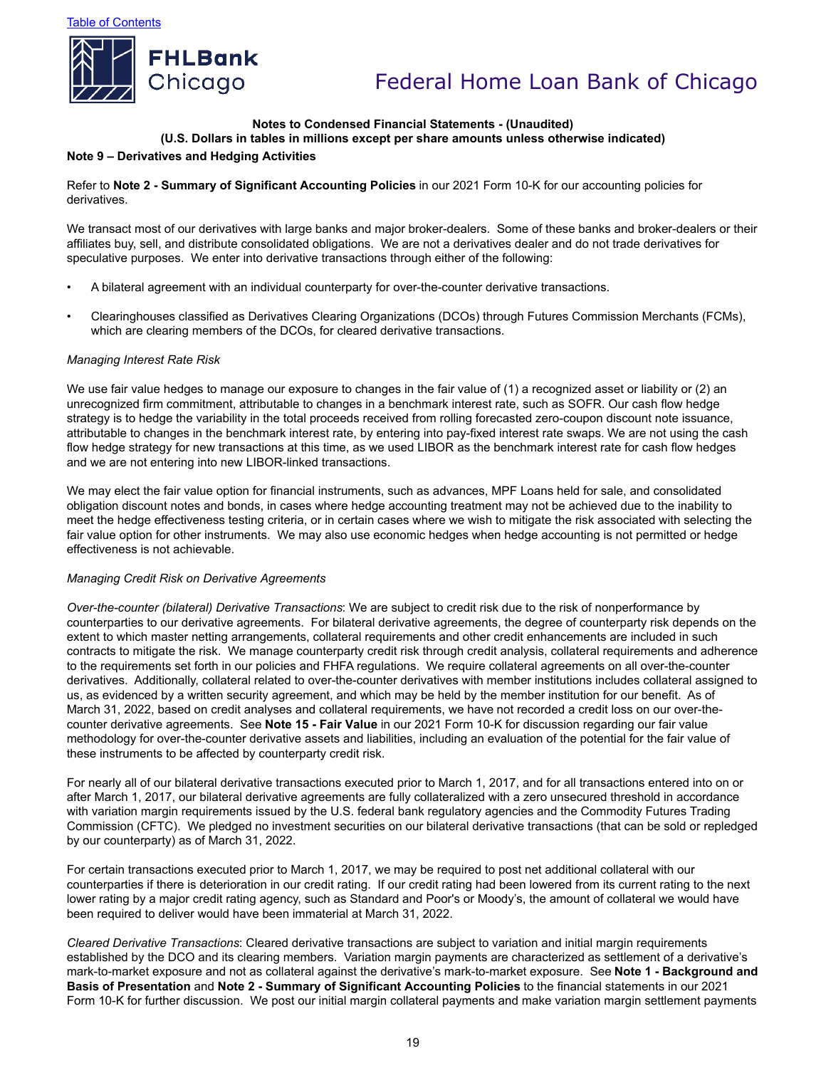**Notes to Condensed Financial Statements - (Unaudited)**
**(U.S. Dollars in tables in millions except per share amounts unless otherwise indicated)**

**Note 9 – Derivatives and Hedging Activities**

Refer to **Note 2 - Summary of Significant Accounting Policies** in our 2021 Form 10-K for our accounting policies for derivatives.

We transact most of our derivatives with large banks and major broker-dealers. Some of these banks and broker-dealers or their affiliates buy, sell, and distribute consolidated obligations. We are not a derivatives dealer and do not trade derivatives for speculative purposes. We enter into derivative transactions through either of the following:

- A bilateral agreement with an individual counterparty for over-the-counter derivative transactions.
- Clearinghouses classified as Derivatives Clearing Organizations (DCOs) through Futures Commission Merchants (FCMs), which are clearing members of the DCOs, for cleared derivative transactions.

*Managing Interest Rate Risk*

We use fair value hedges to manage our exposure to changes in the fair value of (1) a recognized asset or liability or (2) an unrecognized firm commitment, attributable to changes in a benchmark interest rate, such as SOFR. Our cash flow hedge strategy is to hedge the variability in the total proceeds received from rolling forecasted zero-coupon discount note issuance, attributable to changes in the benchmark interest rate, by entering into pay-fixed interest rate swaps. We are not using the cash flow hedge strategy for new transactions at this time, as we used LIBOR as the benchmark interest rate for cash flow hedges and we are not entering into new LIBOR-linked transactions.

We may elect the fair value option for financial instruments, such as advances, MPF Loans held for sale, and consolidated obligation discount notes and bonds, in cases where hedge accounting treatment may not be achieved due to the inability to meet the hedge effectiveness testing criteria, or in certain cases where we wish to mitigate the risk associated with selecting the fair value option for other instruments. We may also use economic hedges when hedge accounting is not permitted or hedge effectiveness is not achievable.

*Managing Credit Risk on Derivative Agreements*

*Over-the-counter (bilateral) Derivative Transactions*: We are subject to credit risk due to the risk of nonperformance by counterparties to our derivative agreements. For bilateral derivative agreements, the degree of counterparty risk depends on the extent to which master netting arrangements, collateral requirements and other credit enhancements are included in such contracts to mitigate the risk. We manage counterparty credit risk through credit analysis, collateral requirements and adherence to the requirements set forth in our policies and FHFA regulations. We require collateral agreements on all over-the-counter derivatives. Additionally, collateral related to over-the-counter derivatives with member institutions includes collateral assigned to us, as evidenced by a written security agreement, and which may be held by the member institution for our benefit. As of March 31, 2022, based on credit analyses and collateral requirements, we have not recorded a credit loss on our over-the-counter derivative agreements. See **Note 15 - Fair Value** in our 2021 Form 10-K for discussion regarding our fair value methodology for over-the-counter derivative assets and liabilities, including an evaluation of the potential for the fair value of these instruments to be affected by counterparty credit risk.

For nearly all of our bilateral derivative transactions executed prior to March 1, 2017, and for all transactions entered into on or after March 1, 2017, our bilateral derivative agreements are fully collateralized with a zero unsecured threshold in accordance with variation margin requirements issued by the U.S. federal bank regulatory agencies and the Commodity Futures Trading Commission (CFTC). We pledged no investment securities on our bilateral derivative transactions (that can be sold or repledged by our counterparty) as of March 31, 2022.

For certain transactions executed prior to March 1, 2017, we may be required to post net additional collateral with our counterparties if there is deterioration in our credit rating. If our credit rating had been lowered from its current rating to the next lower rating by a major credit rating agency, such as Standard and Poor's or Moody's, the amount of collateral we would have been required to deliver would have been immaterial at March 31, 2022.

*Cleared Derivative Transactions*: Cleared derivative transactions are subject to variation and initial margin requirements established by the DCO and its clearing members. Variation margin payments are characterized as settlement of a derivative's mark-to-market exposure and not as collateral against the derivative's mark-to-market exposure. See **Note 1 - Background and Basis of Presentation** and **Note 2 - Summary of Significant Accounting Policies** to the financial statements in our 2021 Form 10-K for further discussion. We post our initial margin collateral payments and make variation margin settlement payments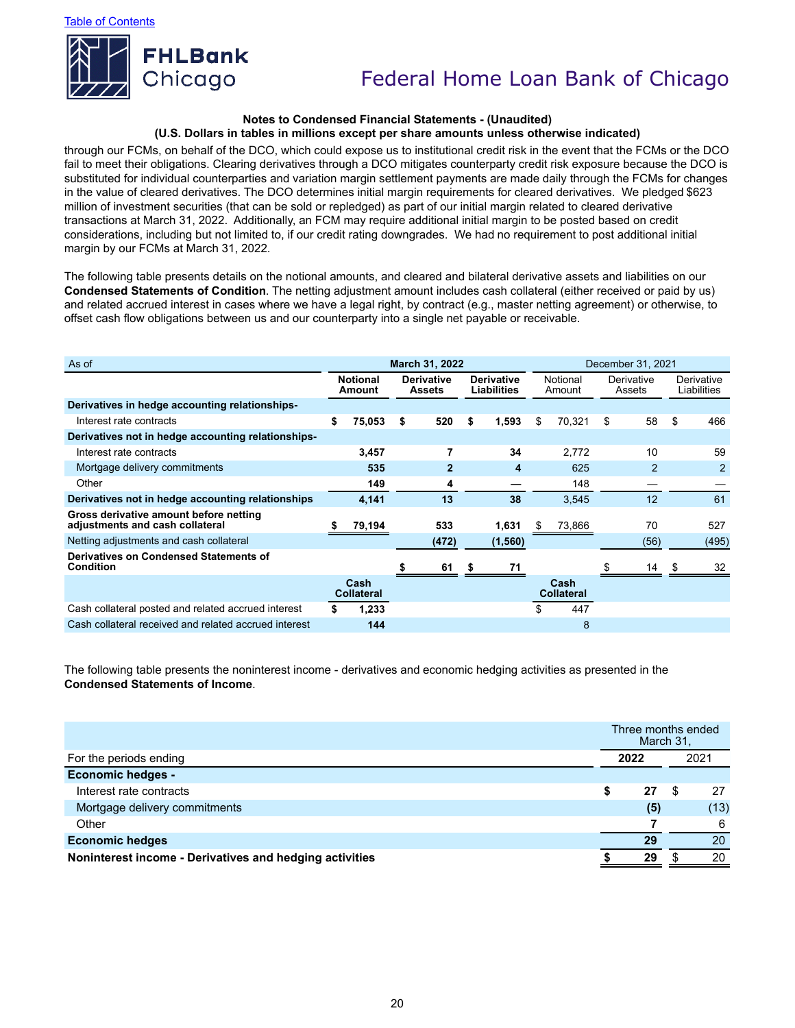**Notes to Condensed Financial Statements - (Unaudited)**
**(U.S. Dollars in tables in millions except per share amounts unless otherwise indicated)**

through our FCMs, on behalf of the DCO, which could expose us to institutional credit risk in the event that the FCMs or the DCO fail to meet their obligations. Clearing derivatives through a DCO mitigates counterparty credit risk exposure because the DCO is substituted for individual counterparties and variation margin settlement payments are made daily through the FCMs for changes in the value of cleared derivatives. The DCO determines initial margin requirements for cleared derivatives. We pledged $623 million of investment securities (that can be sold or repledged) as part of our initial margin related to cleared derivative transactions at March 31, 2022. Additionally, an FCM may require additional initial margin to be posted based on credit considerations, including but not limited to, if our credit rating downgrades. We had no requirement to post additional initial margin by our FCMs at March 31, 2022.

The following table presents details on the notional amounts, and cleared and bilateral derivative assets and liabilities on our **Condensed Statements of Condition**. The netting adjustment amount includes cash collateral (either received or paid by us) and related accrued interest in cases where we have a legal right, by contract (e.g., master netting agreement) or otherwise, to offset cash flow obligations between us and our counterparty into a single net payable or receivable.

| As of | March 31, 2022 | | | December 31, 2021 | | |
|---|---|---|---|---|---|---|
| | **Notional Amount** | **Derivative Assets** | **Derivative Liabilities** | Notional Amount | Derivative Assets | Derivative Liabilities |
| **Derivatives in hedge accounting relationships-** | | | | | | |
| Interest rate contracts | $ 75,053 | $ 520 | $ 1,593 | $ 70,321 | $ 58 | $ 466 |
| **Derivatives not in hedge accounting relationships-** | | | | | | |
| Interest rate contracts | 3,457 | 7 | 34 | 2,772 | 10 | 59 |
| Mortgage delivery commitments | 535 | 2 | 4 | 625 | 2 | 2 |
| Other | 149 | 4 | — | 148 | — | — |
| **Derivatives not in hedge accounting relationships** | 4,141 | 13 | 38 | 3,545 | 12 | 61 |
| **Gross derivative amount before netting adjustments and cash collateral** | $ 79,194 | 533 | 1,631 | $ 73,866 | 70 | 527 |
| Netting adjustments and cash collateral | | (472) | (1,560) | | (56) | (495) |
| **Derivatives on Condensed Statements of Condition** | | $ 61 | $ 71 | | $ 14 | $ 32 |
| | **Cash Collateral** | | | **Cash Collateral** | | |
| Cash collateral posted and related accrued interest | $ 1,233 | | | $ 447 | | |
| Cash collateral received and related accrued interest | 144 | | | 8 | | |

The following table presents the noninterest income - derivatives and economic hedging activities as presented in the **Condensed Statements of Income**.

| | Three months ended March 31, | |
|---|---|---|
| For the periods ending | **2022** | 2021 |
| **Economic hedges -** | | |
| Interest rate contracts | $ 27 | $ 27 |
| Mortgage delivery commitments | (5) | (13) |
| Other | 7 | 6 |
| **Economic hedges** | 29 | 20 |
| **Noninterest income - Derivatives and hedging activities** | $ 29 | $ 20 |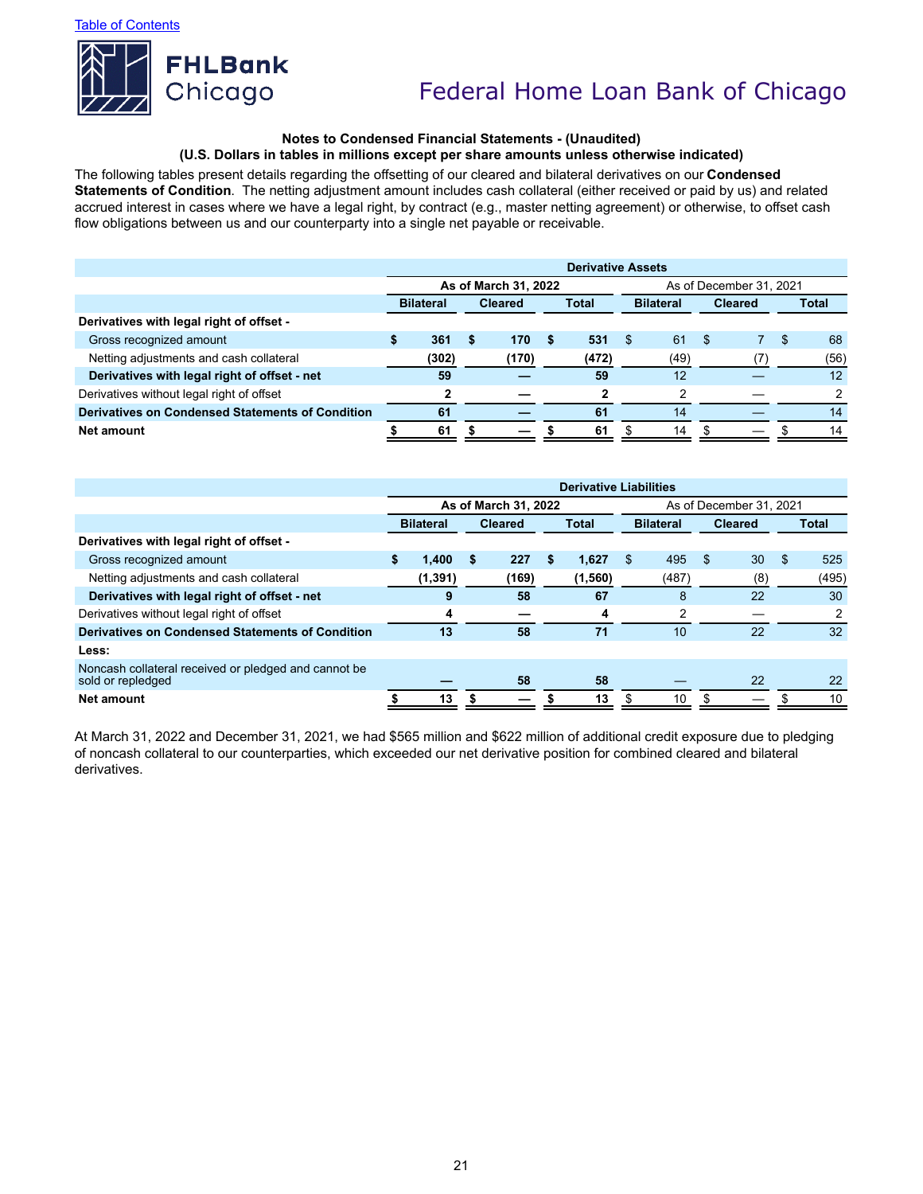Notes to Condensed Financial Statements - (Unaudited)
(U.S. Dollars in tables in millions except per share amounts unless otherwise indicated)

The following tables present details regarding the offsetting of our cleared and bilateral derivatives on our **Condensed Statements of Condition**. The netting adjustment amount includes cash collateral (either received or paid by us) and related accrued interest in cases where we have a legal right, by contract (e.g., master netting agreement) or otherwise, to offset cash flow obligations between us and our counterparty into a single net payable or receivable.

| | Derivative Assets | | | | | |
|---|---|---|---|---|---|---|
| | As of March 31, 2022 | | | As of December 31, 2021 | | |
| | Bilateral | Cleared | Total | Bilateral | Cleared | Total |
| **Derivatives with legal right of offset -** | | | | | | |
| Gross recognized amount | $ 361 | $ 170 | $ 531 | $ 61 | $ 7 | $ 68 |
| Netting adjustments and cash collateral | (302) | (170) | (472) | (49) | (7) | (56) |
| **Derivatives with legal right of offset - net** | 59 | — | 59 | 12 | — | 12 |
| Derivatives without legal right of offset | 2 | — | 2 | 2 | — | 2 |
| **Derivatives on Condensed Statements of Condition** | 61 | — | 61 | 14 | — | 14 |
| **Net amount** | $ 61 | $ — | $ 61 | $ 14 | $ — | $ 14 |

| | Derivative Liabilities | | | | | |
|---|---|---|---|---|---|---|
| | As of March 31, 2022 | | | As of December 31, 2021 | | |
| | Bilateral | Cleared | Total | Bilateral | Cleared | Total |
| **Derivatives with legal right of offset -** | | | | | | |
| Gross recognized amount | $ 1,400 | $ 227 | $ 1,627 | $ 495 | $ 30 | $ 525 |
| Netting adjustments and cash collateral | (1,391) | (169) | (1,560) | (487) | (8) | (495) |
| **Derivatives with legal right of offset - net** | 9 | 58 | 67 | 8 | 22 | 30 |
| Derivatives without legal right of offset | 4 | — | 4 | 2 | — | 2 |
| **Derivatives on Condensed Statements of Condition** | 13 | 58 | 71 | 10 | 22 | 32 |
| **Less:** | | | | | | |
| Noncash collateral received or pledged and cannot be sold or repledged | — | 58 | 58 | — | 22 | 22 |
| **Net amount** | $ 13 | $ — | $ 13 | $ 10 | $ — | $ 10 |

At March 31, 2022 and December 31, 2021, we had $565 million and $622 million of additional credit exposure due to pledging of noncash collateral to our counterparties, which exceeded our net derivative position for combined cleared and bilateral derivatives.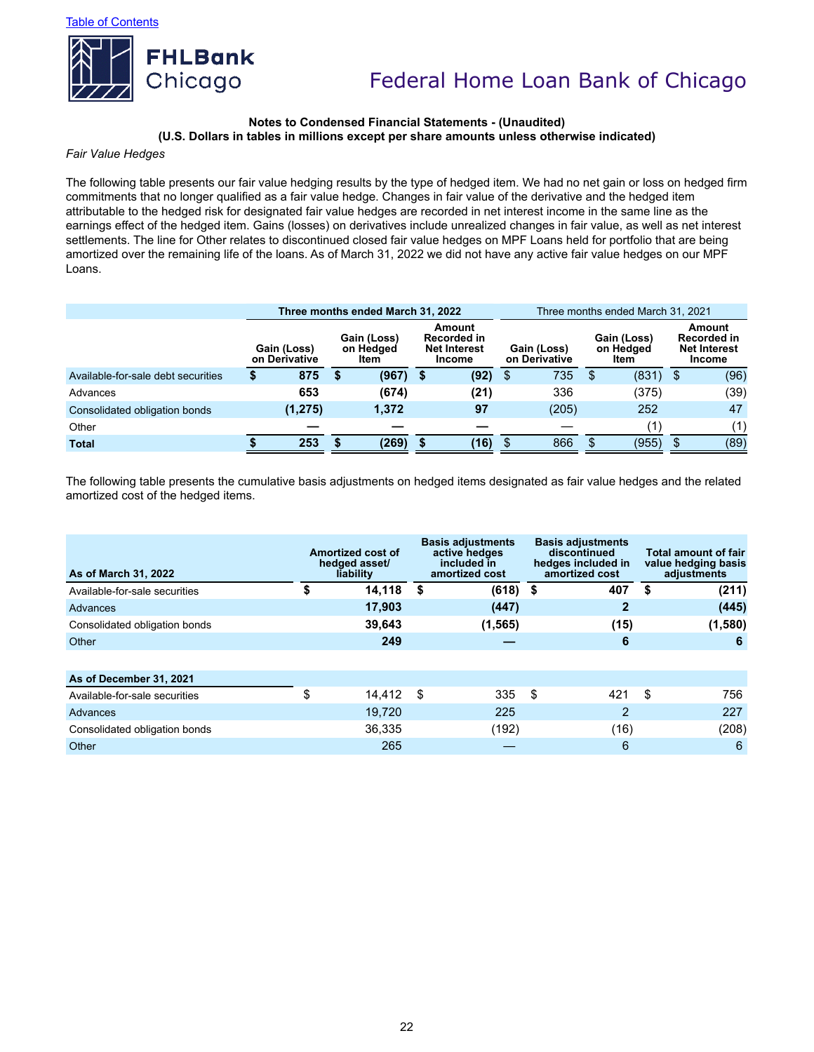Notes to Condensed Financial Statements - (Unaudited)
(U.S. Dollars in tables in millions except per share amounts unless otherwise indicated)

*Fair Value Hedges*

The following table presents our fair value hedging results by the type of hedged item. We had no net gain or loss on hedged firm commitments that no longer qualified as a fair value hedge. Changes in fair value of the derivative and the hedged item attributable to the hedged risk for designated fair value hedges are recorded in net interest income in the same line as the earnings effect of the hedged item. Gains (losses) on derivatives include unrealized changes in fair value, as well as net interest settlements. The line for Other relates to discontinued closed fair value hedges on MPF Loans held for portfolio that are being amortized over the remaining life of the loans. As of March 31, 2022 we did not have any active fair value hedges on our MPF Loans.

| | Three months ended March 31, 2022 | | | Three months ended March 31, 2021 | | |
|---|---|---|---|---|---|---|
| | Gain (Loss) on Derivative | Gain (Loss) on Hedged Item | Amount Recorded in Net Interest Income | Gain (Loss) on Derivative | Gain (Loss) on Hedged Item | Amount Recorded in Net Interest Income |
| Available-for-sale debt securities | $ 875 | $ (967) | $ (92) | $ 735 | $ (831) | $ (96) |
| Advances | 653 | (674) | (21) | 336 | (375) | (39) |
| Consolidated obligation bonds | (1,275) | 1,372 | 97 | (205) | 252 | 47 |
| Other | — | — | — | — | (1) | (1) |
| **Total** | $ 253 | $ (269) | $ (16) | $ 866 | $ (955) | $ (89) |

The following table presents the cumulative basis adjustments on hedged items designated as fair value hedges and the related amortized cost of the hedged items.

| As of March 31, 2022 | Amortized cost of hedged asset/ liability | Basis adjustments active hedges included in amortized cost | Basis adjustments discontinued hedges included in amortized cost | Total amount of fair value hedging basis adjustments |
|---|---|---|---|---|
| Available-for-sale securities | $ 14,118 | $ (618) | $ 407 | $ (211) |
| Advances | 17,903 | (447) | 2 | (445) |
| Consolidated obligation bonds | 39,643 | (1,565) | (15) | (1,580) |
| Other | 249 | — | 6 | 6 |
| | | | | |
| **As of December 31, 2021** | | | | |
| Available-for-sale securities | $ 14,412 | $ 335 | $ 421 | $ 756 |
| Advances | 19,720 | 225 | 2 | 227 |
| Consolidated obligation bonds | 36,335 | (192) | (16) | (208) |
| Other | 265 | — | 6 | 6 |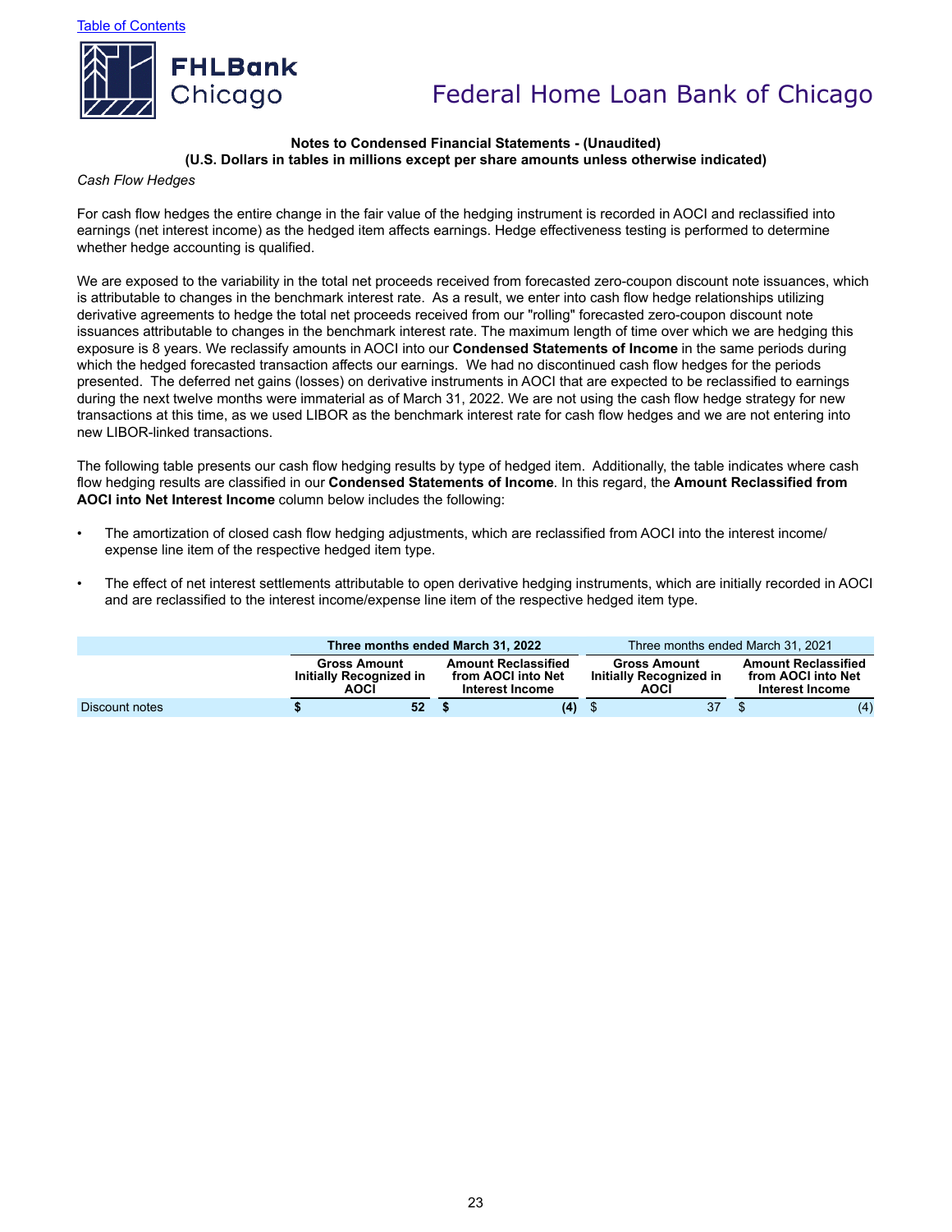**Notes to Condensed Financial Statements - (Unaudited)**
**(U.S. Dollars in tables in millions except per share amounts unless otherwise indicated)**

*Cash Flow Hedges*

For cash flow hedges the entire change in the fair value of the hedging instrument is recorded in AOCI and reclassified into earnings (net interest income) as the hedged item affects earnings. Hedge effectiveness testing is performed to determine whether hedge accounting is qualified.

We are exposed to the variability in the total net proceeds received from forecasted zero-coupon discount note issuances, which is attributable to changes in the benchmark interest rate. As a result, we enter into cash flow hedge relationships utilizing derivative agreements to hedge the total net proceeds received from our "rolling" forecasted zero-coupon discount note issuances attributable to changes in the benchmark interest rate. The maximum length of time over which we are hedging this exposure is 8 years. We reclassify amounts in AOCI into our **Condensed Statements of Income** in the same periods during which the hedged forecasted transaction affects our earnings. We had no discontinued cash flow hedges for the periods presented. The deferred net gains (losses) on derivative instruments in AOCI that are expected to be reclassified to earnings during the next twelve months were immaterial as of March 31, 2022. We are not using the cash flow hedge strategy for new transactions at this time, as we used LIBOR as the benchmark interest rate for cash flow hedges and we are not entering into new LIBOR-linked transactions.

The following table presents our cash flow hedging results by type of hedged item. Additionally, the table indicates where cash flow hedging results are classified in our **Condensed Statements of Income**. In this regard, the **Amount Reclassified from AOCI into Net Interest Income** column below includes the following:

- The amortization of closed cash flow hedging adjustments, which are reclassified from AOCI into the interest income/expense line item of the respective hedged item type.
- The effect of net interest settlements attributable to open derivative hedging instruments, which are initially recorded in AOCI and are reclassified to the interest income/expense line item of the respective hedged item type.

| | **Three months ended March 31, 2022** | | Three months ended March 31, 2021 | |
|---|---|---|---|---|
| | **Gross Amount Initially Recognized in AOCI** | **Amount Reclassified from AOCI into Net Interest Income** | **Gross Amount Initially Recognized in AOCI** | **Amount Reclassified from AOCI into Net Interest Income** |
| Discount notes | **$ 52** | **$ (4)** | $ 37 | $ (4) |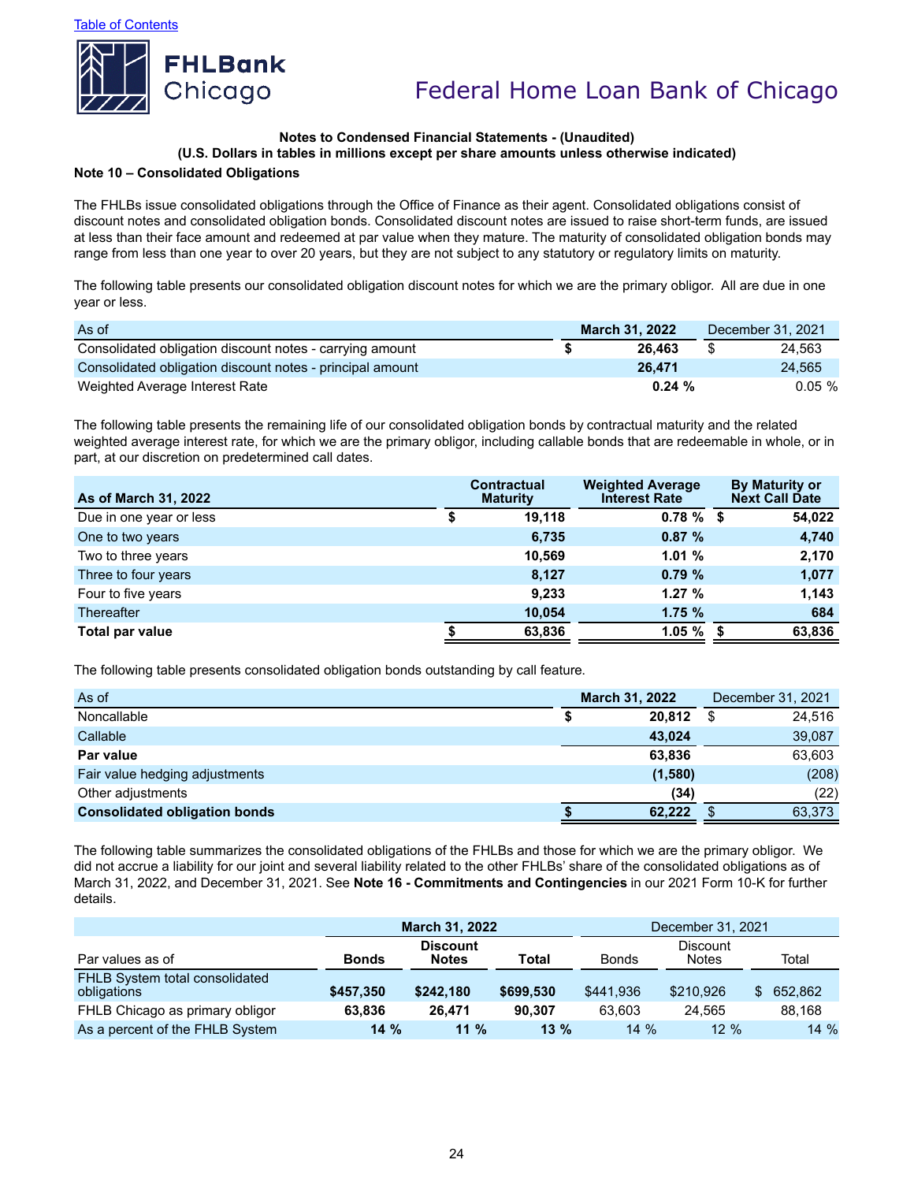**Notes to Condensed Financial Statements - (Unaudited)**
**(U.S. Dollars in tables in millions except per share amounts unless otherwise indicated)**

## Note 10 – Consolidated Obligations

The FHLBs issue consolidated obligations through the Office of Finance as their agent. Consolidated obligations consist of discount notes and consolidated obligation bonds. Consolidated discount notes are issued to raise short-term funds, are issued at less than their face amount and redeemed at par value when they mature. The maturity of consolidated obligation bonds may range from less than one year to over 20 years, but they are not subject to any statutory or regulatory limits on maturity.

The following table presents our consolidated obligation discount notes for which we are the primary obligor. All are due in one year or less.

| As of | March 31, 2022 | December 31, 2021 |
|---|---|---|
| Consolidated obligation discount notes - carrying amount | $ 26,463 | $ 24,563 |
| Consolidated obligation discount notes - principal amount | 26,471 | 24,565 |
| Weighted Average Interest Rate | 0.24 % | 0.05 % |

The following table presents the remaining life of our consolidated obligation bonds by contractual maturity and the related weighted average interest rate, for which we are the primary obligor, including callable bonds that are redeemable in whole, or in part, at our discretion on predetermined call dates.

| As of March 31, 2022 | Contractual Maturity | Weighted Average Interest Rate | By Maturity or Next Call Date |
|---|---|---|---|
| Due in one year or less | $ 19,118 | 0.78 % | $ 54,022 |
| One to two years | 6,735 | 0.87 % | 4,740 |
| Two to three years | 10,569 | 1.01 % | 2,170 |
| Three to four years | 8,127 | 0.79 % | 1,077 |
| Four to five years | 9,233 | 1.27 % | 1,143 |
| Thereafter | 10,054 | 1.75 % | 684 |
| **Total par value** | $ 63,836 | 1.05 % | $ 63,836 |

The following table presents consolidated obligation bonds outstanding by call feature.

| As of | March 31, 2022 | December 31, 2021 |
|---|---|---|
| Noncallable | $ 20,812 | $ 24,516 |
| Callable | 43,024 | 39,087 |
| **Par value** | 63,836 | 63,603 |
| Fair value hedging adjustments | (1,580) | (208) |
| Other adjustments | (34) | (22) |
| **Consolidated obligation bonds** | $ 62,222 | $ 63,373 |

The following table summarizes the consolidated obligations of the FHLBs and those for which we are the primary obligor. We did not accrue a liability for our joint and several liability related to the other FHLBs' share of the consolidated obligations as of March 31, 2022, and December 31, 2021. See **Note 16 - Commitments and Contingencies** in our 2021 Form 10-K for further details.

| | March 31, 2022 | | | December 31, 2021 | | |
|---|---|---|---|---|---|---|
| Par values as of | Bonds | Discount Notes | Total | Bonds | Discount Notes | Total |
| FHLB System total consolidated obligations | $457,350 | $242,180 | $699,530 | $441,936 | $210,926 | $ 652,862 |
| FHLB Chicago as primary obligor | 63,836 | 26,471 | 90,307 | 63,603 | 24,565 | 88,168 |
| As a percent of the FHLB System | 14 % | 11 % | 13 % | 14 % | 12 % | 14 % |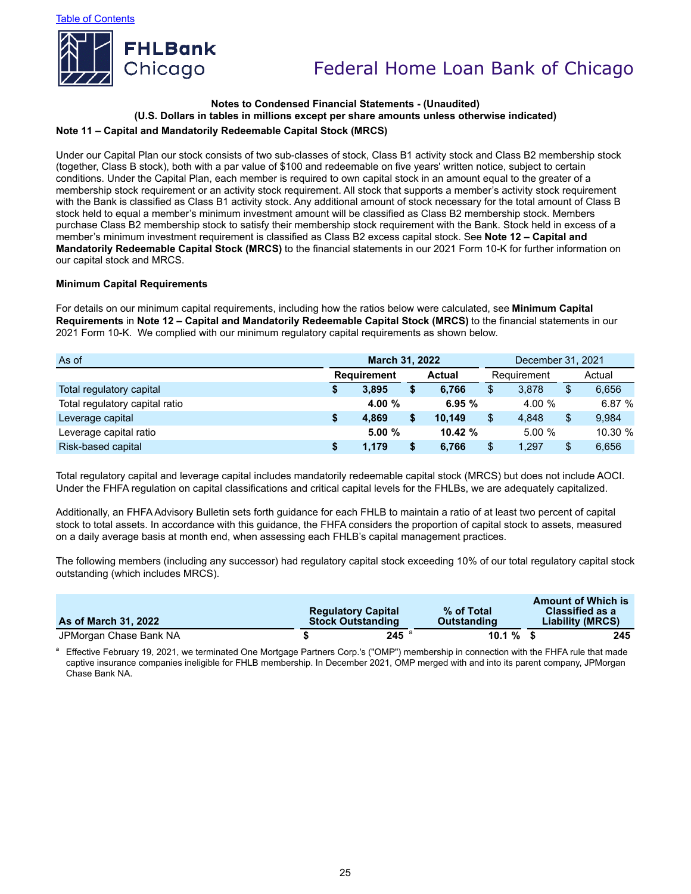Table of Contents

**Notes to Condensed Financial Statements - (Unaudited)**
**(U.S. Dollars in tables in millions except per share amounts unless otherwise indicated)**

**Note 11 – Capital and Mandatorily Redeemable Capital Stock (MRCS)**

Under our Capital Plan our stock consists of two sub-classes of stock, Class B1 activity stock and Class B2 membership stock (together, Class B stock), both with a par value of $100 and redeemable on five years' written notice, subject to certain conditions. Under the Capital Plan, each member is required to own capital stock in an amount equal to the greater of a membership stock requirement or an activity stock requirement. All stock that supports a member's activity stock requirement with the Bank is classified as Class B1 activity stock. Any additional amount of stock necessary for the total amount of Class B stock held to equal a member's minimum investment amount will be classified as Class B2 membership stock. Members purchase Class B2 membership stock to satisfy their membership stock requirement with the Bank. Stock held in excess of a member's minimum investment requirement is classified as Class B2 excess capital stock. See **Note 12 – Capital and Mandatorily Redeemable Capital Stock (MRCS)** to the financial statements in our 2021 Form 10-K for further information on our capital stock and MRCS.

**Minimum Capital Requirements**

For details on our minimum capital requirements, including how the ratios below were calculated, see **Minimum Capital Requirements** in **Note 12 – Capital and Mandatorily Redeemable Capital Stock (MRCS)** to the financial statements in our 2021 Form 10-K. We complied with our minimum regulatory capital requirements as shown below.

| As of | March 31, 2022 | | December 31, 2021 | |
|---|---|---|---|---|
| | Requirement | Actual | Requirement | Actual |
| Total regulatory capital | $ 3,895 | $ 6,766 | $ 3,878 | $ 6,656 |
| Total regulatory capital ratio | 4.00 % | 6.95 % | 4.00 % | 6.87 % |
| Leverage capital | $ 4,869 | $ 10,149 | $ 4,848 | $ 9,984 |
| Leverage capital ratio | 5.00 % | 10.42 % | 5.00 % | 10.30 % |
| Risk-based capital | $ 1,179 | $ 6,766 | $ 1,297 | $ 6,656 |

Total regulatory capital and leverage capital includes mandatorily redeemable capital stock (MRCS) but does not include AOCI. Under the FHFA regulation on capital classifications and critical capital levels for the FHLBs, we are adequately capitalized.

Additionally, an FHFA Advisory Bulletin sets forth guidance for each FHLB to maintain a ratio of at least two percent of capital stock to total assets. In accordance with this guidance, the FHFA considers the proportion of capital stock to assets, measured on a daily average basis at month end, when assessing each FHLB's capital management practices.

The following members (including any successor) had regulatory capital stock exceeding 10% of our total regulatory capital stock outstanding (which includes MRCS).

| As of March 31, 2022 | Regulatory Capital Stock Outstanding | % of Total Outstanding | Amount of Which is Classified as a Liability (MRCS) |
|---|---|---|---|
| JPMorgan Chase Bank NA | $ 245 [a] | 10.1 % | $ 245 |

[a] Effective February 19, 2021, we terminated One Mortgage Partners Corp.'s ("OMP") membership in connection with the FHFA rule that made captive insurance companies ineligible for FHLB membership. In December 2021, OMP merged with and into its parent company, JPMorgan Chase Bank NA.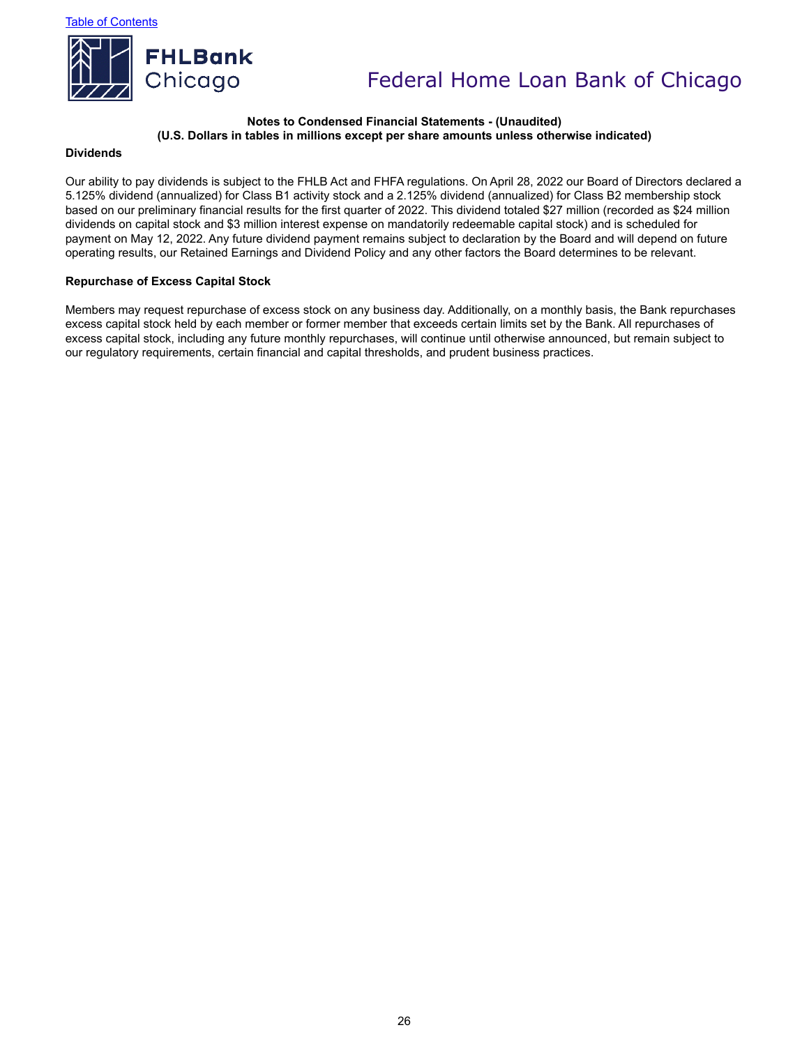**Notes to Condensed Financial Statements - (Unaudited)**
**(U.S. Dollars in tables in millions except per share amounts unless otherwise indicated)**

**Dividends**

Our ability to pay dividends is subject to the FHLB Act and FHFA regulations. On April 28, 2022 our Board of Directors declared a 5.125% dividend (annualized) for Class B1 activity stock and a 2.125% dividend (annualized) for Class B2 membership stock based on our preliminary financial results for the first quarter of 2022. This dividend totaled $27 million (recorded as $24 million dividends on capital stock and $3 million interest expense on mandatorily redeemable capital stock) and is scheduled for payment on May 12, 2022. Any future dividend payment remains subject to declaration by the Board and will depend on future operating results, our Retained Earnings and Dividend Policy and any other factors the Board determines to be relevant.

**Repurchase of Excess Capital Stock**

Members may request repurchase of excess stock on any business day. Additionally, on a monthly basis, the Bank repurchases excess capital stock held by each member or former member that exceeds certain limits set by the Bank. All repurchases of excess capital stock, including any future monthly repurchases, will continue until otherwise announced, but remain subject to our regulatory requirements, certain financial and capital thresholds, and prudent business practices.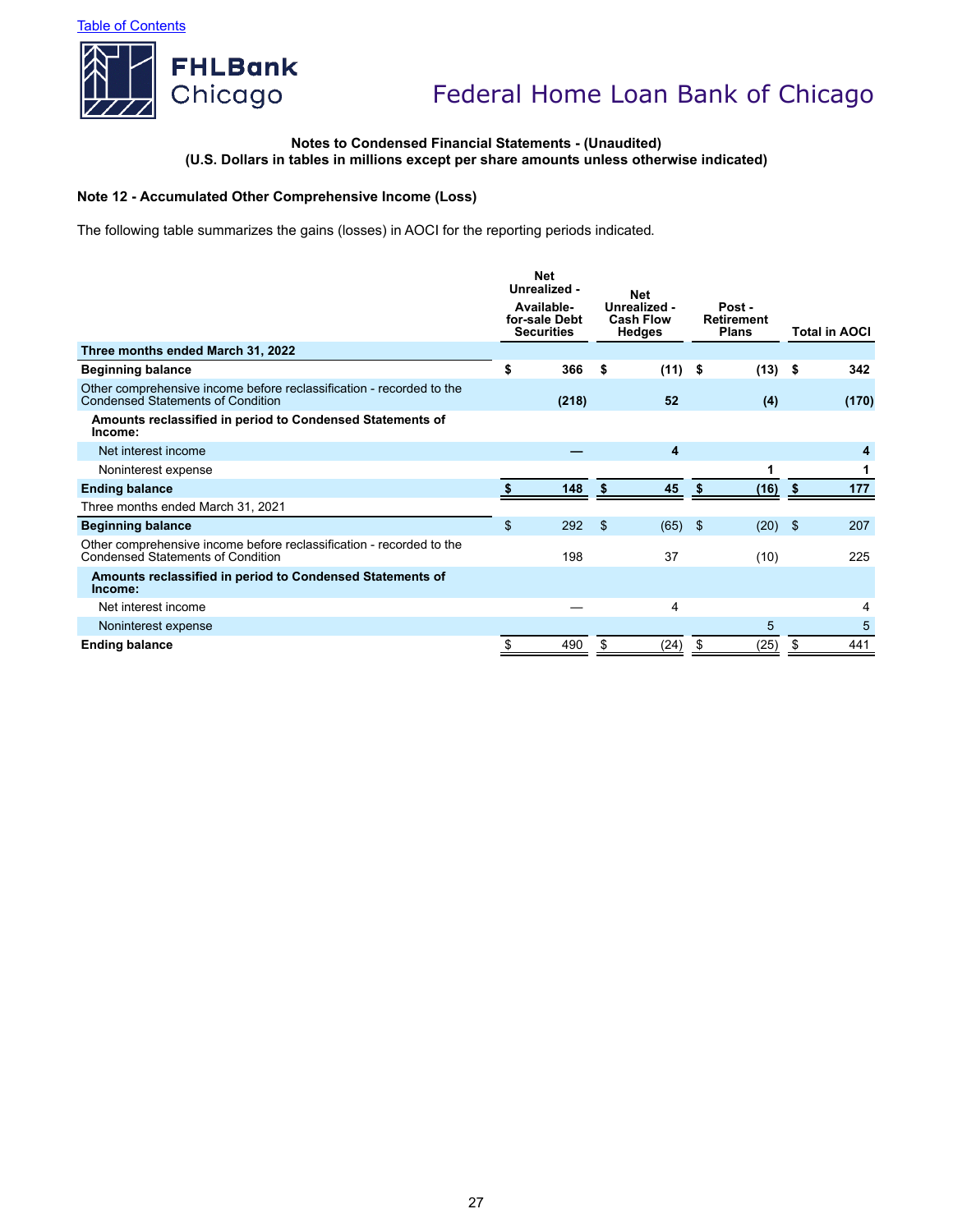Notes to Condensed Financial Statements - (Unaudited)
(U.S. Dollars in tables in millions except per share amounts unless otherwise indicated)

### Note 12 - Accumulated Other Comprehensive Income (Loss)

The following table summarizes the gains (losses) in AOCI for the reporting periods indicated.

| | Net Unrealized - Available-for-sale Debt Securities | Net Unrealized - Cash Flow Hedges | Post - Retirement Plans | Total in AOCI |
|---|---|---|---|---|
| **Three months ended March 31, 2022** | | | | |
| **Beginning balance** | **$ 366** | **$ (11)** | **$ (13)** | **$ 342** |
| Other comprehensive income before reclassification - recorded to the Condensed Statements of Condition | **(218)** | **52** | **(4)** | **(170)** |
| **Amounts reclassified in period to Condensed Statements of Income:** | | | | |
| Net interest income | **—** | **4** | | **4** |
| Noninterest expense | | | **1** | **1** |
| **Ending balance** | **$ 148** | **$ 45** | **$ (16)** | **$ 177** |
| Three months ended March 31, 2021 | | | | |
| **Beginning balance** | $ 292 | $ (65) | $ (20) | $ 207 |
| Other comprehensive income before reclassification - recorded to the Condensed Statements of Condition | 198 | 37 | (10) | 225 |
| **Amounts reclassified in period to Condensed Statements of Income:** | | | | |
| Net interest income | — | 4 | | 4 |
| Noninterest expense | | | 5 | 5 |
| **Ending balance** | $ 490 | $ (24) | $ (25) | $ 441 |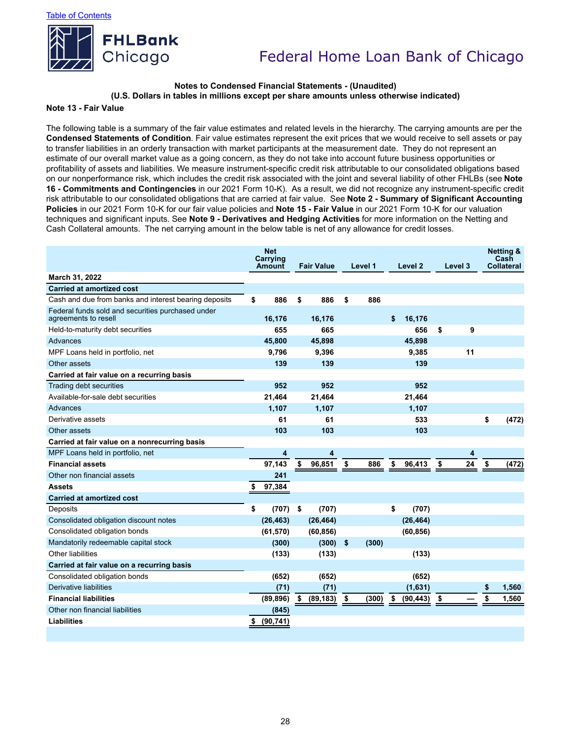Notes to Condensed Financial Statements - (Unaudited)
(U.S. Dollars in tables in millions except per share amounts unless otherwise indicated)

**Note 13 - Fair Value**

The following table is a summary of the fair value estimates and related levels in the hierarchy. The carrying amounts are per the **Condensed Statements of Condition**. Fair value estimates represent the exit prices that we would receive to sell assets or pay to transfer liabilities in an orderly transaction with market participants at the measurement date. They do not represent an estimate of our overall market value as a going concern, as they do not take into account future business opportunities or profitability of assets and liabilities. We measure instrument-specific credit risk attributable to our consolidated obligations based on our nonperformance risk, which includes the credit risk associated with the joint and several liability of other FHLBs (see **Note 16 - Commitments and Contingencies** in our 2021 Form 10-K). As a result, we did not recognize any instrument-specific credit risk attributable to our consolidated obligations that are carried at fair value. See **Note 2 - Summary of Significant Accounting Policies** in our 2021 Form 10-K for our fair value policies and **Note 15 - Fair Value** in our 2021 Form 10-K for our valuation techniques and significant inputs. See **Note 9 - Derivatives and Hedging Activities** for more information on the Netting and Cash Collateral amounts. The net carrying amount in the below table is net of any allowance for credit losses.

| | Net Carrying Amount | Fair Value | Level 1 | Level 2 | Level 3 | Netting & Cash Collateral |
|---|---|---|---|---|---|---|
| **March 31, 2022** | | | | | | |
| **Carried at amortized cost** | | | | | | |
| Cash and due from banks and interest bearing deposits | $ 886 | $ 886 | $ 886 | | | |
| Federal funds sold and securities purchased under agreements to resell | 16,176 | 16,176 | | $ 16,176 | | |
| Held-to-maturity debt securities | 655 | 665 | | 656 | $ 9 | |
| Advances | 45,800 | 45,898 | | 45,898 | | |
| MPF Loans held in portfolio, net | 9,796 | 9,396 | | 9,385 | 11 | |
| Other assets | 139 | 139 | | 139 | | |
| **Carried at fair value on a recurring basis** | | | | | | |
| Trading debt securities | 952 | 952 | | 952 | | |
| Available-for-sale debt securities | 21,464 | 21,464 | | 21,464 | | |
| Advances | 1,107 | 1,107 | | 1,107 | | |
| Derivative assets | 61 | 61 | | 533 | | $ (472) |
| Other assets | 103 | 103 | | 103 | | |
| **Carried at fair value on a nonrecurring basis** | | | | | | |
| MPF Loans held in portfolio, net | 4 | 4 | | | 4 | |
| **Financial assets** | 97,143 | $ 96,851 | $ 886 | $ 96,413 | $ 24 | $ (472) |
| Other non financial assets | 241 | | | | | |
| **Assets** | $ 97,384 | | | | | |
| **Carried at amortized cost** | | | | | | |
| Deposits | $ (707) | $ (707) | | $ (707) | | |
| Consolidated obligation discount notes | (26,463) | (26,464) | | (26,464) | | |
| Consolidated obligation bonds | (61,570) | (60,856) | | (60,856) | | |
| Mandatorily redeemable capital stock | (300) | (300) | $ (300) | | | |
| Other liabilities | (133) | (133) | | (133) | | |
| **Carried at fair value on a recurring basis** | | | | | | |
| Consolidated obligation bonds | (652) | (652) | | (652) | | |
| Derivative liabilities | (71) | (71) | | (1,631) | | $ 1,560 |
| **Financial liabilities** | (89,896) | $ (89,183) | $ (300) | $ (90,443) | $ — | $ 1,560 |
| Other non financial liabilities | (845) | | | | | |
| **Liabilities** | $ (90,741) | | | | | |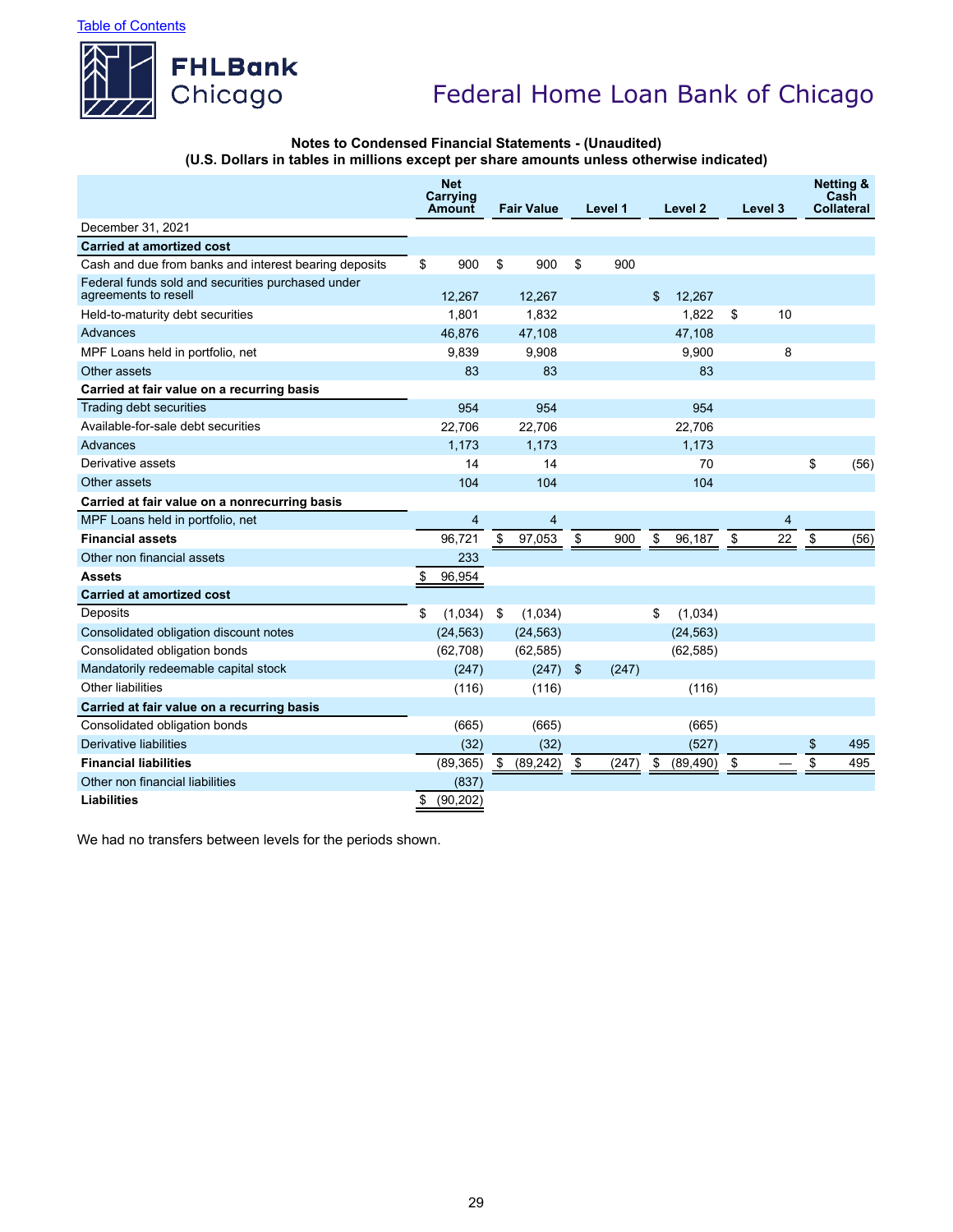Notes to Condensed Financial Statements - (Unaudited)
(U.S. Dollars in tables in millions except per share amounts unless otherwise indicated)

| | Net Carrying Amount | Fair Value | Level 1 | Level 2 | Level 3 | Netting & Cash Collateral |
|---|---|---|---|---|---|---|
| December 31, 2021 | | | | | | |
| **Carried at amortized cost** | | | | | | |
| Cash and due from banks and interest bearing deposits | $ 900 | $ 900 | $ 900 | | | |
| Federal funds sold and securities purchased under agreements to resell | 12,267 | 12,267 | | $ 12,267 | | |
| Held-to-maturity debt securities | 1,801 | 1,832 | | 1,822 | $ 10 | |
| Advances | 46,876 | 47,108 | | 47,108 | | |
| MPF Loans held in portfolio, net | 9,839 | 9,908 | | 9,900 | 8 | |
| Other assets | 83 | 83 | | 83 | | |
| **Carried at fair value on a recurring basis** | | | | | | |
| Trading debt securities | 954 | 954 | | 954 | | |
| Available-for-sale debt securities | 22,706 | 22,706 | | 22,706 | | |
| Advances | 1,173 | 1,173 | | 1,173 | | |
| Derivative assets | 14 | 14 | | 70 | | $ (56) |
| Other assets | 104 | 104 | | 104 | | |
| **Carried at fair value on a nonrecurring basis** | | | | | | |
| MPF Loans held in portfolio, net | 4 | 4 | | | 4 | |
| **Financial assets** | 96,721 | $ 97,053 | $ 900 | $ 96,187 | $ 22 | $ (56) |
| Other non financial assets | 233 | | | | | |
| **Assets** | $ 96,954 | | | | | |
| **Carried at amortized cost** | | | | | | |
| Deposits | $ (1,034) | $ (1,034) | | $ (1,034) | | |
| Consolidated obligation discount notes | (24,563) | (24,563) | | (24,563) | | |
| Consolidated obligation bonds | (62,708) | (62,585) | | (62,585) | | |
| Mandatorily redeemable capital stock | (247) | (247) | $ (247) | | | |
| Other liabilities | (116) | (116) | | (116) | | |
| **Carried at fair value on a recurring basis** | | | | | | |
| Consolidated obligation bonds | (665) | (665) | | (665) | | |
| Derivative liabilities | (32) | (32) | | (527) | | $ 495 |
| **Financial liabilities** | (89,365) | $ (89,242) | $ (247) | $ (89,490) | $ — | $ 495 |
| Other non financial liabilities | (837) | | | | | |
| **Liabilities** | $ (90,202) | | | | | |

We had no transfers between levels for the periods shown.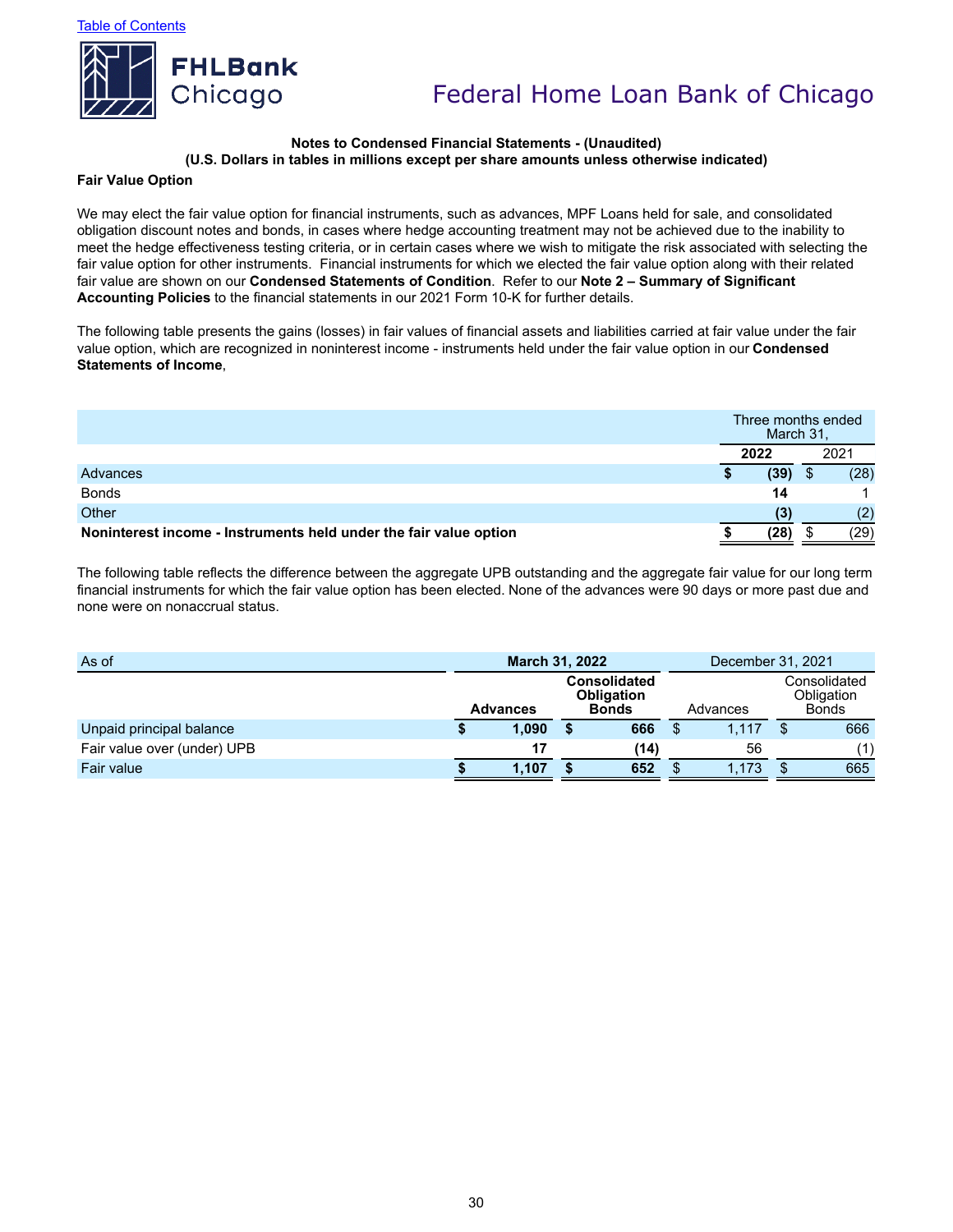Notes to Condensed Financial Statements - (Unaudited)
(U.S. Dollars in tables in millions except per share amounts unless otherwise indicated)

**Fair Value Option**

We may elect the fair value option for financial instruments, such as advances, MPF Loans held for sale, and consolidated obligation discount notes and bonds, in cases where hedge accounting treatment may not be achieved due to the inability to meet the hedge effectiveness testing criteria, or in certain cases where we wish to mitigate the risk associated with selecting the fair value option for other instruments. Financial instruments for which we elected the fair value option along with their related fair value are shown on our **Condensed Statements of Condition**. Refer to our **Note 2 – Summary of Significant Accounting Policies** to the financial statements in our 2021 Form 10-K for further details.

The following table presents the gains (losses) in fair values of financial assets and liabilities carried at fair value under the fair value option, which are recognized in noninterest income - instruments held under the fair value option in our **Condensed Statements of Income**,

| | Three months ended March 31, | |
|---|---|---|
| | **2022** | 2021 |
| Advances | **$ (39)** | $ (28) |
| Bonds | **14** | 1 |
| Other | **(3)** | (2) |
| **Noninterest income - Instruments held under the fair value option** | **$ (28)** | $ (29) |

The following table reflects the difference between the aggregate UPB outstanding and the aggregate fair value for our long term financial instruments for which the fair value option has been elected. None of the advances were 90 days or more past due and none were on nonaccrual status.

| As of | **March 31, 2022** | | December 31, 2021 | |
|---|---|---|---|---|
| | **Advances** | **Consolidated Obligation Bonds** | Advances | Consolidated Obligation Bonds |
| Unpaid principal balance | **$ 1,090** | **$ 666** | $ 1,117 | $ 666 |
| Fair value over (under) UPB | **17** | **(14)** | 56 | (1) |
| Fair value | **$ 1,107** | **$ 652** | $ 1,173 | $ 665 |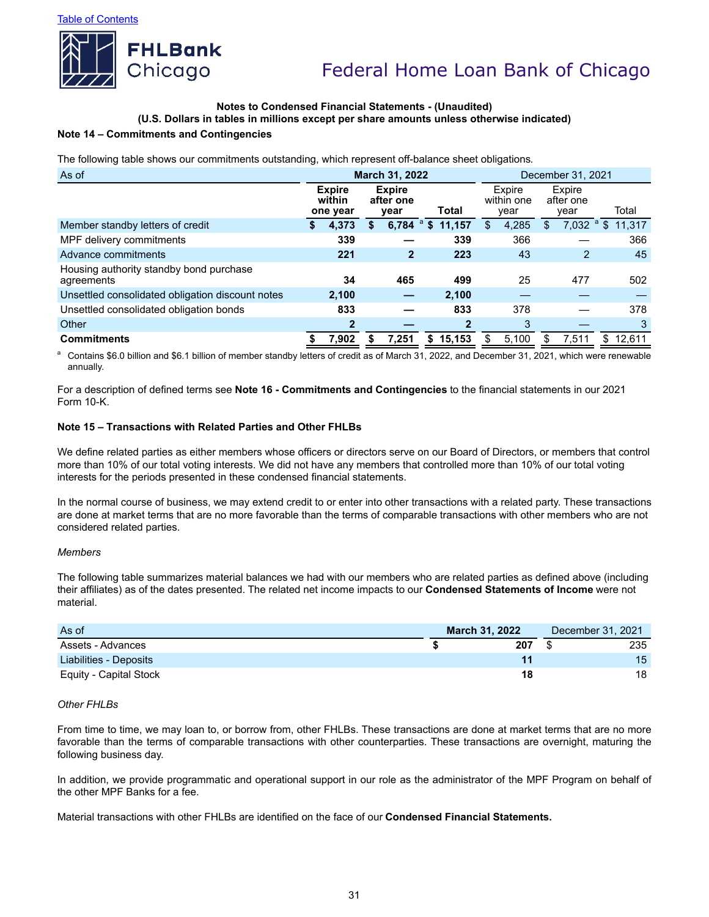Table of Contents

**Notes to Condensed Financial Statements - (Unaudited)**
**(U.S. Dollars in tables in millions except per share amounts unless otherwise indicated)**

**Note 14 – Commitments and Contingencies**

The following table shows our commitments outstanding, which represent off-balance sheet obligations.

| As of | March 31, 2022 | | | December 31, 2021 | | |
|---|---|---|---|---|---|---|
| | **Expire within one year** | **Expire after one year** | **Total** | Expire within one year | Expire after one year | Total |
| Member standby letters of credit | **$ 4,373** | **$ 6,784** [a] | **$ 11,157** | $ 4,285 | $ 7,032 [a] | $ 11,317 |
| MPF delivery commitments | **339** | **—** | **339** | 366 | — | 366 |
| Advance commitments | **221** | **2** | **223** | 43 | 2 | 45 |
| Housing authority standby bond purchase agreements | **34** | **465** | **499** | 25 | 477 | 502 |
| Unsettled consolidated obligation discount notes | **2,100** | **—** | **2,100** | — | — | — |
| Unsettled consolidated obligation bonds | **833** | **—** | **833** | 378 | — | 378 |
| Other | **2** | **—** | **2** | 3 | — | 3 |
| **Commitments** | **$ 7,902** | **$ 7,251** | **$ 15,153** | $ 5,100 | $ 7,511 | $ 12,611 |

[a] Contains $6.0 billion and $6.1 billion of member standby letters of credit as of March 31, 2022, and December 31, 2021, which were renewable annually.

For a description of defined terms see **Note 16 - Commitments and Contingencies** to the financial statements in our 2021 Form 10-K.

**Note 15 – Transactions with Related Parties and Other FHLBs**

We define related parties as either members whose officers or directors serve on our Board of Directors, or members that control more than 10% of our total voting interests. We did not have any members that controlled more than 10% of our total voting interests for the periods presented in these condensed financial statements.

In the normal course of business, we may extend credit to or enter into other transactions with a related party. These transactions are done at market terms that are no more favorable than the terms of comparable transactions with other members who are not considered related parties.

*Members*

The following table summarizes material balances we had with our members who are related parties as defined above (including their affiliates) as of the dates presented. The related net income impacts to our **Condensed Statements of Income** were not material.

| As of | March 31, 2022 | December 31, 2021 |
|---|---|---|
| Assets - Advances | **$ 207** | $ 235 |
| Liabilities - Deposits | **11** | 15 |
| Equity - Capital Stock | **18** | 18 |

*Other FHLBs*

From time to time, we may loan to, or borrow from, other FHLBs. These transactions are done at market terms that are no more favorable than the terms of comparable transactions with other counterparties. These transactions are overnight, maturing the following business day.

In addition, we provide programmatic and operational support in our role as the administrator of the MPF Program on behalf of the other MPF Banks for a fee.

Material transactions with other FHLBs are identified on the face of our **Condensed Financial Statements.**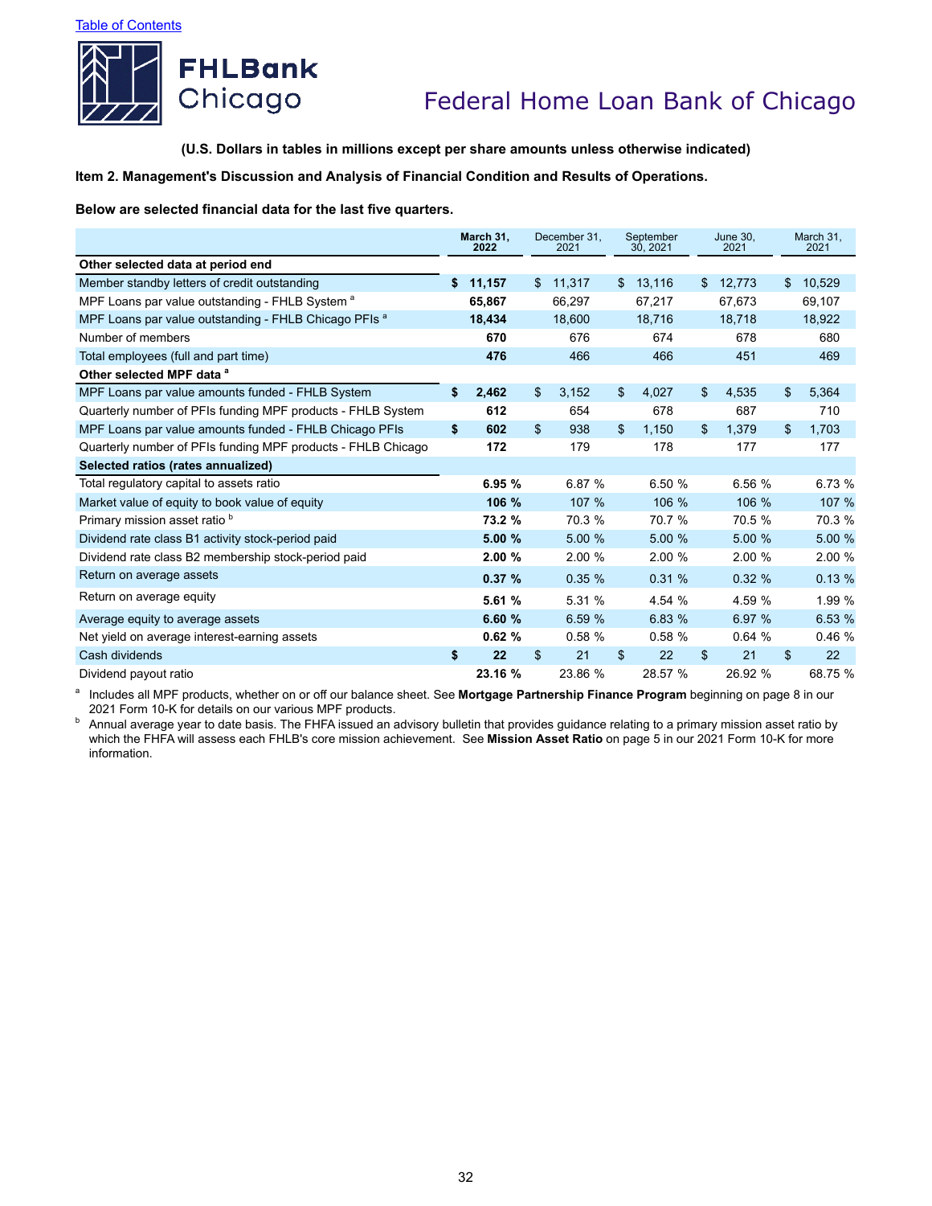Table of Contents

# Federal Home Loan Bank of Chicago

**(U.S. Dollars in tables in millions except per share amounts unless otherwise indicated)**

**Item 2. Management's Discussion and Analysis of Financial Condition and Results of Operations.**

**Below are selected financial data for the last five quarters.**

| | March 31, 2022 | December 31, 2021 | September 30, 2021 | June 30, 2021 | March 31, 2021 |
|---|---|---|---|---|---|
| **Other selected data at period end** | | | | | |
| Member standby letters of credit outstanding | **$ 11,157** | $ 11,317 | $ 13,116 | $ 12,773 | $ 10,529 |
| MPF Loans par value outstanding - FHLB System [a] | **65,867** | 66,297 | 67,217 | 67,673 | 69,107 |
| MPF Loans par value outstanding - FHLB Chicago PFIs [a] | **18,434** | 18,600 | 18,716 | 18,718 | 18,922 |
| Number of members | **670** | 676 | 674 | 678 | 680 |
| Total employees (full and part time) | **476** | 466 | 466 | 451 | 469 |
| **Other selected MPF data [a]** | | | | | |
| MPF Loans par value amounts funded - FHLB System | **$ 2,462** | $ 3,152 | $ 4,027 | $ 4,535 | $ 5,364 |
| Quarterly number of PFIs funding MPF products - FHLB System | **612** | 654 | 678 | 687 | 710 |
| MPF Loans par value amounts funded - FHLB Chicago PFIs | **$ 602** | $ 938 | $ 1,150 | $ 1,379 | $ 1,703 |
| Quarterly number of PFIs funding MPF products - FHLB Chicago | **172** | 179 | 178 | 177 | 177 |
| **Selected ratios (rates annualized)** | | | | | |
| Total regulatory capital to assets ratio | **6.95 %** | 6.87 % | 6.50 % | 6.56 % | 6.73 % |
| Market value of equity to book value of equity | **106 %** | 107 % | 106 % | 106 % | 107 % |
| Primary mission asset ratio [b] | **73.2 %** | 70.3 % | 70.7 % | 70.5 % | 70.3 % |
| Dividend rate class B1 activity stock-period paid | **5.00 %** | 5.00 % | 5.00 % | 5.00 % | 5.00 % |
| Dividend rate class B2 membership stock-period paid | **2.00 %** | 2.00 % | 2.00 % | 2.00 % | 2.00 % |
| Return on average assets | **0.37 %** | 0.35 % | 0.31 % | 0.32 % | 0.13 % |
| Return on average equity | **5.61 %** | 5.31 % | 4.54 % | 4.59 % | 1.99 % |
| Average equity to average assets | **6.60 %** | 6.59 % | 6.83 % | 6.97 % | 6.53 % |
| Net yield on average interest-earning assets | **0.62 %** | 0.58 % | 0.58 % | 0.64 % | 0.46 % |
| Cash dividends | **$ 22** | $ 21 | $ 22 | $ 21 | $ 22 |
| Dividend payout ratio | **23.16 %** | 23.86 % | 28.57 % | 26.92 % | 68.75 % |

[a] Includes all MPF products, whether on or off our balance sheet. See **Mortgage Partnership Finance Program** beginning on page 8 in our 2021 Form 10-K for details on our various MPF products.

[b] Annual average year to date basis. The FHFA issued an advisory bulletin that provides guidance relating to a primary mission asset ratio by which the FHFA will assess each FHLB's core mission achievement. See **Mission Asset Ratio** on page 5 in our 2021 Form 10-K for more information.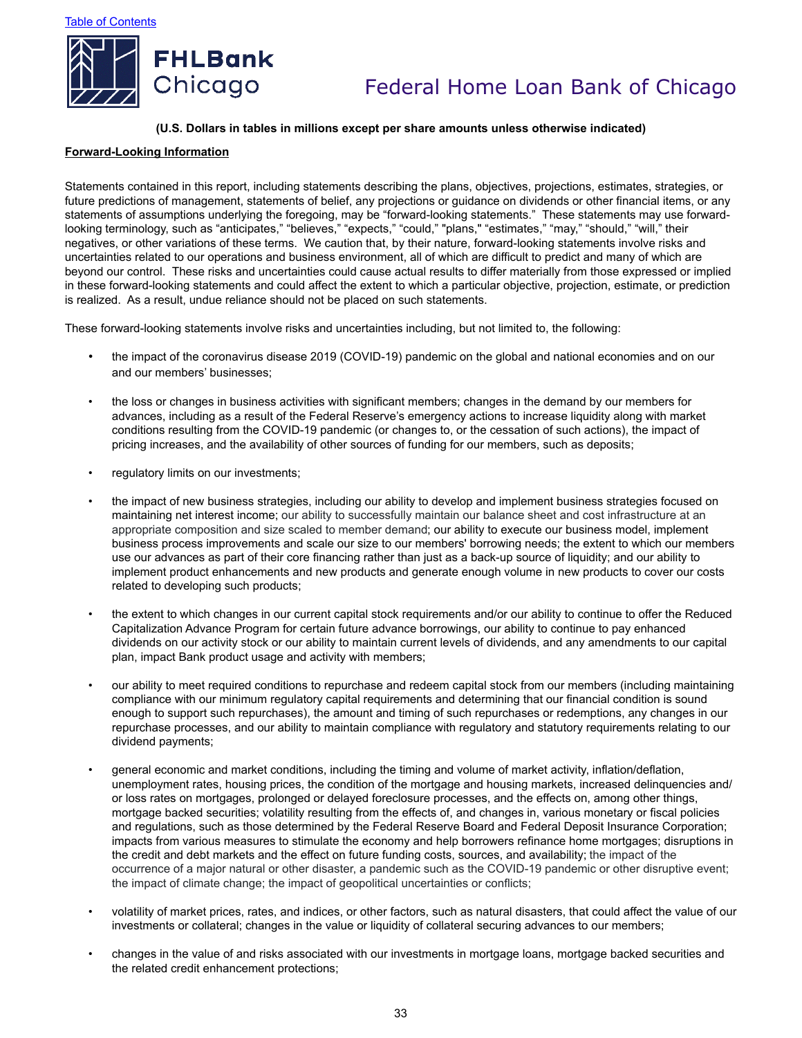(U.S. Dollars in tables in millions except per share amounts unless otherwise indicated)

**Forward-Looking Information**

Statements contained in this report, including statements describing the plans, objectives, projections, estimates, strategies, or future predictions of management, statements of belief, any projections or guidance on dividends or other financial items, or any statements of assumptions underlying the foregoing, may be "forward-looking statements." These statements may use forward-looking terminology, such as "anticipates," "believes," "expects," "could," "plans," "estimates," "may," "should," "will," their negatives, or other variations of these terms. We caution that, by their nature, forward-looking statements involve risks and uncertainties related to our operations and business environment, all of which are difficult to predict and many of which are beyond our control. These risks and uncertainties could cause actual results to differ materially from those expressed or implied in these forward-looking statements and could affect the extent to which a particular objective, projection, estimate, or prediction is realized. As a result, undue reliance should not be placed on such statements.

These forward-looking statements involve risks and uncertainties including, but not limited to, the following:

- the impact of the coronavirus disease 2019 (COVID-19) pandemic on the global and national economies and on our and our members' businesses;
- the loss or changes in business activities with significant members; changes in the demand by our members for advances, including as a result of the Federal Reserve's emergency actions to increase liquidity along with market conditions resulting from the COVID-19 pandemic (or changes to, or the cessation of such actions), the impact of pricing increases, and the availability of other sources of funding for our members, such as deposits;
- regulatory limits on our investments;
- the impact of new business strategies, including our ability to develop and implement business strategies focused on maintaining net interest income; our ability to successfully maintain our balance sheet and cost infrastructure at an appropriate composition and size scaled to member demand; our ability to execute our business model, implement business process improvements and scale our size to our members' borrowing needs; the extent to which our members use our advances as part of their core financing rather than just as a back-up source of liquidity; and our ability to implement product enhancements and new products and generate enough volume in new products to cover our costs related to developing such products;
- the extent to which changes in our current capital stock requirements and/or our ability to continue to offer the Reduced Capitalization Advance Program for certain future advance borrowings, our ability to continue to pay enhanced dividends on our activity stock or our ability to maintain current levels of dividends, and any amendments to our capital plan, impact Bank product usage and activity with members;
- our ability to meet required conditions to repurchase and redeem capital stock from our members (including maintaining compliance with our minimum regulatory capital requirements and determining that our financial condition is sound enough to support such repurchases), the amount and timing of such repurchases or redemptions, any changes in our repurchase processes, and our ability to maintain compliance with regulatory and statutory requirements relating to our dividend payments;
- general economic and market conditions, including the timing and volume of market activity, inflation/deflation, unemployment rates, housing prices, the condition of the mortgage and housing markets, increased delinquencies and/or loss rates on mortgages, prolonged or delayed foreclosure processes, and the effects on, among other things, mortgage backed securities; volatility resulting from the effects of, and changes in, various monetary or fiscal policies and regulations, such as those determined by the Federal Reserve Board and Federal Deposit Insurance Corporation; impacts from various measures to stimulate the economy and help borrowers refinance home mortgages; disruptions in the credit and debt markets and the effect on future funding costs, sources, and availability; the impact of the occurrence of a major natural or other disaster, a pandemic such as the COVID-19 pandemic or other disruptive event; the impact of climate change; the impact of geopolitical uncertainties or conflicts;
- volatility of market prices, rates, and indices, or other factors, such as natural disasters, that could affect the value of our investments or collateral; changes in the value or liquidity of collateral securing advances to our members;
- changes in the value of and risks associated with our investments in mortgage loans, mortgage backed securities and the related credit enhancement protections;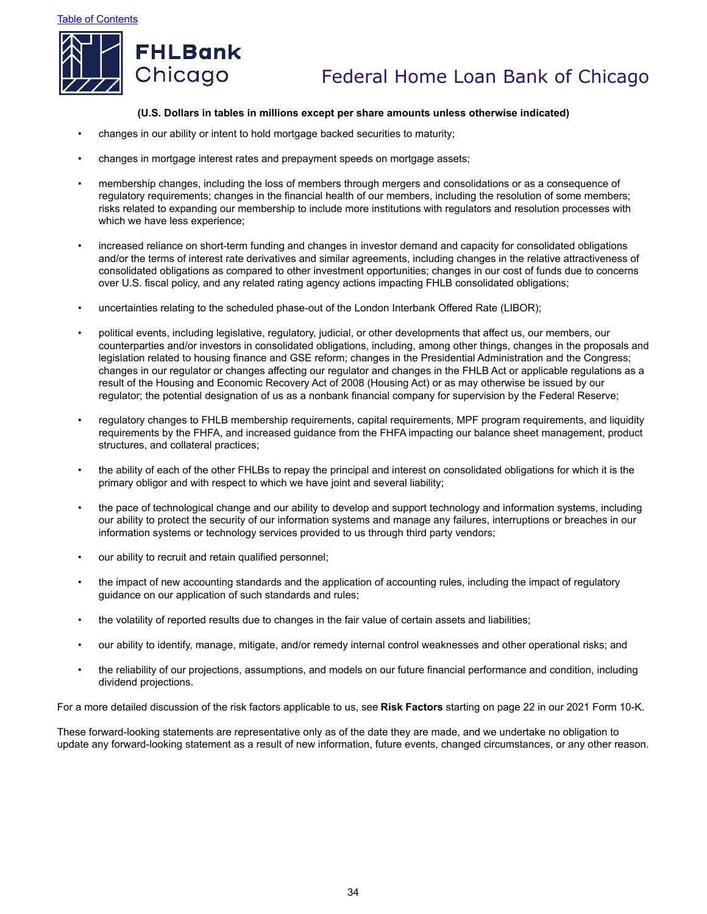**(U.S. Dollars in tables in millions except per share amounts unless otherwise indicated)**

- changes in our ability or intent to hold mortgage backed securities to maturity;
- changes in mortgage interest rates and prepayment speeds on mortgage assets;
- membership changes, including the loss of members through mergers and consolidations or as a consequence of regulatory requirements; changes in the financial health of our members, including the resolution of some members; risks related to expanding our membership to include more institutions with regulators and resolution processes with which we have less experience;
- increased reliance on short-term funding and changes in investor demand and capacity for consolidated obligations and/or the terms of interest rate derivatives and similar agreements, including changes in the relative attractiveness of consolidated obligations as compared to other investment opportunities; changes in our cost of funds due to concerns over U.S. fiscal policy, and any related rating agency actions impacting FHLB consolidated obligations;
- uncertainties relating to the scheduled phase-out of the London Interbank Offered Rate (LIBOR);
- political events, including legislative, regulatory, judicial, or other developments that affect us, our members, our counterparties and/or investors in consolidated obligations, including, among other things, changes in the proposals and legislation related to housing finance and GSE reform; changes in the Presidential Administration and the Congress; changes in our regulator or changes affecting our regulator and changes in the FHLB Act or applicable regulations as a result of the Housing and Economic Recovery Act of 2008 (Housing Act) or as may otherwise be issued by our regulator; the potential designation of us as a nonbank financial company for supervision by the Federal Reserve;
- regulatory changes to FHLB membership requirements, capital requirements, MPF program requirements, and liquidity requirements by the FHFA, and increased guidance from the FHFA impacting our balance sheet management, product structures, and collateral practices;
- the ability of each of the other FHLBs to repay the principal and interest on consolidated obligations for which it is the primary obligor and with respect to which we have joint and several liability;
- the pace of technological change and our ability to develop and support technology and information systems, including our ability to protect the security of our information systems and manage any failures, interruptions or breaches in our information systems or technology services provided to us through third party vendors;
- our ability to recruit and retain qualified personnel;
- the impact of new accounting standards and the application of accounting rules, including the impact of regulatory guidance on our application of such standards and rules;
- the volatility of reported results due to changes in the fair value of certain assets and liabilities;
- our ability to identify, manage, mitigate, and/or remedy internal control weaknesses and other operational risks; and
- the reliability of our projections, assumptions, and models on our future financial performance and condition, including dividend projections.

For a more detailed discussion of the risk factors applicable to us, see **Risk Factors** starting on page 22 in our 2021 Form 10-K.

These forward-looking statements are representative only as of the date they are made, and we undertake no obligation to update any forward-looking statement as a result of new information, future events, changed circumstances, or any other reason.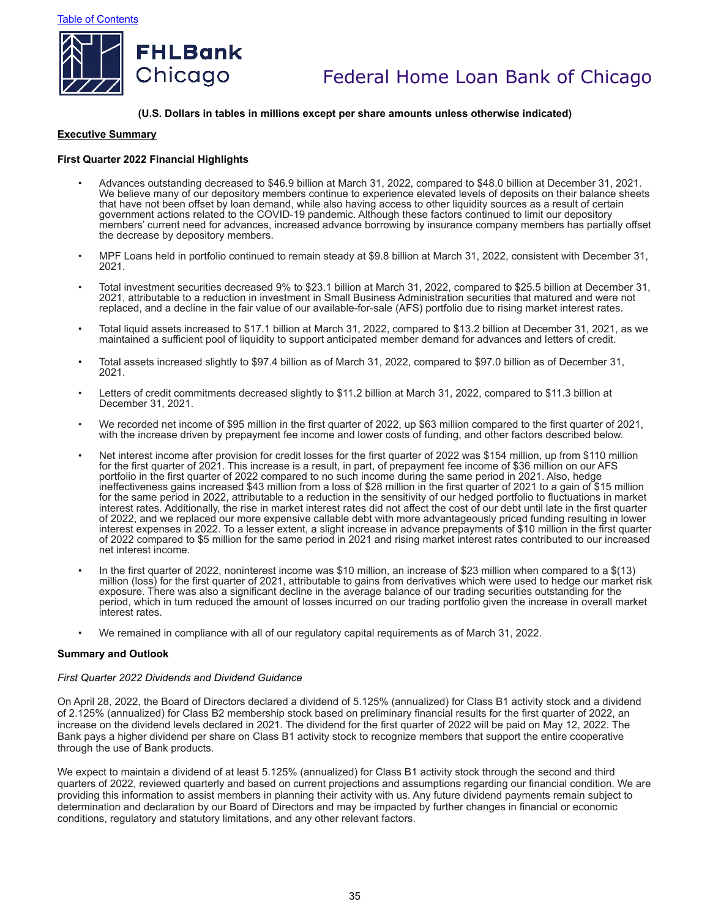**(U.S. Dollars in tables in millions except per share amounts unless otherwise indicated)**

## Executive Summary

### First Quarter 2022 Financial Highlights

- Advances outstanding decreased to $46.9 billion at March 31, 2022, compared to $48.0 billion at December 31, 2021. We believe many of our depository members continue to experience elevated levels of deposits on their balance sheets that have not been offset by loan demand, while also having access to other liquidity sources as a result of certain government actions related to the COVID-19 pandemic. Although these factors continued to limit our depository members' current need for advances, increased advance borrowing by insurance company members has partially offset the decrease by depository members.
- MPF Loans held in portfolio continued to remain steady at $9.8 billion at March 31, 2022, consistent with December 31, 2021.
- Total investment securities decreased 9% to $23.1 billion at March 31, 2022, compared to $25.5 billion at December 31, 2021, attributable to a reduction in investment in Small Business Administration securities that matured and were not replaced, and a decline in the fair value of our available-for-sale (AFS) portfolio due to rising market interest rates.
- Total liquid assets increased to $17.1 billion at March 31, 2022, compared to $13.2 billion at December 31, 2021, as we maintained a sufficient pool of liquidity to support anticipated member demand for advances and letters of credit.
- Total assets increased slightly to $97.4 billion as of March 31, 2022, compared to $97.0 billion as of December 31, 2021.
- Letters of credit commitments decreased slightly to $11.2 billion at March 31, 2022, compared to $11.3 billion at December 31, 2021.
- We recorded net income of $95 million in the first quarter of 2022, up $63 million compared to the first quarter of 2021, with the increase driven by prepayment fee income and lower costs of funding, and other factors described below.
- Net interest income after provision for credit losses for the first quarter of 2022 was $154 million, up from $110 million for the first quarter of 2021. This increase is a result, in part, of prepayment fee income of $36 million on our AFS portfolio in the first quarter of 2022 compared to no such income during the same period in 2021. Also, hedge ineffectiveness gains increased $43 million from a loss of $28 million in the first quarter of 2021 to a gain of $15 million for the same period in 2022, attributable to a reduction in the sensitivity of our hedged portfolio to fluctuations in market interest rates. Additionally, the rise in market interest rates did not affect the cost of our debt until late in the first quarter of 2022, and we replaced our more expensive callable debt with more advantageously priced funding resulting in lower interest expenses in 2022. To a lesser extent, a slight increase in advance prepayments of $10 million in the first quarter of 2022 compared to $5 million for the same period in 2021 and rising market interest rates contributed to our increased net interest income.
- In the first quarter of 2022, noninterest income was $10 million, an increase of $23 million when compared to a $(13) million (loss) for the first quarter of 2021, attributable to gains from derivatives which were used to hedge our market risk exposure. There was also a significant decline in the average balance of our trading securities outstanding for the period, which in turn reduced the amount of losses incurred on our trading portfolio given the increase in overall market interest rates.
- We remained in compliance with all of our regulatory capital requirements as of March 31, 2022.

### Summary and Outlook

*First Quarter 2022 Dividends and Dividend Guidance*

On April 28, 2022, the Board of Directors declared a dividend of 5.125% (annualized) for Class B1 activity stock and a dividend of 2.125% (annualized) for Class B2 membership stock based on preliminary financial results for the first quarter of 2022, an increase on the dividend levels declared in 2021. The dividend for the first quarter of 2022 will be paid on May 12, 2022. The Bank pays a higher dividend per share on Class B1 activity stock to recognize members that support the entire cooperative through the use of Bank products.

We expect to maintain a dividend of at least 5.125% (annualized) for Class B1 activity stock through the second and third quarters of 2022, reviewed quarterly and based on current projections and assumptions regarding our financial condition. We are providing this information to assist members in planning their activity with us. Any future dividend payments remain subject to determination and declaration by our Board of Directors and may be impacted by further changes in financial or economic conditions, regulatory and statutory limitations, and any other relevant factors.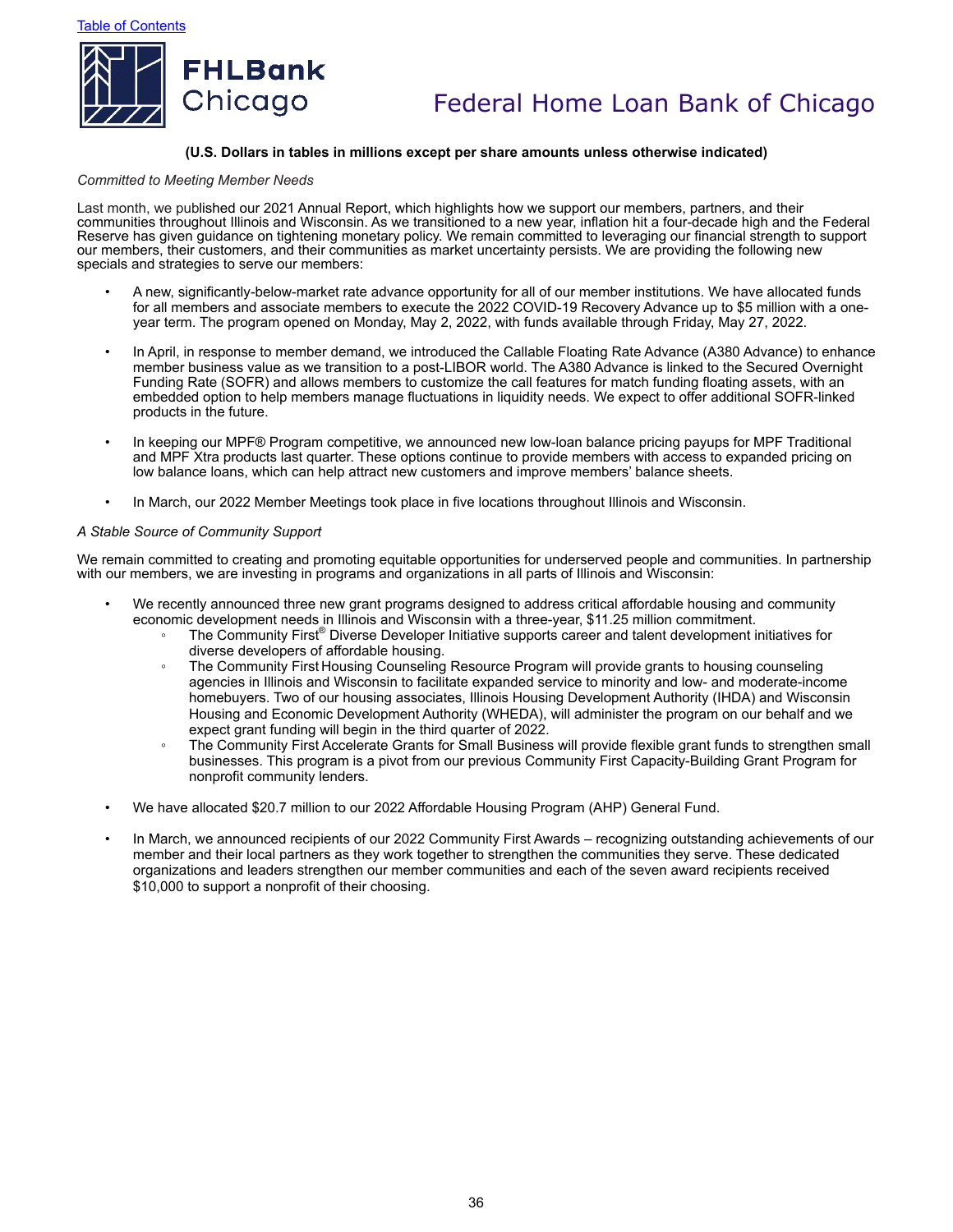**(U.S. Dollars in tables in millions except per share amounts unless otherwise indicated)**

*Committed to Meeting Member Needs*

Last month, we published our 2021 Annual Report, which highlights how we support our members, partners, and their communities throughout Illinois and Wisconsin. As we transitioned to a new year, inflation hit a four-decade high and the Federal Reserve has given guidance on tightening monetary policy. We remain committed to leveraging our financial strength to support our members, their customers, and their communities as market uncertainty persists. We are providing the following new specials and strategies to serve our members:

- A new, significantly-below-market rate advance opportunity for all of our member institutions. We have allocated funds for all members and associate members to execute the 2022 COVID-19 Recovery Advance up to $5 million with a one-year term. The program opened on Monday, May 2, 2022, with funds available through Friday, May 27, 2022.
- In April, in response to member demand, we introduced the Callable Floating Rate Advance (A380 Advance) to enhance member business value as we transition to a post-LIBOR world. The A380 Advance is linked to the Secured Overnight Funding Rate (SOFR) and allows members to customize the call features for match funding floating assets, with an embedded option to help members manage fluctuations in liquidity needs. We expect to offer additional SOFR-linked products in the future.
- In keeping our MPF® Program competitive, we announced new low-loan balance pricing payups for MPF Traditional and MPF Xtra products last quarter. These options continue to provide members with access to expanded pricing on low balance loans, which can help attract new customers and improve members' balance sheets.
- In March, our 2022 Member Meetings took place in five locations throughout Illinois and Wisconsin.

*A Stable Source of Community Support*

We remain committed to creating and promoting equitable opportunities for underserved people and communities. In partnership with our members, we are investing in programs and organizations in all parts of Illinois and Wisconsin:

- We recently announced three new grant programs designed to address critical affordable housing and community economic development needs in Illinois and Wisconsin with a three-year, $11.25 million commitment.
  - The Community First® Diverse Developer Initiative supports career and talent development initiatives for diverse developers of affordable housing.
  - The Community First Housing Counseling Resource Program will provide grants to housing counseling agencies in Illinois and Wisconsin to facilitate expanded service to minority and low- and moderate-income homebuyers. Two of our housing associates, Illinois Housing Development Authority (IHDA) and Wisconsin Housing and Economic Development Authority (WHEDA), will administer the program on our behalf and we expect grant funding will begin in the third quarter of 2022.
  - The Community First Accelerate Grants for Small Business will provide flexible grant funds to strengthen small businesses. This program is a pivot from our previous Community First Capacity-Building Grant Program for nonprofit community lenders.
- We have allocated $20.7 million to our 2022 Affordable Housing Program (AHP) General Fund.
- In March, we announced recipients of our 2022 Community First Awards – recognizing outstanding achievements of our member and their local partners as they work together to strengthen the communities they serve. These dedicated organizations and leaders strengthen our member communities and each of the seven award recipients received $10,000 to support a nonprofit of their choosing.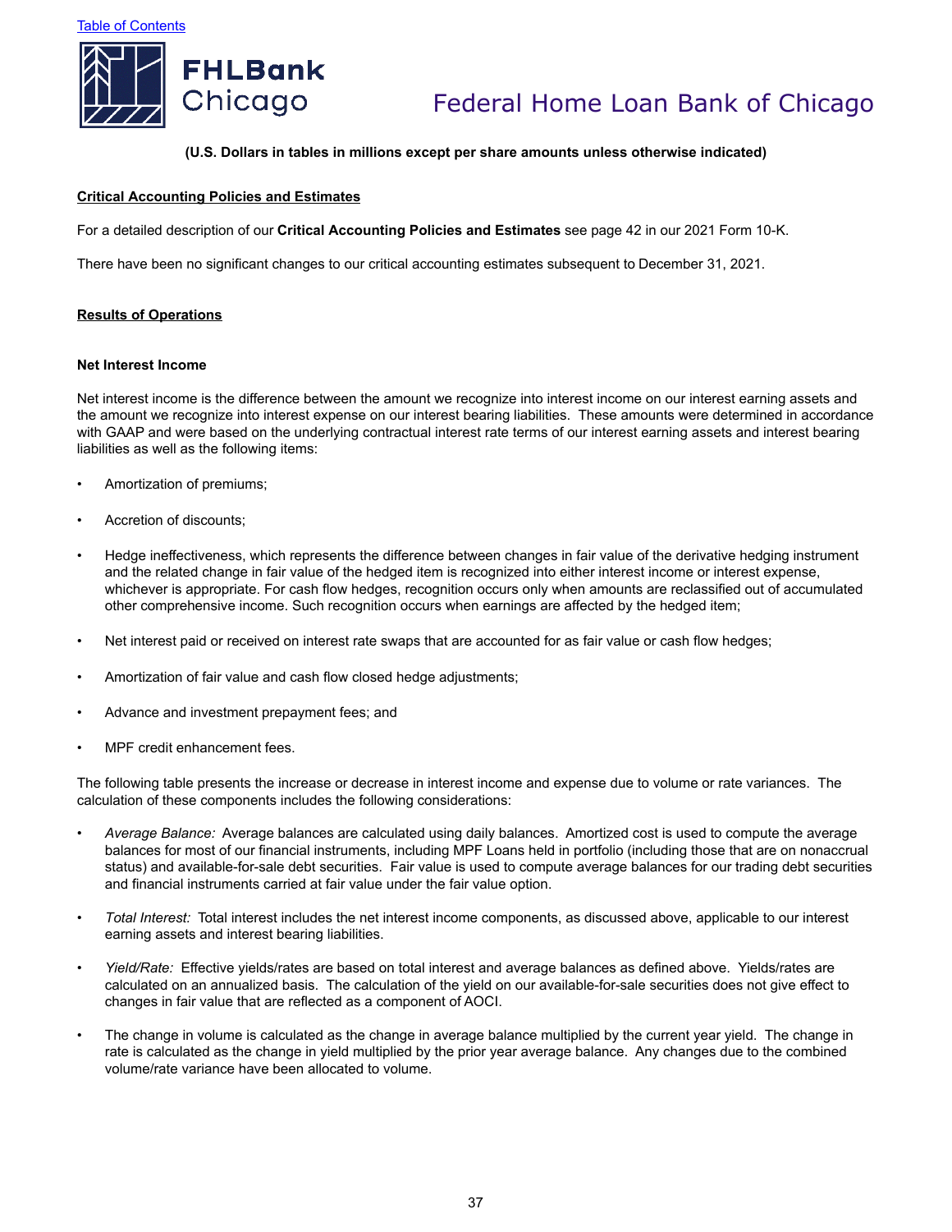(U.S. Dollars in tables in millions except per share amounts unless otherwise indicated)

## Critical Accounting Policies and Estimates

For a detailed description of our **Critical Accounting Policies and Estimates** see page 42 in our 2021 Form 10-K.

There have been no significant changes to our critical accounting estimates subsequent to December 31, 2021.

## Results of Operations

### Net Interest Income

Net interest income is the difference between the amount we recognize into interest income on our interest earning assets and the amount we recognize into interest expense on our interest bearing liabilities. These amounts were determined in accordance with GAAP and were based on the underlying contractual interest rate terms of our interest earning assets and interest bearing liabilities as well as the following items:

- Amortization of premiums;
- Accretion of discounts;
- Hedge ineffectiveness, which represents the difference between changes in fair value of the derivative hedging instrument and the related change in fair value of the hedged item is recognized into either interest income or interest expense, whichever is appropriate. For cash flow hedges, recognition occurs only when amounts are reclassified out of accumulated other comprehensive income. Such recognition occurs when earnings are affected by the hedged item;
- Net interest paid or received on interest rate swaps that are accounted for as fair value or cash flow hedges;
- Amortization of fair value and cash flow closed hedge adjustments;
- Advance and investment prepayment fees; and
- MPF credit enhancement fees.

The following table presents the increase or decrease in interest income and expense due to volume or rate variances. The calculation of these components includes the following considerations:

- *Average Balance:* Average balances are calculated using daily balances. Amortized cost is used to compute the average balances for most of our financial instruments, including MPF Loans held in portfolio (including those that are on nonaccrual status) and available-for-sale debt securities. Fair value is used to compute average balances for our trading debt securities and financial instruments carried at fair value under the fair value option.
- *Total Interest:* Total interest includes the net interest income components, as discussed above, applicable to our interest earning assets and interest bearing liabilities.
- *Yield/Rate:* Effective yields/rates are based on total interest and average balances as defined above. Yields/rates are calculated on an annualized basis. The calculation of the yield on our available-for-sale securities does not give effect to changes in fair value that are reflected as a component of AOCI.
- The change in volume is calculated as the change in average balance multiplied by the current year yield. The change in rate is calculated as the change in yield multiplied by the prior year average balance. Any changes due to the combined volume/rate variance have been allocated to volume.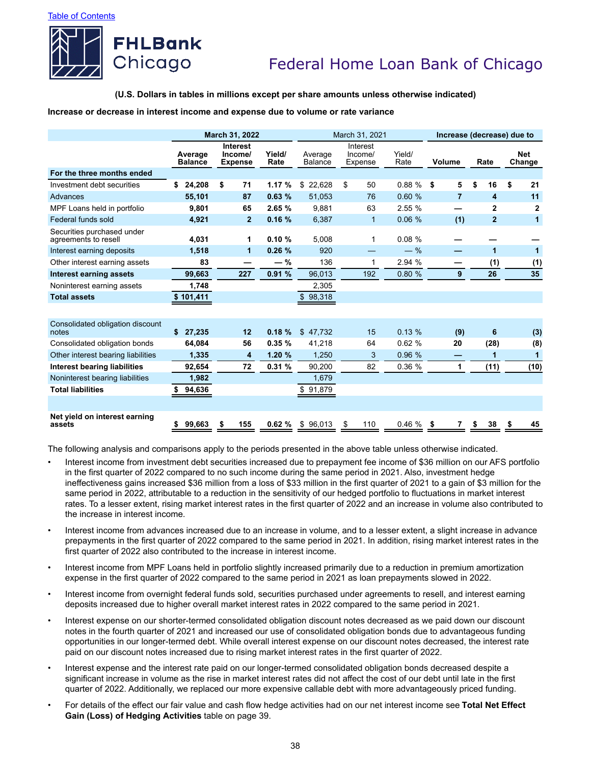(U.S. Dollars in tables in millions except per share amounts unless otherwise indicated)

**Increase or decrease in interest income and expense due to volume or rate variance**

| | March 31, 2022 | | | March 31, 2021 | | | Increase (decrease) due to | | |
|---|---|---|---|---|---|---|---|---|---|
| | Average Balance | Interest Income/ Expense | Yield/ Rate | Average Balance | Interest Income/ Expense | Yield/ Rate | Volume | Rate | Net Change |
| **For the three months ended** | | | | | | | | | |
| Investment debt securities | $ 24,208 | $ 71 | 1.17 % | $ 22,628 | $ 50 | 0.88 % | $ 5 | $ 16 | $ 21 |
| Advances | 55,101 | 87 | 0.63 % | 51,053 | 76 | 0.60 % | 7 | 4 | 11 |
| MPF Loans held in portfolio | 9,801 | 65 | 2.65 % | 9,881 | 63 | 2.55 % | — | 2 | 2 |
| Federal funds sold | 4,921 | 2 | 0.16 % | 6,387 | 1 | 0.06 % | (1) | 2 | 1 |
| Securities purchased under agreements to resell | 4,031 | 1 | 0.10 % | 5,008 | 1 | 0.08 % | — | — | — |
| Interest earning deposits | 1,518 | 1 | 0.26 % | 920 | — | — % | — | 1 | 1 |
| Other interest earning assets | 83 | — | — % | 136 | 1 | 2.94 % | — | (1) | (1) |
| **Interest earning assets** | 99,663 | 227 | 0.91 % | 96,013 | 192 | 0.80 % | 9 | 26 | 35 |
| Noninterest earning assets | 1,748 | | | 2,305 | | | | | |
| **Total assets** | $ 101,411 | | | $ 98,318 | | | | | |
| | | | | | | | | | |
| Consolidated obligation discount notes | $ 27,235 | 12 | 0.18 % | $ 47,732 | 15 | 0.13 % | (9) | 6 | (3) |
| Consolidated obligation bonds | 64,084 | 56 | 0.35 % | 41,218 | 64 | 0.62 % | 20 | (28) | (8) |
| Other interest bearing liabilities | 1,335 | 4 | 1.20 % | 1,250 | 3 | 0.96 % | — | 1 | 1 |
| **Interest bearing liabilities** | 92,654 | 72 | 0.31 % | 90,200 | 82 | 0.36 % | 1 | (11) | (10) |
| Noninterest bearing liabilities | 1,982 | | | 1,679 | | | | | |
| **Total liabilities** | $ 94,636 | | | $ 91,879 | | | | | |
| | | | | | | | | | |
| **Net yield on interest earning assets** | $ 99,663 | $ 155 | 0.62 % | $ 96,013 | $ 110 | 0.46 % | $ 7 | $ 38 | $ 45 |

The following analysis and comparisons apply to the periods presented in the above table unless otherwise indicated.

- Interest income from investment debt securities increased due to prepayment fee income of $36 million on our AFS portfolio in the first quarter of 2022 compared to no such income during the same period in 2021. Also, investment hedge ineffectiveness gains increased $36 million from a loss of $33 million in the first quarter of 2021 to a gain of $3 million for the same period in 2022, attributable to a reduction in the sensitivity of our hedged portfolio to fluctuations in market interest rates. To a lesser extent, rising market interest rates in the first quarter of 2022 and an increase in volume also contributed to the increase in interest income.
- Interest income from advances increased due to an increase in volume, and to a lesser extent, a slight increase in advance prepayments in the first quarter of 2022 compared to the same period in 2021. In addition, rising market interest rates in the first quarter of 2022 also contributed to the increase in interest income.
- Interest income from MPF Loans held in portfolio slightly increased primarily due to a reduction in premium amortization expense in the first quarter of 2022 compared to the same period in 2021 as loan prepayments slowed in 2022.
- Interest income from overnight federal funds sold, securities purchased under agreements to resell, and interest earning deposits increased due to higher overall market interest rates in 2022 compared to the same period in 2021.
- Interest expense on our shorter-termed consolidated obligation discount notes decreased as we paid down our discount notes in the fourth quarter of 2021 and increased our use of consolidated obligation bonds due to advantageous funding opportunities in our longer-termed debt. While overall interest expense on our discount notes decreased, the interest rate paid on our discount notes increased due to rising market interest rates in the first quarter of 2022.
- Interest expense and the interest rate paid on our longer-termed consolidated obligation bonds decreased despite a significant increase in volume as the rise in market interest rates did not affect the cost of our debt until late in the first quarter of 2022. Additionally, we replaced our more expensive callable debt with more advantageously priced funding.
- For details of the effect our fair value and cash flow hedge activities had on our net interest income see **Total Net Effect Gain (Loss) of Hedging Activities** table on page 39.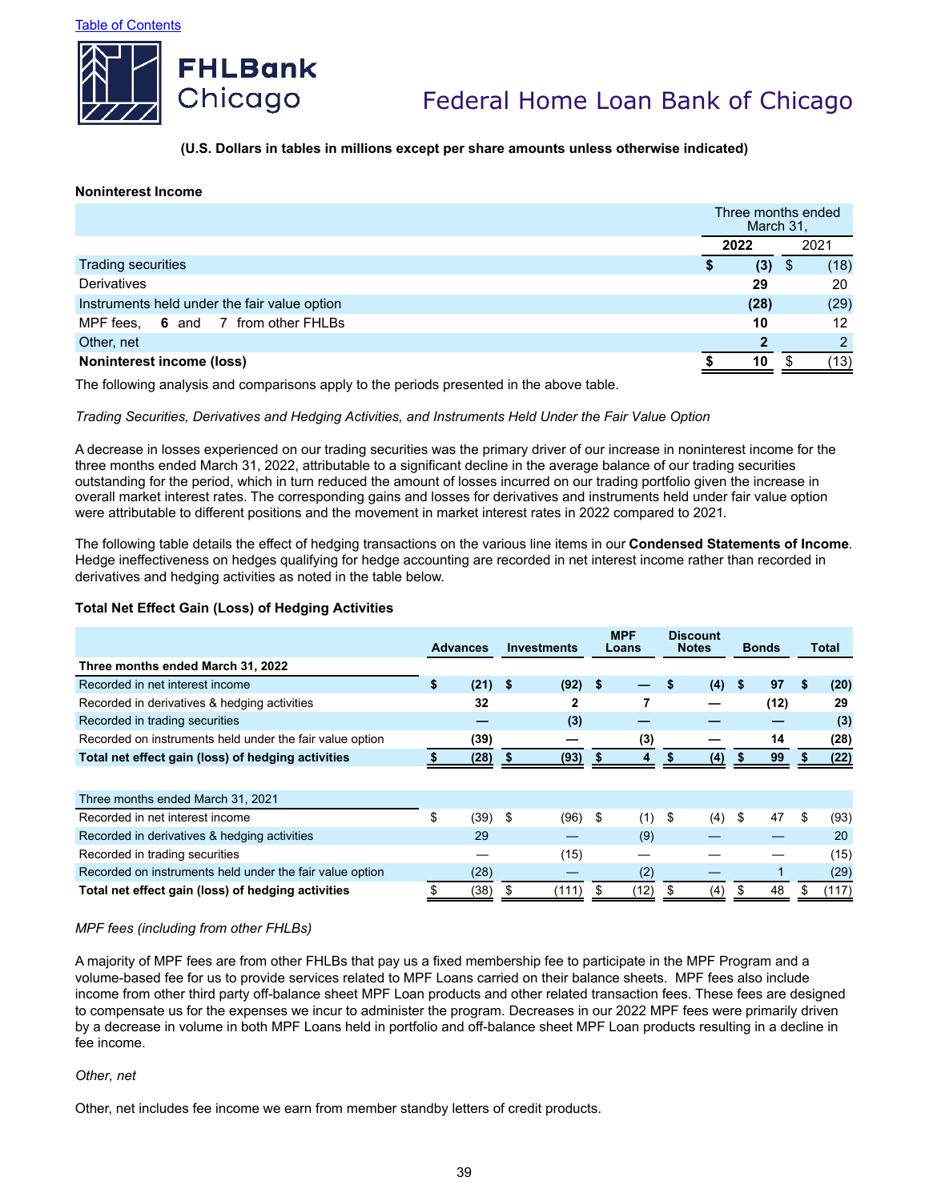(U.S. Dollars in tables in millions except per share amounts unless otherwise indicated)

**Noninterest Income**

| | Three months ended March 31, | |
|---|---|---|
| | **2022** | 2021 |
| Trading securities | **$ (3)** | $ (18) |
| Derivatives | **29** | 20 |
| Instruments held under the fair value option | **(28)** | (29) |
| MPF fees, **6** and 7 from other FHLBs | **10** | 12 |
| Other, net | **2** | 2 |
| **Noninterest income (loss)** | **$ 10** | $ (13) |

The following analysis and comparisons apply to the periods presented in the above table.

*Trading Securities, Derivatives and Hedging Activities, and Instruments Held Under the Fair Value Option*

A decrease in losses experienced on our trading securities was the primary driver of our increase in noninterest income for the three months ended March 31, 2022, attributable to a significant decline in the average balance of our trading securities outstanding for the period, which in turn reduced the amount of losses incurred on our trading portfolio given the increase in overall market interest rates. The corresponding gains and losses for derivatives and instruments held under fair value option were attributable to different positions and the movement in market interest rates in 2022 compared to 2021.

The following table details the effect of hedging transactions on the various line items in our **Condensed Statements of Income**. Hedge ineffectiveness on hedges qualifying for hedge accounting are recorded in net interest income rather than recorded in derivatives and hedging activities as noted in the table below.

**Total Net Effect Gain (Loss) of Hedging Activities**

| | Advances | Investments | MPF Loans | Discount Notes | Bonds | Total |
|---|---|---|---|---|---|---|
| **Three months ended March 31, 2022** | | | | | | |
| Recorded in net interest income | **$ (21)** | **$ (92)** | **$ —** | **$ (4)** | **$ 97** | **$ (20)** |
| Recorded in derivatives & hedging activities | **32** | **2** | **7** | **—** | **(12)** | **29** |
| Recorded in trading securities | **—** | **(3)** | **—** | **—** | **—** | **(3)** |
| Recorded on instruments held under the fair value option | **(39)** | **—** | **(3)** | **—** | **14** | **(28)** |
| **Total net effect gain (loss) of hedging activities** | **$ (28)** | **$ (93)** | **$ 4** | **$ (4)** | **$ 99** | **$ (22)** |
| Three months ended March 31, 2021 | | | | | | |
| Recorded in net interest income | $ (39) | $ (96) | $ (1) | $ (4) | $ 47 | $ (93) |
| Recorded in derivatives & hedging activities | 29 | — | (9) | — | — | 20 |
| Recorded in trading securities | — | (15) | — | — | — | (15) |
| Recorded on instruments held under the fair value option | (28) | — | (2) | — | 1 | (29) |
| **Total net effect gain (loss) of hedging activities** | $ (38) | $ (111) | $ (12) | $ (4) | $ 48 | $ (117) |

*MPF fees (including from other FHLBs)*

A majority of MPF fees are from other FHLBs that pay us a fixed membership fee to participate in the MPF Program and a volume-based fee for us to provide services related to MPF Loans carried on their balance sheets. MPF fees also include income from other third party off-balance sheet MPF Loan products and other related transaction fees. These fees are designed to compensate us for the expenses we incur to administer the program. Decreases in our 2022 MPF fees were primarily driven by a decrease in volume in both MPF Loans held in portfolio and off-balance sheet MPF Loan products resulting in a decline in fee income.

*Other, net*

Other, net includes fee income we earn from member standby letters of credit products.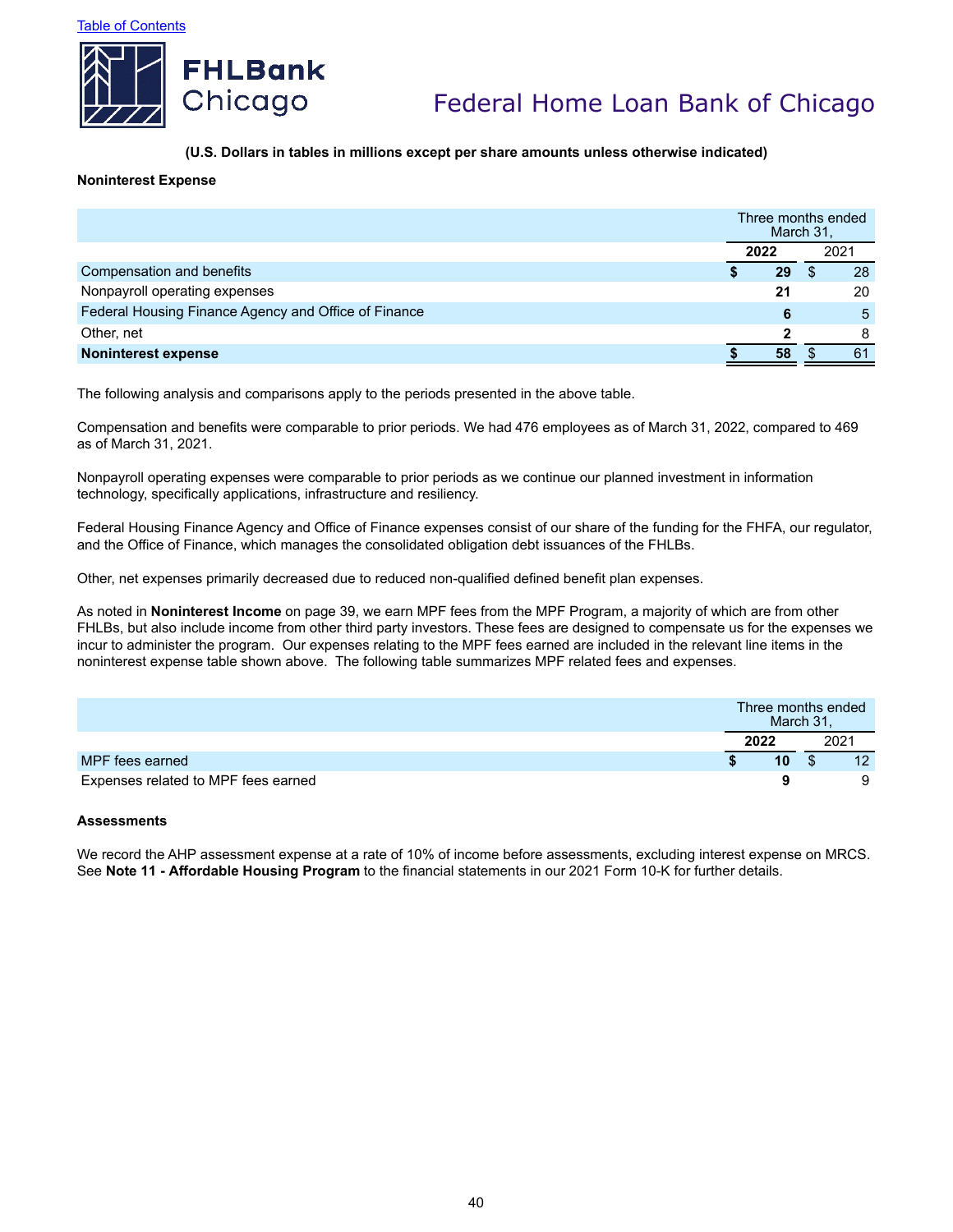(U.S. Dollars in tables in millions except per share amounts unless otherwise indicated)

**Noninterest Expense**

| | Three months ended March 31, | |
|---|---|---|
| | **2022** | 2021 |
| Compensation and benefits | **$ 29** | $ 28 |
| Nonpayroll operating expenses | **21** | 20 |
| Federal Housing Finance Agency and Office of Finance | **6** | 5 |
| Other, net | **2** | 8 |
| **Noninterest expense** | **$ 58** | $ 61 |

The following analysis and comparisons apply to the periods presented in the above table.

Compensation and benefits were comparable to prior periods. We had 476 employees as of March 31, 2022, compared to 469 as of March 31, 2021.

Nonpayroll operating expenses were comparable to prior periods as we continue our planned investment in information technology, specifically applications, infrastructure and resiliency.

Federal Housing Finance Agency and Office of Finance expenses consist of our share of the funding for the FHFA, our regulator, and the Office of Finance, which manages the consolidated obligation debt issuances of the FHLBs.

Other, net expenses primarily decreased due to reduced non-qualified defined benefit plan expenses.

As noted in **Noninterest Income** on page 39, we earn MPF fees from the MPF Program, a majority of which are from other FHLBs, but also include income from other third party investors. These fees are designed to compensate us for the expenses we incur to administer the program. Our expenses relating to the MPF fees earned are included in the relevant line items in the noninterest expense table shown above. The following table summarizes MPF related fees and expenses.

| | Three months ended March 31, | |
|---|---|---|
| | **2022** | 2021 |
| MPF fees earned | **$ 10** | $ 12 |
| Expenses related to MPF fees earned | **9** | 9 |

**Assessments**

We record the AHP assessment expense at a rate of 10% of income before assessments, excluding interest expense on MRCS. See **Note 11 - Affordable Housing Program** to the financial statements in our 2021 Form 10-K for further details.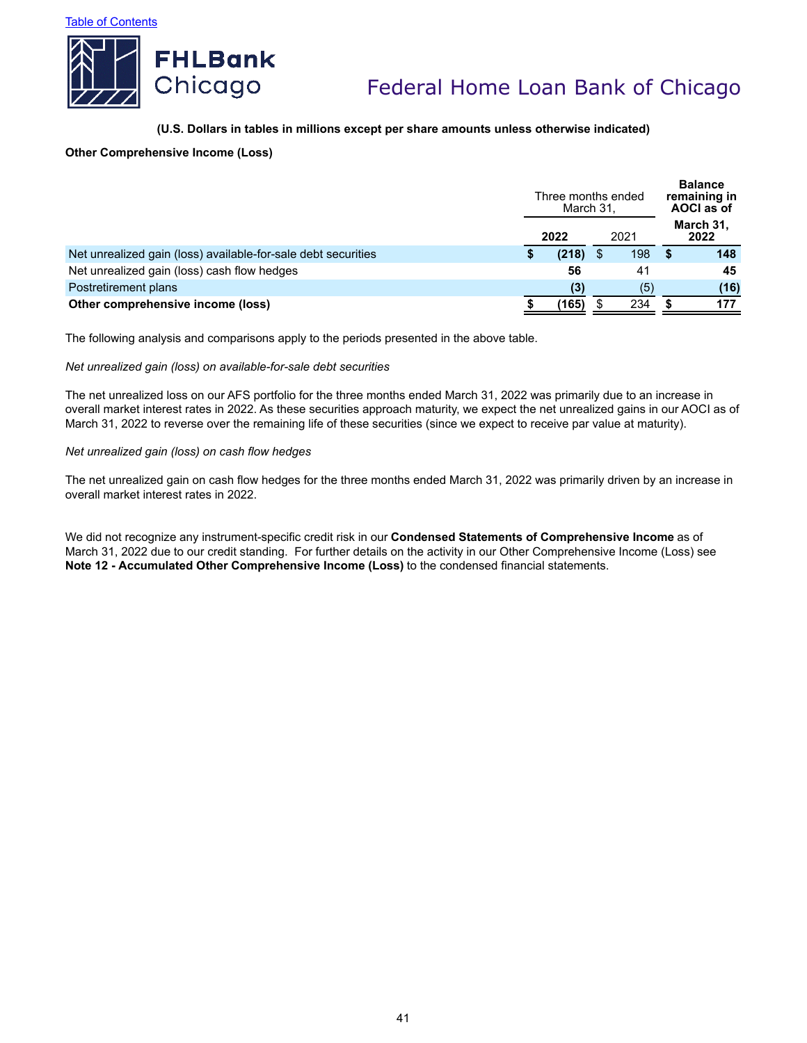**(U.S. Dollars in tables in millions except per share amounts unless otherwise indicated)**

**Other Comprehensive Income (Loss)**

| | Three months ended March 31, | | Balance remaining in AOCI as of |
|---|---|---|---|
| | **2022** | 2021 | **March 31, 2022** |
| Net unrealized gain (loss) available-for-sale debt securities | **$ (218)** | $ 198 | **$ 148** |
| Net unrealized gain (loss) cash flow hedges | **56** | 41 | **45** |
| Postretirement plans | **(3)** | (5) | **(16)** |
| **Other comprehensive income (loss)** | **$ (165)** | $ 234 | **$ 177** |

The following analysis and comparisons apply to the periods presented in the above table.

*Net unrealized gain (loss) on available-for-sale debt securities*

The net unrealized loss on our AFS portfolio for the three months ended March 31, 2022 was primarily due to an increase in overall market interest rates in 2022. As these securities approach maturity, we expect the net unrealized gains in our AOCI as of March 31, 2022 to reverse over the remaining life of these securities (since we expect to receive par value at maturity).

*Net unrealized gain (loss) on cash flow hedges*

The net unrealized gain on cash flow hedges for the three months ended March 31, 2022 was primarily driven by an increase in overall market interest rates in 2022.

We did not recognize any instrument-specific credit risk in our **Condensed Statements of Comprehensive Income** as of March 31, 2022 due to our credit standing. For further details on the activity in our Other Comprehensive Income (Loss) see **Note 12 - Accumulated Other Comprehensive Income (Loss)** to the condensed financial statements.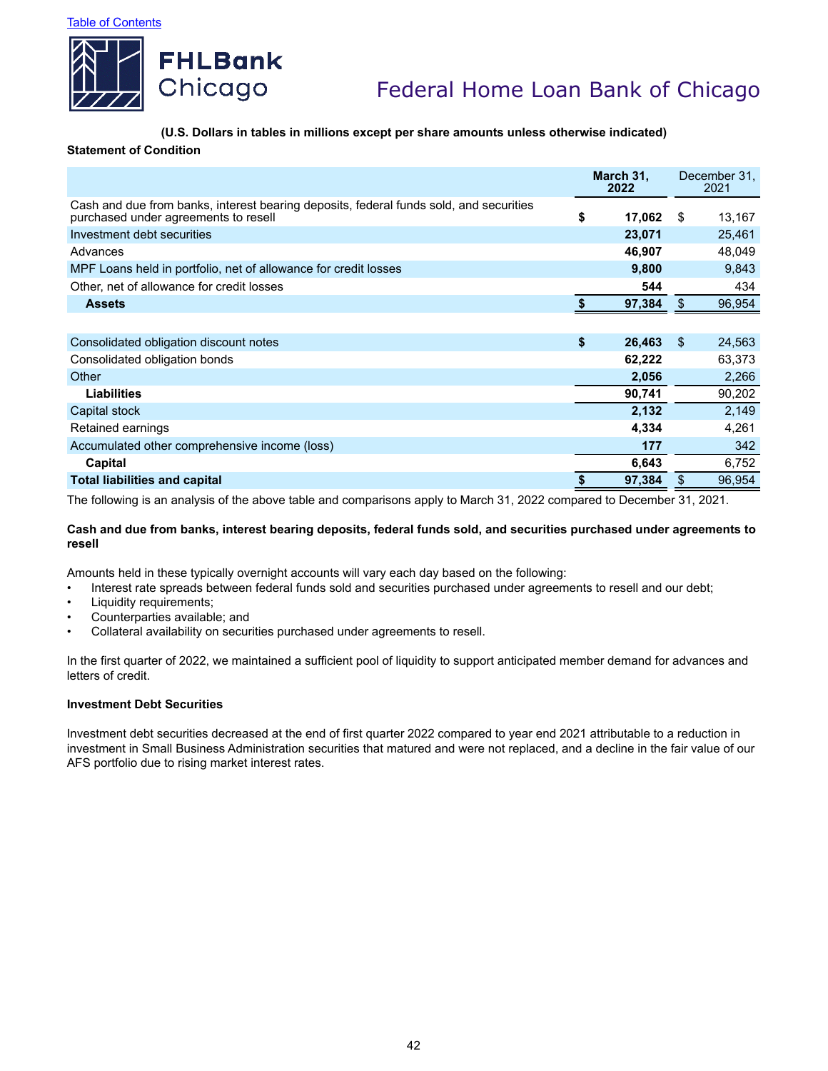(U.S. Dollars in tables in millions except per share amounts unless otherwise indicated)

**Statement of Condition**

| | March 31, 2022 | December 31, 2021 |
|---|---|---|
| Cash and due from banks, interest bearing deposits, federal funds sold, and securities purchased under agreements to resell | $ 17,062 | $ 13,167 |
| Investment debt securities | 23,071 | 25,461 |
| Advances | 46,907 | 48,049 |
| MPF Loans held in portfolio, net of allowance for credit losses | 9,800 | 9,843 |
| Other, net of allowance for credit losses | 544 | 434 |
| **Assets** | $ 97,384 | $ 96,954 |
| | | |
| Consolidated obligation discount notes | $ 26,463 | $ 24,563 |
| Consolidated obligation bonds | 62,222 | 63,373 |
| Other | 2,056 | 2,266 |
| **Liabilities** | 90,741 | 90,202 |
| Capital stock | 2,132 | 2,149 |
| Retained earnings | 4,334 | 4,261 |
| Accumulated other comprehensive income (loss) | 177 | 342 |
| **Capital** | 6,643 | 6,752 |
| **Total liabilities and capital** | $ 97,384 | $ 96,954 |

The following is an analysis of the above table and comparisons apply to March 31, 2022 compared to December 31, 2021.

**Cash and due from banks, interest bearing deposits, federal funds sold, and securities purchased under agreements to resell**

Amounts held in these typically overnight accounts will vary each day based on the following:

- Interest rate spreads between federal funds sold and securities purchased under agreements to resell and our debt;
- Liquidity requirements;
- Counterparties available; and
- Collateral availability on securities purchased under agreements to resell.

In the first quarter of 2022, we maintained a sufficient pool of liquidity to support anticipated member demand for advances and letters of credit.

**Investment Debt Securities**

Investment debt securities decreased at the end of first quarter 2022 compared to year end 2021 attributable to a reduction in investment in Small Business Administration securities that matured and were not replaced, and a decline in the fair value of our AFS portfolio due to rising market interest rates.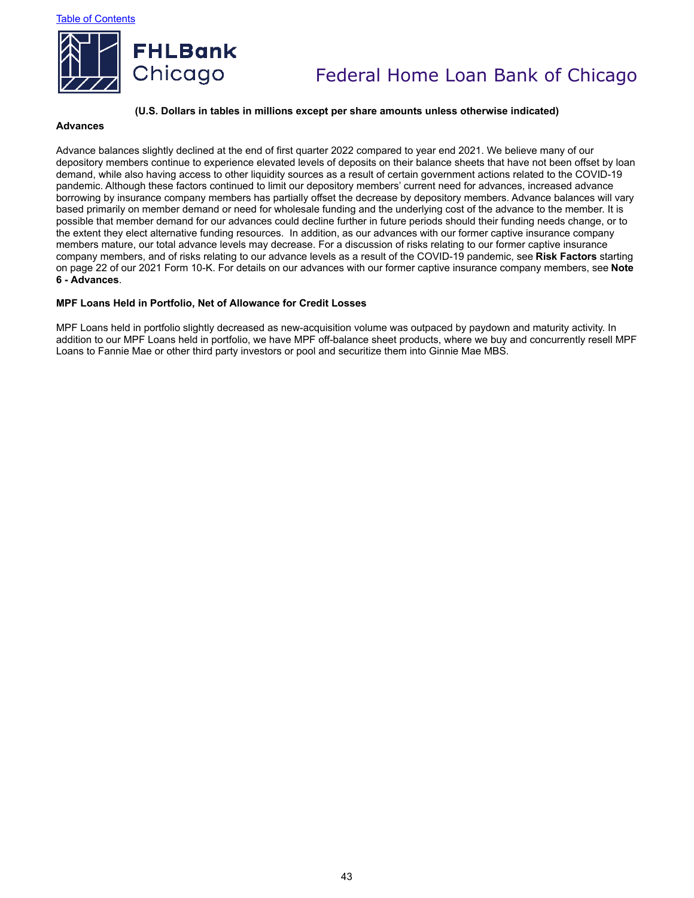**(U.S. Dollars in tables in millions except per share amounts unless otherwise indicated)**

**Advances**

Advance balances slightly declined at the end of first quarter 2022 compared to year end 2021. We believe many of our depository members continue to experience elevated levels of deposits on their balance sheets that have not been offset by loan demand, while also having access to other liquidity sources as a result of certain government actions related to the COVID-19 pandemic. Although these factors continued to limit our depository members' current need for advances, increased advance borrowing by insurance company members has partially offset the decrease by depository members. Advance balances will vary based primarily on member demand or need for wholesale funding and the underlying cost of the advance to the member. It is possible that member demand for our advances could decline further in future periods should their funding needs change, or to the extent they elect alternative funding resources. In addition, as our advances with our former captive insurance company members mature, our total advance levels may decrease. For a discussion of risks relating to our former captive insurance company members, and of risks relating to our advance levels as a result of the COVID-19 pandemic, see **Risk Factors** starting on page 22 of our 2021 Form 10-K. For details on our advances with our former captive insurance company members, see **Note 6 - Advances**.

**MPF Loans Held in Portfolio, Net of Allowance for Credit Losses**

MPF Loans held in portfolio slightly decreased as new-acquisition volume was outpaced by paydown and maturity activity. In addition to our MPF Loans held in portfolio, we have MPF off-balance sheet products, where we buy and concurrently resell MPF Loans to Fannie Mae or other third party investors or pool and securitize them into Ginnie Mae MBS.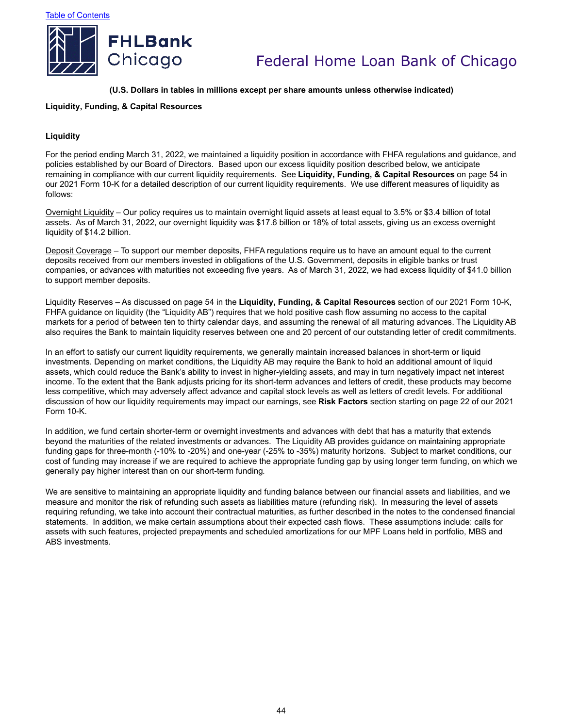(U.S. Dollars in tables in millions except per share amounts unless otherwise indicated)

## Liquidity, Funding, & Capital Resources

### Liquidity

For the period ending March 31, 2022, we maintained a liquidity position in accordance with FHFA regulations and guidance, and policies established by our Board of Directors. Based upon our excess liquidity position described below, we anticipate remaining in compliance with our current liquidity requirements. See **Liquidity, Funding, & Capital Resources** on page 54 in our 2021 Form 10-K for a detailed description of our current liquidity requirements. We use different measures of liquidity as follows:

Overnight Liquidity – Our policy requires us to maintain overnight liquid assets at least equal to 3.5% or $3.4 billion of total assets. As of March 31, 2022, our overnight liquidity was $17.6 billion or 18% of total assets, giving us an excess overnight liquidity of $14.2 billion.

Deposit Coverage – To support our member deposits, FHFA regulations require us to have an amount equal to the current deposits received from our members invested in obligations of the U.S. Government, deposits in eligible banks or trust companies, or advances with maturities not exceeding five years. As of March 31, 2022, we had excess liquidity of $41.0 billion to support member deposits.

Liquidity Reserves – As discussed on page 54 in the **Liquidity, Funding, & Capital Resources** section of our 2021 Form 10-K, FHFA guidance on liquidity (the "Liquidity AB") requires that we hold positive cash flow assuming no access to the capital markets for a period of between ten to thirty calendar days, and assuming the renewal of all maturing advances. The Liquidity AB also requires the Bank to maintain liquidity reserves between one and 20 percent of our outstanding letter of credit commitments.

In an effort to satisfy our current liquidity requirements, we generally maintain increased balances in short-term or liquid investments. Depending on market conditions, the Liquidity AB may require the Bank to hold an additional amount of liquid assets, which could reduce the Bank's ability to invest in higher-yielding assets, and may in turn negatively impact net interest income. To the extent that the Bank adjusts pricing for its short-term advances and letters of credit, these products may become less competitive, which may adversely affect advance and capital stock levels as well as letters of credit levels. For additional discussion of how our liquidity requirements may impact our earnings, see **Risk Factors** section starting on page 22 of our 2021 Form 10-K.

In addition, we fund certain shorter-term or overnight investments and advances with debt that has a maturity that extends beyond the maturities of the related investments or advances. The Liquidity AB provides guidance on maintaining appropriate funding gaps for three-month (-10% to -20%) and one-year (-25% to -35%) maturity horizons. Subject to market conditions, our cost of funding may increase if we are required to achieve the appropriate funding gap by using longer term funding, on which we generally pay higher interest than on our short-term funding.

We are sensitive to maintaining an appropriate liquidity and funding balance between our financial assets and liabilities, and we measure and monitor the risk of refunding such assets as liabilities mature (refunding risk). In measuring the level of assets requiring refunding, we take into account their contractual maturities, as further described in the notes to the condensed financial statements. In addition, we make certain assumptions about their expected cash flows. These assumptions include: calls for assets with such features, projected prepayments and scheduled amortizations for our MPF Loans held in portfolio, MBS and ABS investments.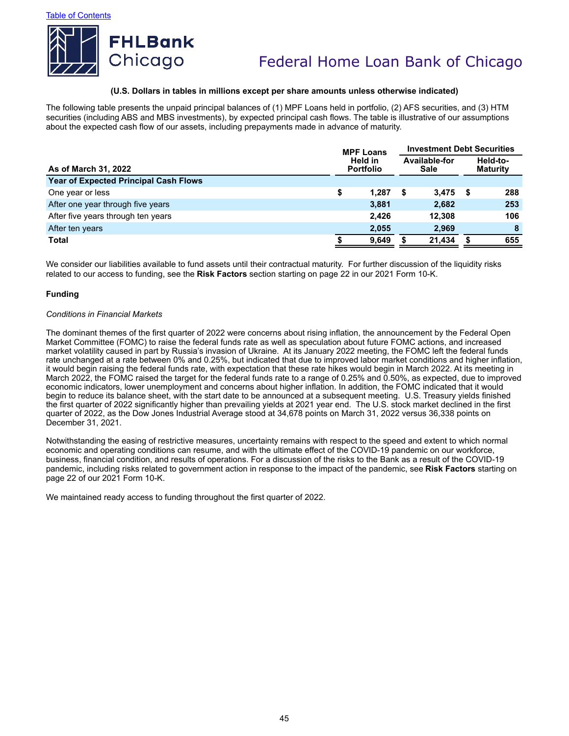(U.S. Dollars in tables in millions except per share amounts unless otherwise indicated)

The following table presents the unpaid principal balances of (1) MPF Loans held in portfolio, (2) AFS securities, and (3) HTM securities (including ABS and MBS investments), by expected principal cash flows. The table is illustrative of our assumptions about the expected cash flow of our assets, including prepayments made in advance of maturity.

| As of March 31, 2022 | MPF Loans Held in Portfolio | Investment Debt Securities | |
|---|---|---|---|
| | | Available-for Sale | Held-to-Maturity |
| **Year of Expected Principal Cash Flows** | | | |
| One year or less | $ 1,287 | $ 3,475 | $ 288 |
| After one year through five years | 3,881 | 2,682 | 253 |
| After five years through ten years | 2,426 | 12,308 | 106 |
| After ten years | 2,055 | 2,969 | 8 |
| **Total** | $ 9,649 | $ 21,434 | $ 655 |

We consider our liabilities available to fund assets until their contractual maturity. For further discussion of the liquidity risks related to our access to funding, see the **Risk Factors** section starting on page 22 in our 2021 Form 10-K.

**Funding**

*Conditions in Financial Markets*

The dominant themes of the first quarter of 2022 were concerns about rising inflation, the announcement by the Federal Open Market Committee (FOMC) to raise the federal funds rate as well as speculation about future FOMC actions, and increased market volatility caused in part by Russia's invasion of Ukraine. At its January 2022 meeting, the FOMC left the federal funds rate unchanged at a rate between 0% and 0.25%, but indicated that due to improved labor market conditions and higher inflation, it would begin raising the federal funds rate, with expectation that these rate hikes would begin in March 2022. At its meeting in March 2022, the FOMC raised the target for the federal funds rate to a range of 0.25% and 0.50%, as expected, due to improved economic indicators, lower unemployment and concerns about higher inflation. In addition, the FOMC indicated that it would begin to reduce its balance sheet, with the start date to be announced at a subsequent meeting. U.S. Treasury yields finished the first quarter of 2022 significantly higher than prevailing yields at 2021 year end. The U.S. stock market declined in the first quarter of 2022, as the Dow Jones Industrial Average stood at 34,678 points on March 31, 2022 versus 36,338 points on December 31, 2021.

Notwithstanding the easing of restrictive measures, uncertainty remains with respect to the speed and extent to which normal economic and operating conditions can resume, and with the ultimate effect of the COVID-19 pandemic on our workforce, business, financial condition, and results of operations. For a discussion of the risks to the Bank as a result of the COVID-19 pandemic, including risks related to government action in response to the impact of the pandemic, see **Risk Factors** starting on page 22 of our 2021 Form 10-K.

We maintained ready access to funding throughout the first quarter of 2022.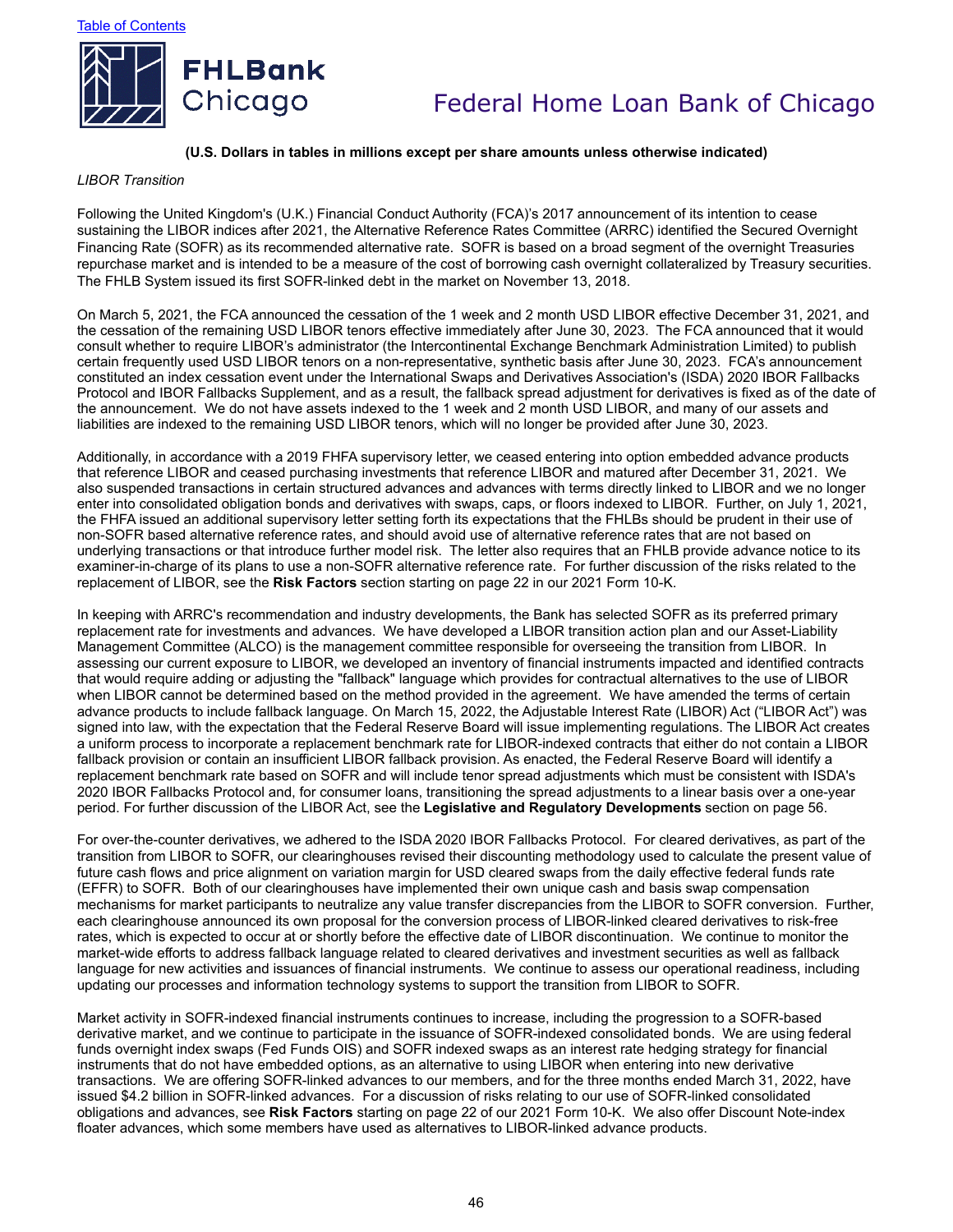**(U.S. Dollars in tables in millions except per share amounts unless otherwise indicated)**

*LIBOR Transition*

Following the United Kingdom's (U.K.) Financial Conduct Authority (FCA)'s 2017 announcement of its intention to cease sustaining the LIBOR indices after 2021, the Alternative Reference Rates Committee (ARRC) identified the Secured Overnight Financing Rate (SOFR) as its recommended alternative rate. SOFR is based on a broad segment of the overnight Treasuries repurchase market and is intended to be a measure of the cost of borrowing cash overnight collateralized by Treasury securities. The FHLB System issued its first SOFR-linked debt in the market on November 13, 2018.

On March 5, 2021, the FCA announced the cessation of the 1 week and 2 month USD LIBOR effective December 31, 2021, and the cessation of the remaining USD LIBOR tenors effective immediately after June 30, 2023. The FCA announced that it would consult whether to require LIBOR's administrator (the Intercontinental Exchange Benchmark Administration Limited) to publish certain frequently used USD LIBOR tenors on a non-representative, synthetic basis after June 30, 2023. FCA's announcement constituted an index cessation event under the International Swaps and Derivatives Association's (ISDA) 2020 IBOR Fallbacks Protocol and IBOR Fallbacks Supplement, and as a result, the fallback spread adjustment for derivatives is fixed as of the date of the announcement. We do not have assets indexed to the 1 week and 2 month USD LIBOR, and many of our assets and liabilities are indexed to the remaining USD LIBOR tenors, which will no longer be provided after June 30, 2023.

Additionally, in accordance with a 2019 FHFA supervisory letter, we ceased entering into option embedded advance products that reference LIBOR and ceased purchasing investments that reference LIBOR and matured after December 31, 2021. We also suspended transactions in certain structured advances and advances with terms directly linked to LIBOR and we no longer enter into consolidated obligation bonds and derivatives with swaps, caps, or floors indexed to LIBOR. Further, on July 1, 2021, the FHFA issued an additional supervisory letter setting forth its expectations that the FHLBs should be prudent in their use of non-SOFR based alternative reference rates, and should avoid use of alternative reference rates that are not based on underlying transactions or that introduce further model risk. The letter also requires that an FHLB provide advance notice to its examiner-in-charge of its plans to use a non-SOFR alternative reference rate. For further discussion of the risks related to the replacement of LIBOR, see the **Risk Factors** section starting on page 22 in our 2021 Form 10-K.

In keeping with ARRC's recommendation and industry developments, the Bank has selected SOFR as its preferred primary replacement rate for investments and advances. We have developed a LIBOR transition action plan and our Asset-Liability Management Committee (ALCO) is the management committee responsible for overseeing the transition from LIBOR. In assessing our current exposure to LIBOR, we developed an inventory of financial instruments impacted and identified contracts that would require adding or adjusting the "fallback" language which provides for contractual alternatives to the use of LIBOR when LIBOR cannot be determined based on the method provided in the agreement. We have amended the terms of certain advance products to include fallback language. On March 15, 2022, the Adjustable Interest Rate (LIBOR) Act ("LIBOR Act") was signed into law, with the expectation that the Federal Reserve Board will issue implementing regulations. The LIBOR Act creates a uniform process to incorporate a replacement benchmark rate for LIBOR-indexed contracts that either do not contain a LIBOR fallback provision or contain an insufficient LIBOR fallback provision. As enacted, the Federal Reserve Board will identify a replacement benchmark rate based on SOFR and will include tenor spread adjustments which must be consistent with ISDA's 2020 IBOR Fallbacks Protocol and, for consumer loans, transitioning the spread adjustments to a linear basis over a one-year period. For further discussion of the LIBOR Act, see the **Legislative and Regulatory Developments** section on page 56.

For over-the-counter derivatives, we adhered to the ISDA 2020 IBOR Fallbacks Protocol. For cleared derivatives, as part of the transition from LIBOR to SOFR, our clearinghouses revised their discounting methodology used to calculate the present value of future cash flows and price alignment on variation margin for USD cleared swaps from the daily effective federal funds rate (EFFR) to SOFR. Both of our clearinghouses have implemented their own unique cash and basis swap compensation mechanisms for market participants to neutralize any value transfer discrepancies from the LIBOR to SOFR conversion. Further, each clearinghouse announced its own proposal for the conversion process of LIBOR-linked cleared derivatives to risk-free rates, which is expected to occur at or shortly before the effective date of LIBOR discontinuation. We continue to monitor the market-wide efforts to address fallback language related to cleared derivatives and investment securities as well as fallback language for new activities and issuances of financial instruments. We continue to assess our operational readiness, including updating our processes and information technology systems to support the transition from LIBOR to SOFR.

Market activity in SOFR-indexed financial instruments continues to increase, including the progression to a SOFR-based derivative market, and we continue to participate in the issuance of SOFR-indexed consolidated bonds. We are using federal funds overnight index swaps (Fed Funds OIS) and SOFR indexed swaps as an interest rate hedging strategy for financial instruments that do not have embedded options, as an alternative to using LIBOR when entering into new derivative transactions. We are offering SOFR-linked advances to our members, and for the three months ended March 31, 2022, have issued $4.2 billion in SOFR-linked advances. For a discussion of risks relating to our use of SOFR-linked consolidated obligations and advances, see **Risk Factors** starting on page 22 of our 2021 Form 10-K. We also offer Discount Note-index floater advances, which some members have used as alternatives to LIBOR-linked advance products.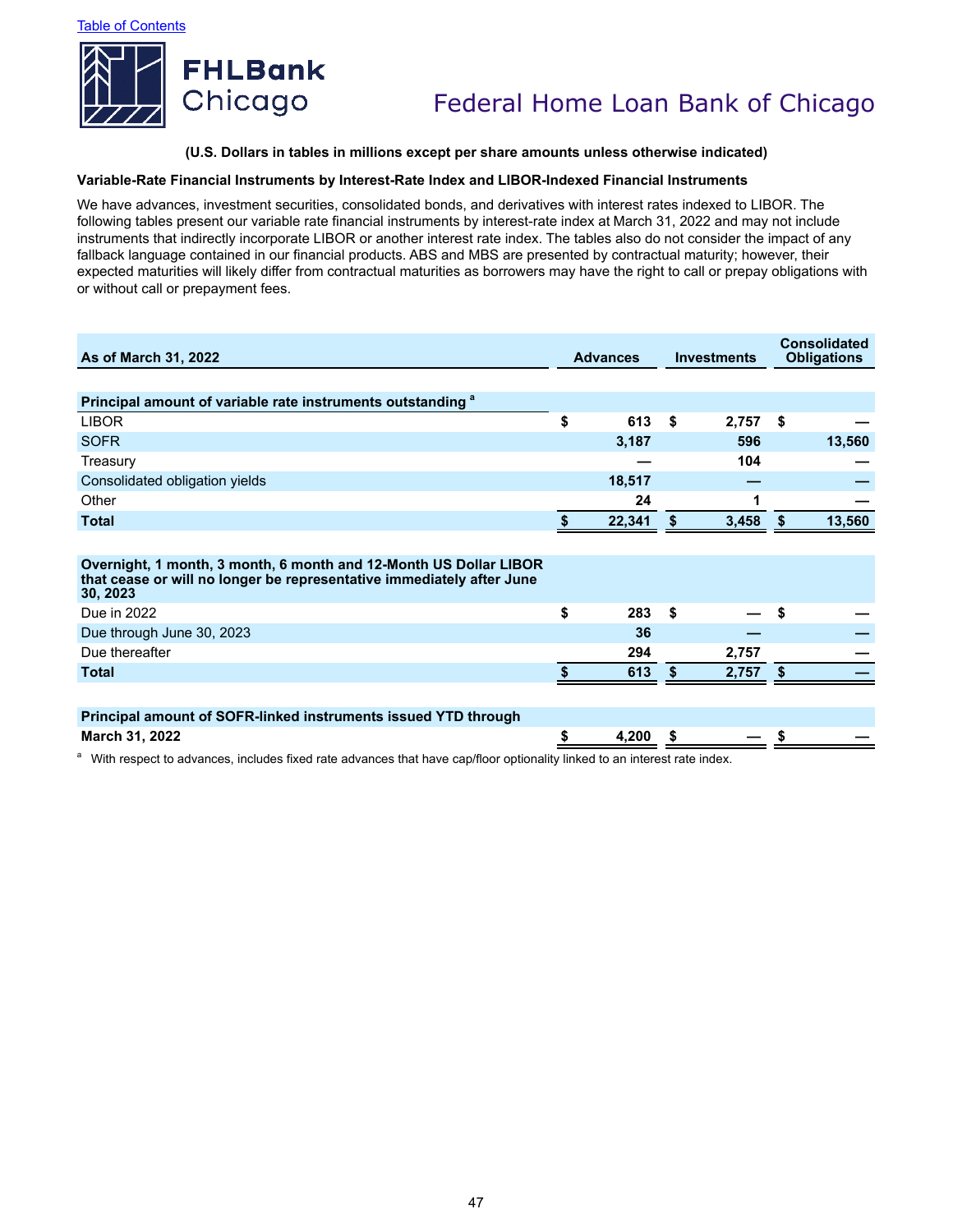(U.S. Dollars in tables in millions except per share amounts unless otherwise indicated)

**Variable-Rate Financial Instruments by Interest-Rate Index and LIBOR-Indexed Financial Instruments**

We have advances, investment securities, consolidated bonds, and derivatives with interest rates indexed to LIBOR. The following tables present our variable rate financial instruments by interest-rate index at March 31, 2022 and may not include instruments that indirectly incorporate LIBOR or another interest rate index. The tables also do not consider the impact of any fallback language contained in our financial products. ABS and MBS are presented by contractual maturity; however, their expected maturities will likely differ from contractual maturities as borrowers may have the right to call or prepay obligations with or without call or prepayment fees.

| As of March 31, 2022 | Advances | Investments | Consolidated Obligations |
|---|---|---|---|
| **Principal amount of variable rate instruments outstanding** [a] | | | |
| LIBOR | $ 613 | $ 2,757 | $ — |
| SOFR | 3,187 | 596 | 13,560 |
| Treasury | — | 104 | — |
| Consolidated obligation yields | 18,517 | — | — |
| Other | 24 | 1 | — |
| **Total** | $ 22,341 | $ 3,458 | $ 13,560 |
| **Overnight, 1 month, 3 month, 6 month and 12-Month US Dollar LIBOR that cease or will no longer be representative immediately after June 30, 2023** | | | |
| Due in 2022 | $ 283 | $ — | $ — |
| Due through June 30, 2023 | 36 | — | — |
| Due thereafter | 294 | 2,757 | — |
| **Total** | $ 613 | $ 2,757 | $ — |
| **Principal amount of SOFR-linked instruments issued YTD through March 31, 2022** | $ 4,200 | $ — | $ — |

[a] With respect to advances, includes fixed rate advances that have cap/floor optionality linked to an interest rate index.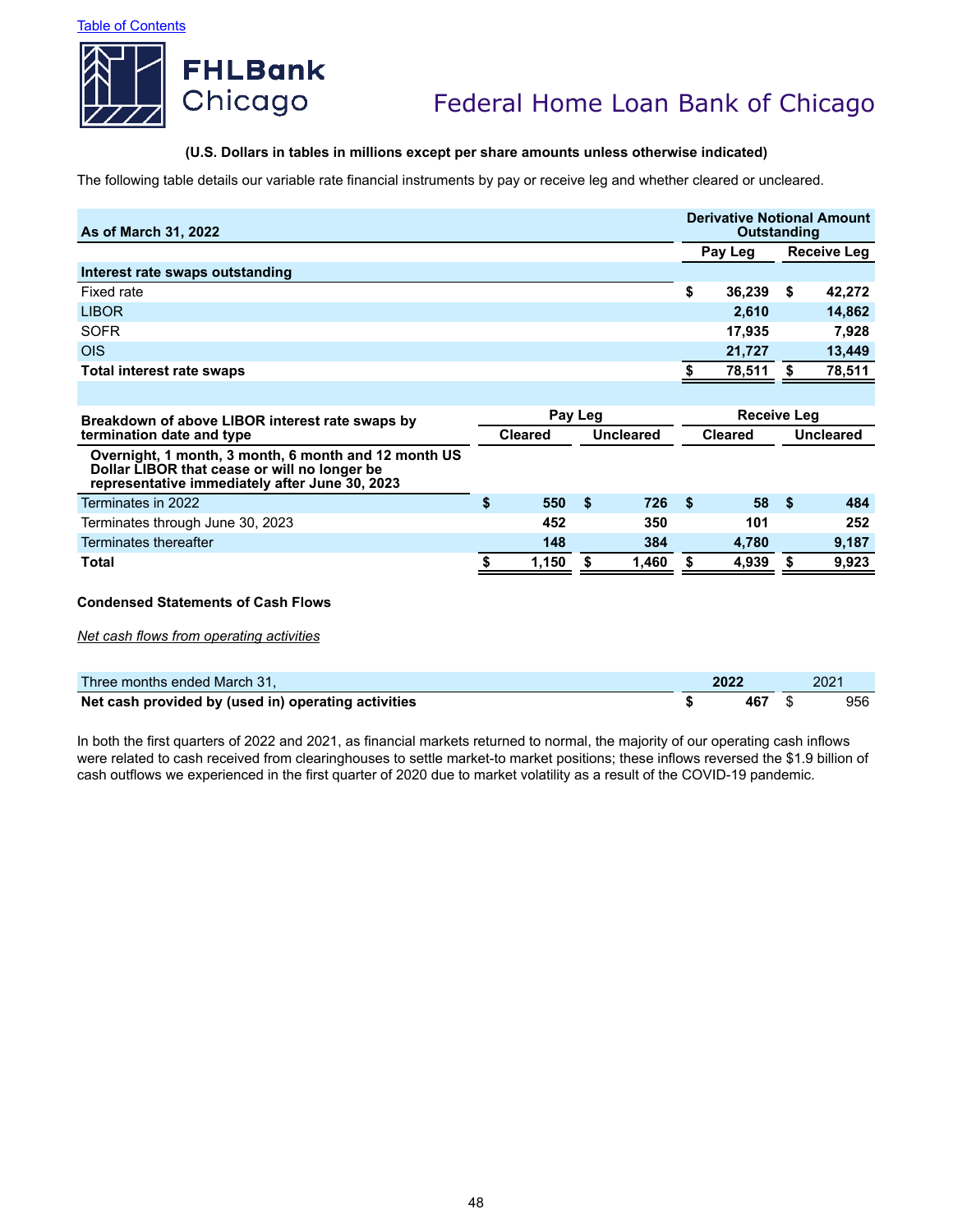**(U.S. Dollars in tables in millions except per share amounts unless otherwise indicated)**

The following table details our variable rate financial instruments by pay or receive leg and whether cleared or uncleared.

| As of March 31, 2022 | Derivative Notional Amount Outstanding | |
|---|---|---|
| | Pay Leg | Receive Leg |
| **Interest rate swaps outstanding** | | |
| Fixed rate | $ 36,239 | $ 42,272 |
| LIBOR | 2,610 | 14,862 |
| SOFR | 17,935 | 7,928 |
| OIS | 21,727 | 13,449 |
| **Total interest rate swaps** | $ 78,511 | $ 78,511 |

| Breakdown of above LIBOR interest rate swaps by termination date and type | Pay Leg | | Receive Leg | |
|---|---|---|---|---|
| | Cleared | Uncleared | Cleared | Uncleared |
| **Overnight, 1 month, 3 month, 6 month and 12 month US Dollar LIBOR that cease or will no longer be representative immediately after June 30, 2023** | | | | |
| Terminates in 2022 | $ 550 | $ 726 | $ 58 | $ 484 |
| Terminates through June 30, 2023 | 452 | 350 | 101 | 252 |
| Terminates thereafter | 148 | 384 | 4,780 | 9,187 |
| **Total** | $ 1,150 | $ 1,460 | $ 4,939 | $ 9,923 |

**Condensed Statements of Cash Flows**

*Net cash flows from operating activities*

| Three months ended March 31, | 2022 | 2021 |
|---|---|---|
| **Net cash provided by (used in) operating activities** | $ 467 | $ 956 |

In both the first quarters of 2022 and 2021, as financial markets returned to normal, the majority of our operating cash inflows were related to cash received from clearinghouses to settle market-to market positions; these inflows reversed the $1.9 billion of cash outflows we experienced in the first quarter of 2020 due to market volatility as a result of the COVID-19 pandemic.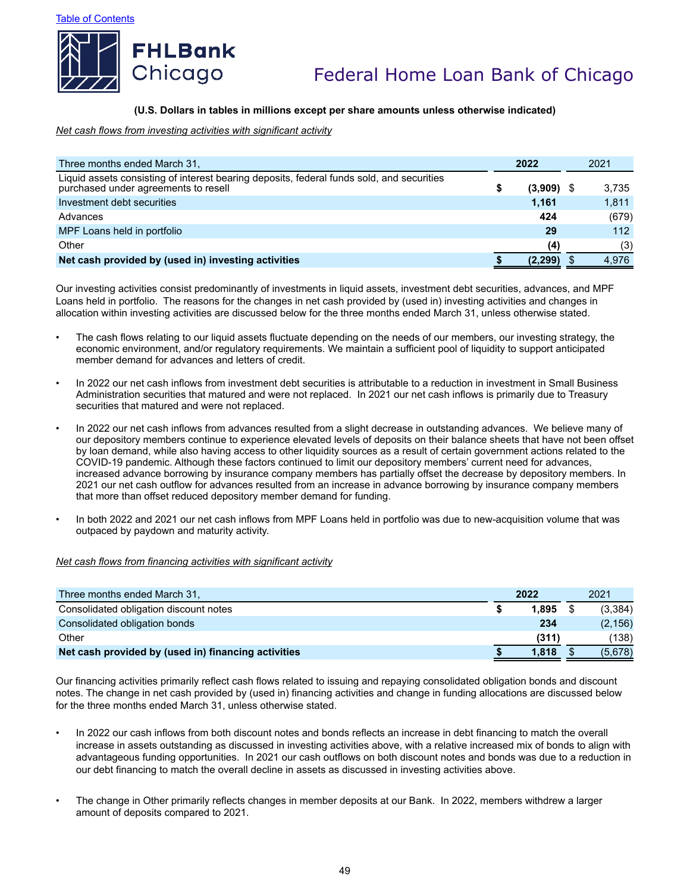**(U.S. Dollars in tables in millions except per share amounts unless otherwise indicated)**

*Net cash flows from investing activities with significant activity*

| Three months ended March 31, | 2022 | 2021 |
|---|---|---|
| Liquid assets consisting of interest bearing deposits, federal funds sold, and securities purchased under agreements to resell | $ (3,909) | $ 3,735 |
| Investment debt securities | 1,161 | 1,811 |
| Advances | 424 | (679) |
| MPF Loans held in portfolio | 29 | 112 |
| Other | (4) | (3) |
| **Net cash provided by (used in) investing activities** | **$ (2,299)** | $ 4,976 |

Our investing activities consist predominantly of investments in liquid assets, investment debt securities, advances, and MPF Loans held in portfolio. The reasons for the changes in net cash provided by (used in) investing activities and changes in allocation within investing activities are discussed below for the three months ended March 31, unless otherwise stated.

- The cash flows relating to our liquid assets fluctuate depending on the needs of our members, our investing strategy, the economic environment, and/or regulatory requirements. We maintain a sufficient pool of liquidity to support anticipated member demand for advances and letters of credit.
- In 2022 our net cash inflows from investment debt securities is attributable to a reduction in investment in Small Business Administration securities that matured and were not replaced. In 2021 our net cash inflows is primarily due to Treasury securities that matured and were not replaced.
- In 2022 our net cash inflows from advances resulted from a slight decrease in outstanding advances. We believe many of our depository members continue to experience elevated levels of deposits on their balance sheets that have not been offset by loan demand, while also having access to other liquidity sources as a result of certain government actions related to the COVID-19 pandemic. Although these factors continued to limit our depository members' current need for advances, increased advance borrowing by insurance company members has partially offset the decrease by depository members. In 2021 our net cash outflow for advances resulted from an increase in advance borrowing by insurance company members that more than offset reduced depository member demand for funding.
- In both 2022 and 2021 our net cash inflows from MPF Loans held in portfolio was due to new-acquisition volume that was outpaced by paydown and maturity activity.

*Net cash flows from financing activities with significant activity*

| Three months ended March 31, | 2022 | 2021 |
|---|---|---|
| Consolidated obligation discount notes | $ 1,895 | $ (3,384) |
| Consolidated obligation bonds | 234 | (2,156) |
| Other | (311) | (138) |
| **Net cash provided by (used in) financing activities** | **$ 1,818** | $ (5,678) |

Our financing activities primarily reflect cash flows related to issuing and repaying consolidated obligation bonds and discount notes. The change in net cash provided by (used in) financing activities and change in funding allocations are discussed below for the three months ended March 31, unless otherwise stated.

- In 2022 our cash inflows from both discount notes and bonds reflects an increase in debt financing to match the overall increase in assets outstanding as discussed in investing activities above, with a relative increased mix of bonds to align with advantageous funding opportunities. In 2021 our cash outflows on both discount notes and bonds was due to a reduction in our debt financing to match the overall decline in assets as discussed in investing activities above.
- The change in Other primarily reflects changes in member deposits at our Bank. In 2022, members withdrew a larger amount of deposits compared to 2021.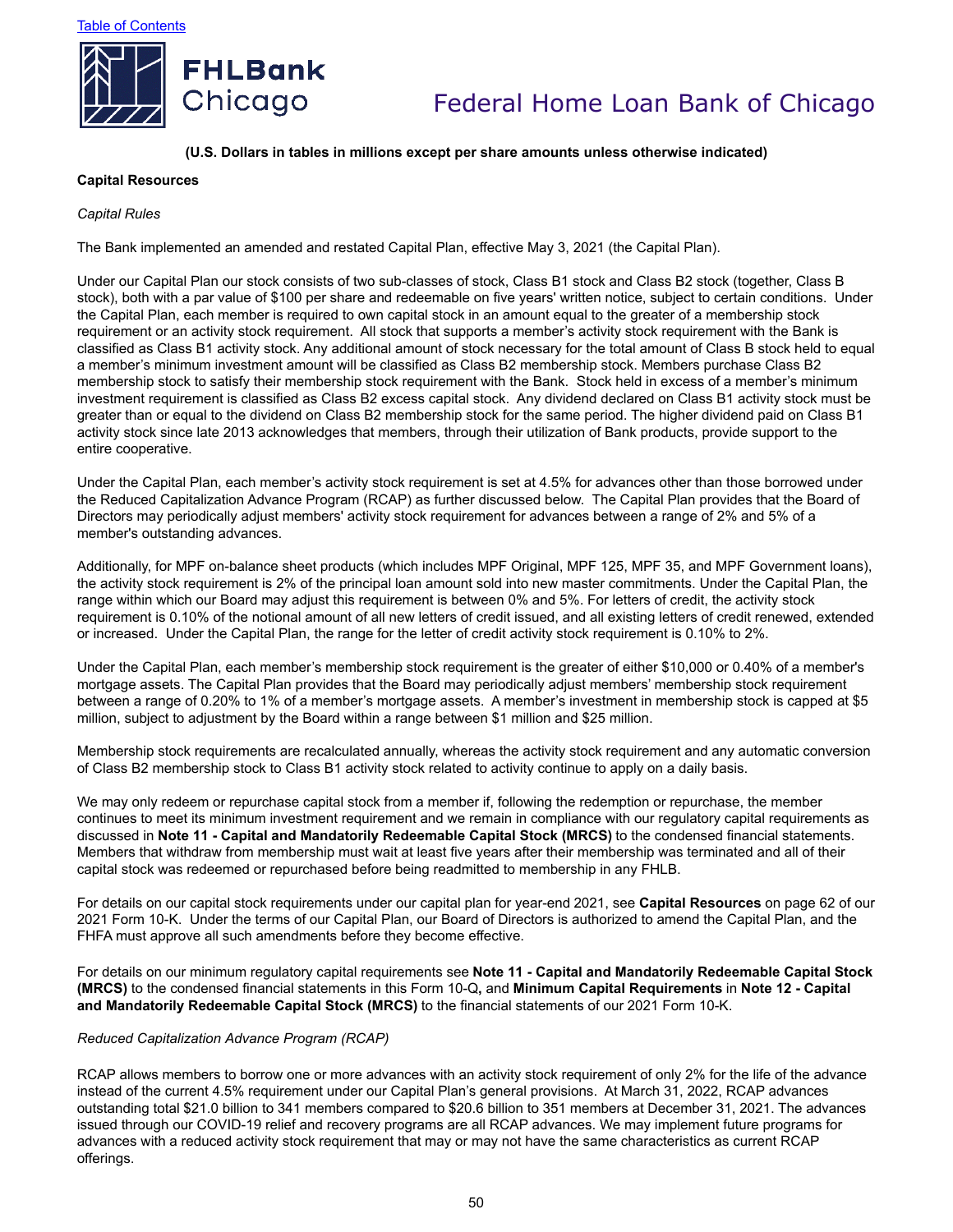(U.S. Dollars in tables in millions except per share amounts unless otherwise indicated)

**Capital Resources**

*Capital Rules*

The Bank implemented an amended and restated Capital Plan, effective May 3, 2021 (the Capital Plan).

Under our Capital Plan our stock consists of two sub-classes of stock, Class B1 stock and Class B2 stock (together, Class B stock), both with a par value of $100 per share and redeemable on five years' written notice, subject to certain conditions. Under the Capital Plan, each member is required to own capital stock in an amount equal to the greater of a membership stock requirement or an activity stock requirement. All stock that supports a member's activity stock requirement with the Bank is classified as Class B1 activity stock. Any additional amount of stock necessary for the total amount of Class B stock held to equal a member's minimum investment amount will be classified as Class B2 membership stock. Members purchase Class B2 membership stock to satisfy their membership stock requirement with the Bank. Stock held in excess of a member's minimum investment requirement is classified as Class B2 excess capital stock. Any dividend declared on Class B1 activity stock must be greater than or equal to the dividend on Class B2 membership stock for the same period. The higher dividend paid on Class B1 activity stock since late 2013 acknowledges that members, through their utilization of Bank products, provide support to the entire cooperative.

Under the Capital Plan, each member's activity stock requirement is set at 4.5% for advances other than those borrowed under the Reduced Capitalization Advance Program (RCAP) as further discussed below. The Capital Plan provides that the Board of Directors may periodically adjust members' activity stock requirement for advances between a range of 2% and 5% of a member's outstanding advances.

Additionally, for MPF on-balance sheet products (which includes MPF Original, MPF 125, MPF 35, and MPF Government loans), the activity stock requirement is 2% of the principal loan amount sold into new master commitments. Under the Capital Plan, the range within which our Board may adjust this requirement is between 0% and 5%. For letters of credit, the activity stock requirement is 0.10% of the notional amount of all new letters of credit issued, and all existing letters of credit renewed, extended or increased. Under the Capital Plan, the range for the letter of credit activity stock requirement is 0.10% to 2%.

Under the Capital Plan, each member's membership stock requirement is the greater of either $10,000 or 0.40% of a member's mortgage assets. The Capital Plan provides that the Board may periodically adjust members' membership stock requirement between a range of 0.20% to 1% of a member's mortgage assets. A member's investment in membership stock is capped at $5 million, subject to adjustment by the Board within a range between $1 million and $25 million.

Membership stock requirements are recalculated annually, whereas the activity stock requirement and any automatic conversion of Class B2 membership stock to Class B1 activity stock related to activity continue to apply on a daily basis.

We may only redeem or repurchase capital stock from a member if, following the redemption or repurchase, the member continues to meet its minimum investment requirement and we remain in compliance with our regulatory capital requirements as discussed in **Note 11 - Capital and Mandatorily Redeemable Capital Stock (MRCS)** to the condensed financial statements. Members that withdraw from membership must wait at least five years after their membership was terminated and all of their capital stock was redeemed or repurchased before being readmitted to membership in any FHLB.

For details on our capital stock requirements under our capital plan for year-end 2021, see **Capital Resources** on page 62 of our 2021 Form 10-K. Under the terms of our Capital Plan, our Board of Directors is authorized to amend the Capital Plan, and the FHFA must approve all such amendments before they become effective.

For details on our minimum regulatory capital requirements see **Note 11 - Capital and Mandatorily Redeemable Capital Stock (MRCS)** to the condensed financial statements in this Form 10-Q**,** and **Minimum Capital Requirements** in **Note 12 - Capital and Mandatorily Redeemable Capital Stock (MRCS)** to the financial statements of our 2021 Form 10-K.

*Reduced Capitalization Advance Program (RCAP)*

RCAP allows members to borrow one or more advances with an activity stock requirement of only 2% for the life of the advance instead of the current 4.5% requirement under our Capital Plan's general provisions. At March 31, 2022, RCAP advances outstanding total $21.0 billion to 341 members compared to $20.6 billion to 351 members at December 31, 2021. The advances issued through our COVID-19 relief and recovery programs are all RCAP advances. We may implement future programs for advances with a reduced activity stock requirement that may or may not have the same characteristics as current RCAP offerings.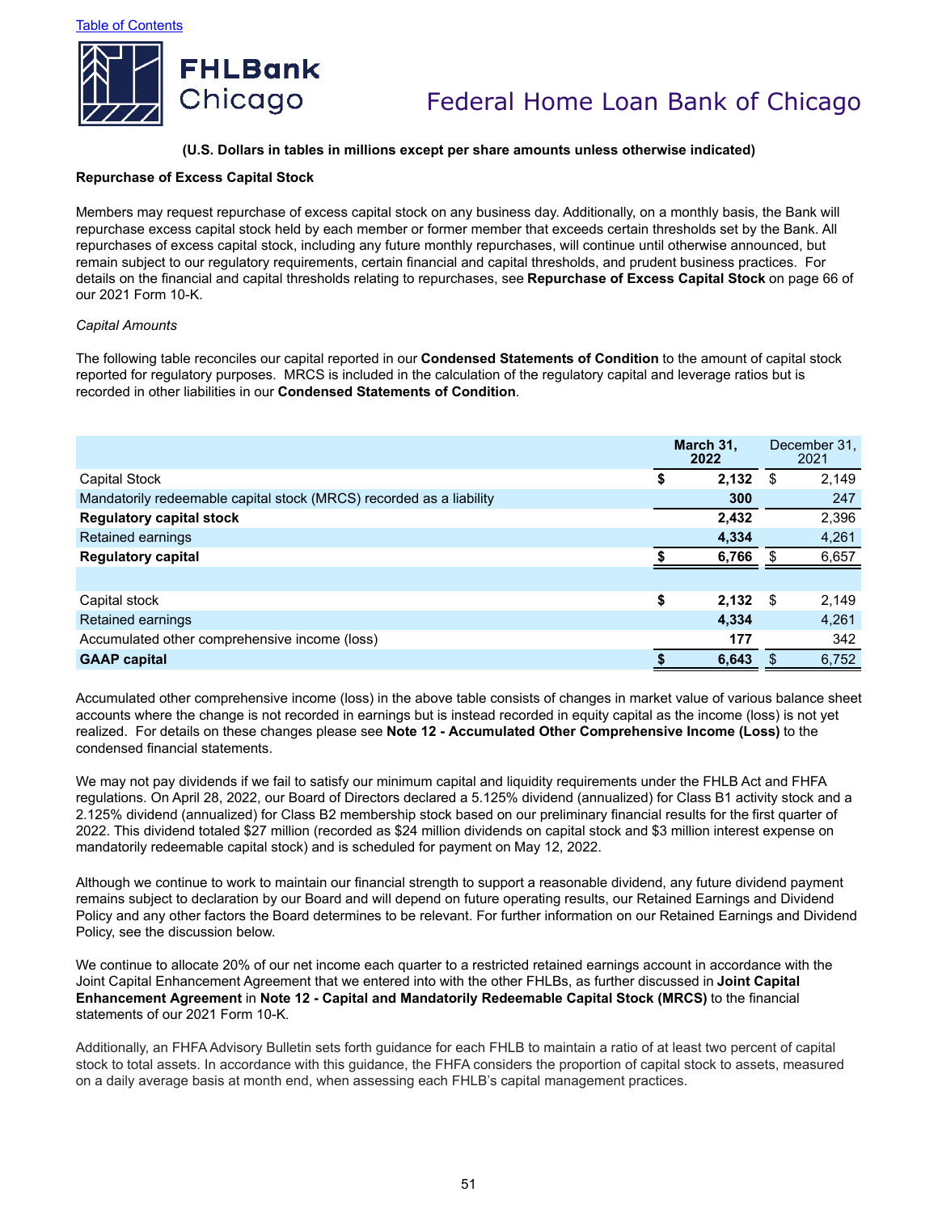**(U.S. Dollars in tables in millions except per share amounts unless otherwise indicated)**

**Repurchase of Excess Capital Stock**

Members may request repurchase of excess capital stock on any business day. Additionally, on a monthly basis, the Bank will repurchase excess capital stock held by each member or former member that exceeds certain thresholds set by the Bank. All repurchases of excess capital stock, including any future monthly repurchases, will continue until otherwise announced, but remain subject to our regulatory requirements, certain financial and capital thresholds, and prudent business practices. For details on the financial and capital thresholds relating to repurchases, see **Repurchase of Excess Capital Stock** on page 66 of our 2021 Form 10-K.

*Capital Amounts*

The following table reconciles our capital reported in our **Condensed Statements of Condition** to the amount of capital stock reported for regulatory purposes. MRCS is included in the calculation of the regulatory capital and leverage ratios but is recorded in other liabilities in our **Condensed Statements of Condition**.

| | March 31, 2022 | December 31, 2021 |
|---|---|---|
| Capital Stock | $ 2,132 | $ 2,149 |
| Mandatorily redeemable capital stock (MRCS) recorded as a liability | 300 | 247 |
| **Regulatory capital stock** | 2,432 | 2,396 |
| Retained earnings | 4,334 | 4,261 |
| **Regulatory capital** | $ 6,766 | $ 6,657 |
| | | |
| Capital stock | $ 2,132 | $ 2,149 |
| Retained earnings | 4,334 | 4,261 |
| Accumulated other comprehensive income (loss) | 177 | 342 |
| **GAAP capital** | $ 6,643 | $ 6,752 |

Accumulated other comprehensive income (loss) in the above table consists of changes in market value of various balance sheet accounts where the change is not recorded in earnings but is instead recorded in equity capital as the income (loss) is not yet realized. For details on these changes please see **Note 12 - Accumulated Other Comprehensive Income (Loss)** to the condensed financial statements.

We may not pay dividends if we fail to satisfy our minimum capital and liquidity requirements under the FHLB Act and FHFA regulations. On April 28, 2022, our Board of Directors declared a 5.125% dividend (annualized) for Class B1 activity stock and a 2.125% dividend (annualized) for Class B2 membership stock based on our preliminary financial results for the first quarter of 2022. This dividend totaled $27 million (recorded as $24 million dividends on capital stock and $3 million interest expense on mandatorily redeemable capital stock) and is scheduled for payment on May 12, 2022.

Although we continue to work to maintain our financial strength to support a reasonable dividend, any future dividend payment remains subject to declaration by our Board and will depend on future operating results, our Retained Earnings and Dividend Policy and any other factors the Board determines to be relevant. For further information on our Retained Earnings and Dividend Policy, see the discussion below.

We continue to allocate 20% of our net income each quarter to a restricted retained earnings account in accordance with the Joint Capital Enhancement Agreement that we entered into with the other FHLBs, as further discussed in **Joint Capital Enhancement Agreement** in **Note 12 - Capital and Mandatorily Redeemable Capital Stock (MRCS)** to the financial statements of our 2021 Form 10-K.

Additionally, an FHFA Advisory Bulletin sets forth guidance for each FHLB to maintain a ratio of at least two percent of capital stock to total assets. In accordance with this guidance, the FHFA considers the proportion of capital stock to assets, measured on a daily average basis at month end, when assessing each FHLB's capital management practices.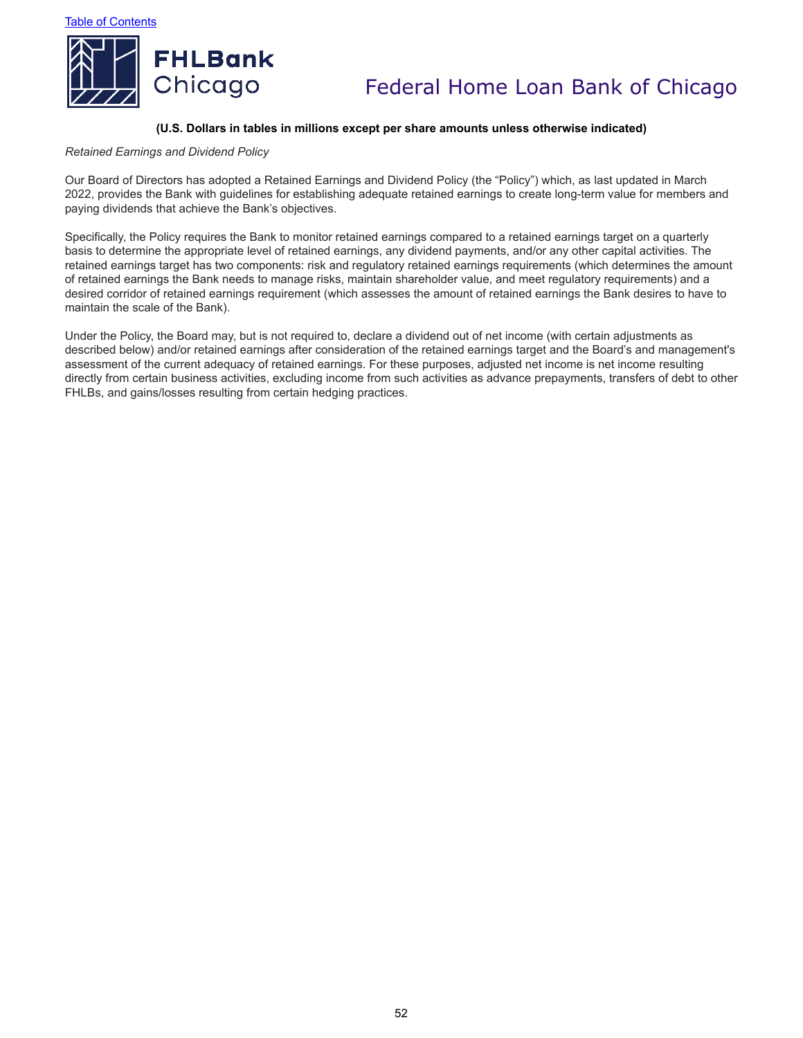**(U.S. Dollars in tables in millions except per share amounts unless otherwise indicated)**

*Retained Earnings and Dividend Policy*

Our Board of Directors has adopted a Retained Earnings and Dividend Policy (the "Policy") which, as last updated in March 2022, provides the Bank with guidelines for establishing adequate retained earnings to create long-term value for members and paying dividends that achieve the Bank's objectives.

Specifically, the Policy requires the Bank to monitor retained earnings compared to a retained earnings target on a quarterly basis to determine the appropriate level of retained earnings, any dividend payments, and/or any other capital activities. The retained earnings target has two components: risk and regulatory retained earnings requirements (which determines the amount of retained earnings the Bank needs to manage risks, maintain shareholder value, and meet regulatory requirements) and a desired corridor of retained earnings requirement (which assesses the amount of retained earnings the Bank desires to have to maintain the scale of the Bank).

Under the Policy, the Board may, but is not required to, declare a dividend out of net income (with certain adjustments as described below) and/or retained earnings after consideration of the retained earnings target and the Board's and management's assessment of the current adequacy of retained earnings. For these purposes, adjusted net income is net income resulting directly from certain business activities, excluding income from such activities as advance prepayments, transfers of debt to other FHLBs, and gains/losses resulting from certain hedging practices.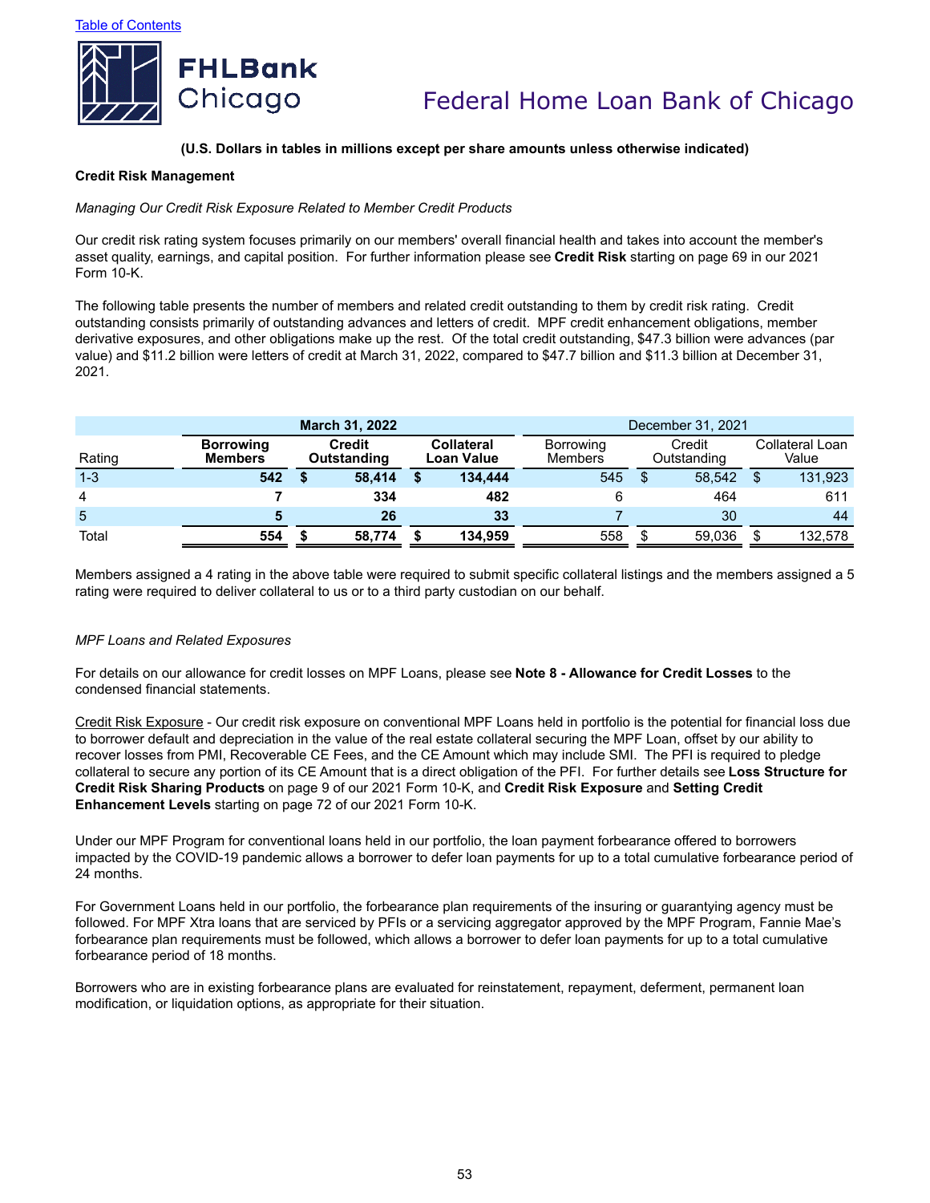**(U.S. Dollars in tables in millions except per share amounts unless otherwise indicated)**

**Credit Risk Management**

*Managing Our Credit Risk Exposure Related to Member Credit Products*

Our credit risk rating system focuses primarily on our members' overall financial health and takes into account the member's asset quality, earnings, and capital position. For further information please see **Credit Risk** starting on page 69 in our 2021 Form 10-K.

The following table presents the number of members and related credit outstanding to them by credit risk rating. Credit outstanding consists primarily of outstanding advances and letters of credit. MPF credit enhancement obligations, member derivative exposures, and other obligations make up the rest. Of the total credit outstanding, $47.3 billion were advances (par value) and $11.2 billion were letters of credit at March 31, 2022, compared to $47.7 billion and $11.3 billion at December 31, 2021.

| | March 31, 2022 | | | December 31, 2021 | | |
|---|---|---|---|---|---|---|
| Rating | Borrowing Members | Credit Outstanding | Collateral Loan Value | Borrowing Members | Credit Outstanding | Collateral Loan Value |
| 1-3 | 542 | $ 58,414 | $ 134,444 | 545 | $ 58,542 | $ 131,923 |
| 4 | 7 | 334 | 482 | 6 | 464 | 611 |
| 5 | 5 | 26 | 33 | 7 | 30 | 44 |
| Total | 554 | $ 58,774 | $ 134,959 | 558 | $ 59,036 | $ 132,578 |

Members assigned a 4 rating in the above table were required to submit specific collateral listings and the members assigned a 5 rating were required to deliver collateral to us or to a third party custodian on our behalf.

*MPF Loans and Related Exposures*

For details on our allowance for credit losses on MPF Loans, please see **Note 8 - Allowance for Credit Losses** to the condensed financial statements.

Credit Risk Exposure - Our credit risk exposure on conventional MPF Loans held in portfolio is the potential for financial loss due to borrower default and depreciation in the value of the real estate collateral securing the MPF Loan, offset by our ability to recover losses from PMI, Recoverable CE Fees, and the CE Amount which may include SMI. The PFI is required to pledge collateral to secure any portion of its CE Amount that is a direct obligation of the PFI. For further details see **Loss Structure for Credit Risk Sharing Products** on page 9 of our 2021 Form 10-K, and **Credit Risk Exposure** and **Setting Credit Enhancement Levels** starting on page 72 of our 2021 Form 10-K.

Under our MPF Program for conventional loans held in our portfolio, the loan payment forbearance offered to borrowers impacted by the COVID-19 pandemic allows a borrower to defer loan payments for up to a total cumulative forbearance period of 24 months.

For Government Loans held in our portfolio, the forbearance plan requirements of the insuring or guarantying agency must be followed. For MPF Xtra loans that are serviced by PFIs or a servicing aggregator approved by the MPF Program, Fannie Mae's forbearance plan requirements must be followed, which allows a borrower to defer loan payments for up to a total cumulative forbearance period of 18 months.

Borrowers who are in existing forbearance plans are evaluated for reinstatement, repayment, deferment, permanent loan modification, or liquidation options, as appropriate for their situation.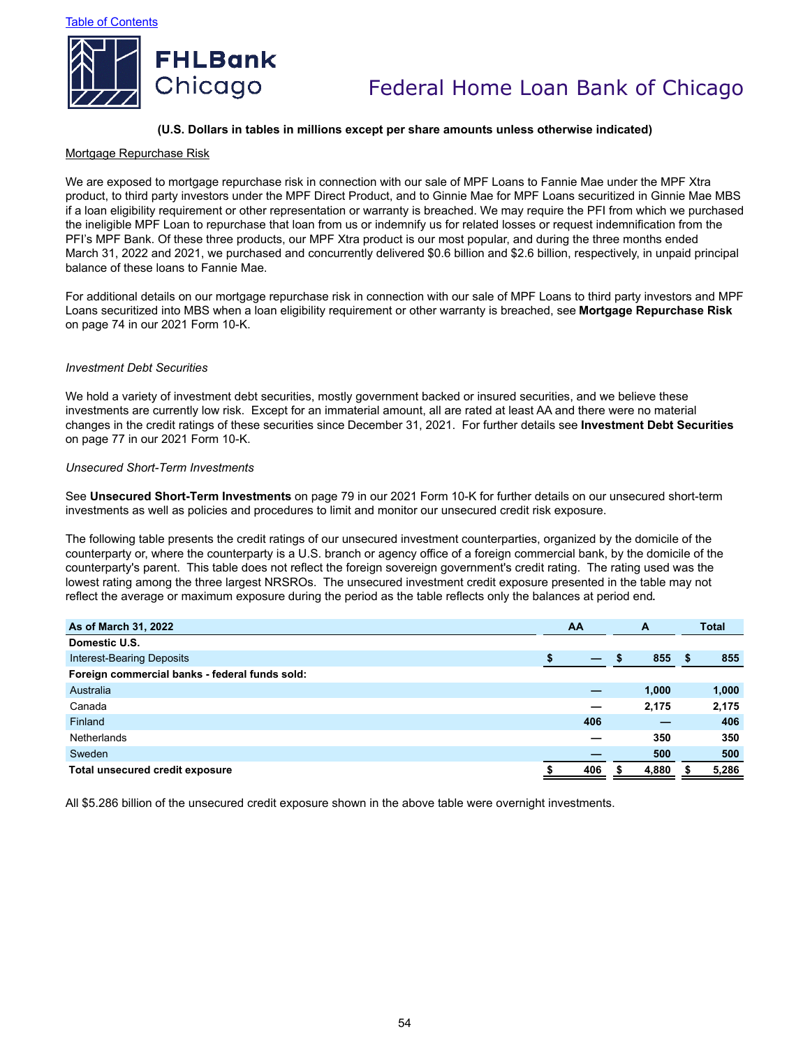(U.S. Dollars in tables in millions except per share amounts unless otherwise indicated)

Mortgage Repurchase Risk

We are exposed to mortgage repurchase risk in connection with our sale of MPF Loans to Fannie Mae under the MPF Xtra product, to third party investors under the MPF Direct Product, and to Ginnie Mae for MPF Loans securitized in Ginnie Mae MBS if a loan eligibility requirement or other representation or warranty is breached. We may require the PFI from which we purchased the ineligible MPF Loan to repurchase that loan from us or indemnify us for related losses or request indemnification from the PFI's MPF Bank. Of these three products, our MPF Xtra product is our most popular, and during the three months ended March 31, 2022 and 2021, we purchased and concurrently delivered $0.6 billion and $2.6 billion, respectively, in unpaid principal balance of these loans to Fannie Mae.

For additional details on our mortgage repurchase risk in connection with our sale of MPF Loans to third party investors and MPF Loans securitized into MBS when a loan eligibility requirement or other warranty is breached, see **Mortgage Repurchase Risk** on page 74 in our 2021 Form 10-K.

*Investment Debt Securities*

We hold a variety of investment debt securities, mostly government backed or insured securities, and we believe these investments are currently low risk. Except for an immaterial amount, all are rated at least AA and there were no material changes in the credit ratings of these securities since December 31, 2021. For further details see **Investment Debt Securities** on page 77 in our 2021 Form 10-K.

*Unsecured Short-Term Investments*

See **Unsecured Short-Term Investments** on page 79 in our 2021 Form 10-K for further details on our unsecured short-term investments as well as policies and procedures to limit and monitor our unsecured credit risk exposure.

The following table presents the credit ratings of our unsecured investment counterparties, organized by the domicile of the counterparty or, where the counterparty is a U.S. branch or agency office of a foreign commercial bank, by the domicile of the counterparty's parent. This table does not reflect the foreign sovereign government's credit rating. The rating used was the lowest rating among the three largest NRSROs. The unsecured investment credit exposure presented in the table may not reflect the average or maximum exposure during the period as the table reflects only the balances at period end.

| As of March 31, 2022 | AA | A | Total |
|---|---|---|---|
| **Domestic U.S.** | | | |
| Interest-Bearing Deposits | $ — | $ 855 | $ 855 |
| **Foreign commercial banks - federal funds sold:** | | | |
| Australia | — | 1,000 | 1,000 |
| Canada | — | 2,175 | 2,175 |
| Finland | 406 | — | 406 |
| Netherlands | — | 350 | 350 |
| Sweden | — | 500 | 500 |
| **Total unsecured credit exposure** | $ 406 | $ 4,880 | $ 5,286 |

All $5.286 billion of the unsecured credit exposure shown in the above table were overnight investments.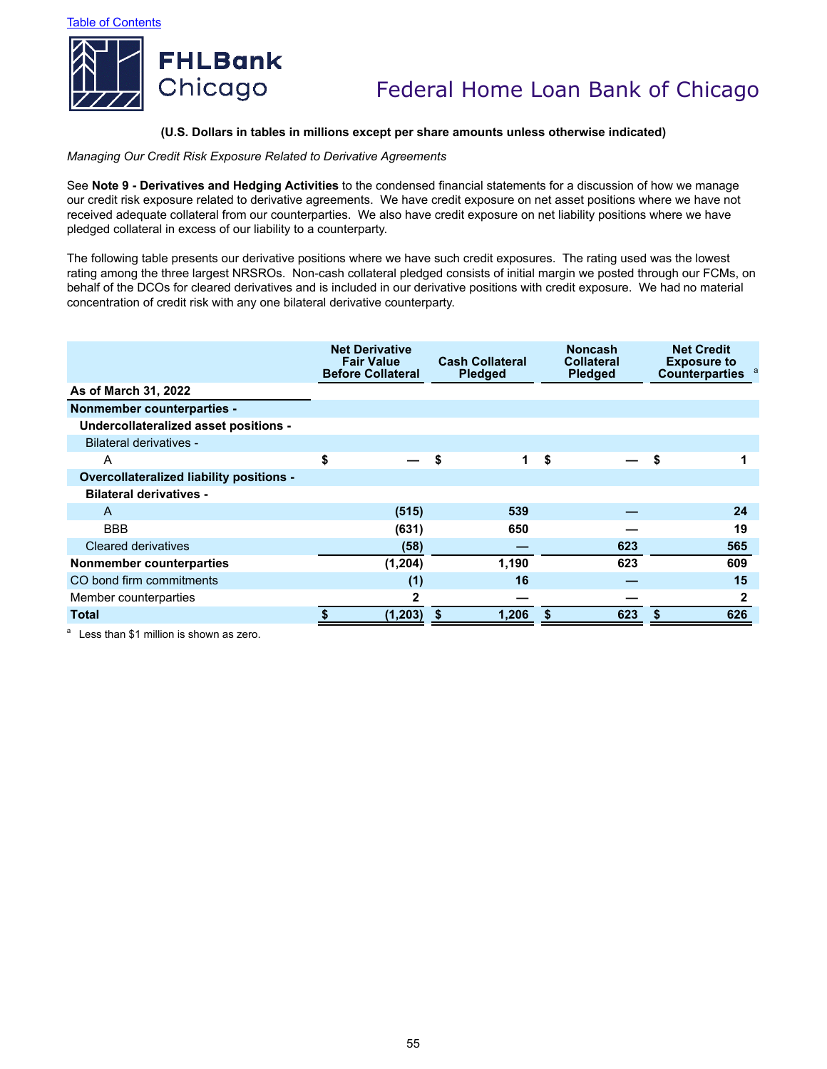(U.S. Dollars in tables in millions except per share amounts unless otherwise indicated)

*Managing Our Credit Risk Exposure Related to Derivative Agreements*

See **Note 9 - Derivatives and Hedging Activities** to the condensed financial statements for a discussion of how we manage our credit risk exposure related to derivative agreements. We have credit exposure on net asset positions where we have not received adequate collateral from our counterparties. We also have credit exposure on net liability positions where we have pledged collateral in excess of our liability to a counterparty.

The following table presents our derivative positions where we have such credit exposures. The rating used was the lowest rating among the three largest NRSROs. Non-cash collateral pledged consists of initial margin we posted through our FCMs, on behalf of the DCOs for cleared derivatives and is included in our derivative positions with credit exposure. We had no material concentration of credit risk with any one bilateral derivative counterparty.

| | Net Derivative Fair Value Before Collateral | Cash Collateral Pledged | Noncash Collateral Pledged | Net Credit Exposure to Counterparties [a] |
|---|---|---|---|---|
| **As of March 31, 2022** | | | | |
| **Nonmember counterparties -** | | | | |
| **Undercollateralized asset positions -** | | | | |
| Bilateral derivatives - | | | | |
| A | $ — | $ 1 | $ — | $ 1 |
| **Overcollateralized liability positions -** | | | | |
| **Bilateral derivatives -** | | | | |
| A | (515) | 539 | — | 24 |
| BBB | (631) | 650 | — | 19 |
| Cleared derivatives | (58) | — | 623 | 565 |
| **Nonmember counterparties** | (1,204) | 1,190 | 623 | 609 |
| CO bond firm commitments | (1) | 16 | — | 15 |
| Member counterparties | 2 | — | — | 2 |
| **Total** | $ (1,203) | $ 1,206 | $ 623 | $ 626 |

[a] Less than $1 million is shown as zero.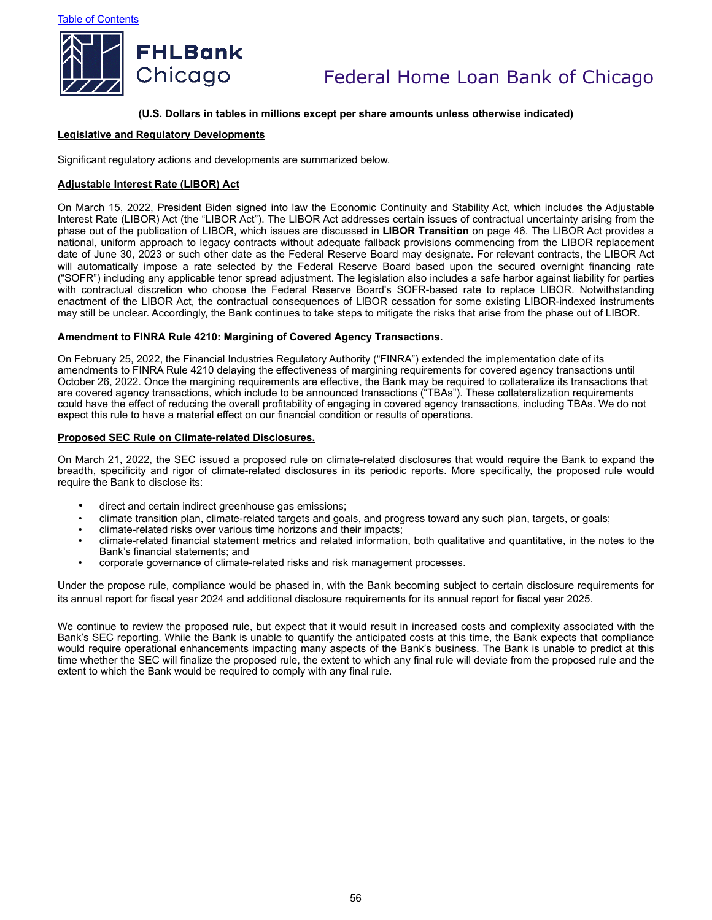(U.S. Dollars in tables in millions except per share amounts unless otherwise indicated)

## Legislative and Regulatory Developments

Significant regulatory actions and developments are summarized below.

### Adjustable Interest Rate (LIBOR) Act

On March 15, 2022, President Biden signed into law the Economic Continuity and Stability Act, which includes the Adjustable Interest Rate (LIBOR) Act (the "LIBOR Act"). The LIBOR Act addresses certain issues of contractual uncertainty arising from the phase out of the publication of LIBOR, which issues are discussed in **LIBOR Transition** on page 46. The LIBOR Act provides a national, uniform approach to legacy contracts without adequate fallback provisions commencing from the LIBOR replacement date of June 30, 2023 or such other date as the Federal Reserve Board may designate. For relevant contracts, the LIBOR Act will automatically impose a rate selected by the Federal Reserve Board based upon the secured overnight financing rate ("SOFR") including any applicable tenor spread adjustment. The legislation also includes a safe harbor against liability for parties with contractual discretion who choose the Federal Reserve Board's SOFR-based rate to replace LIBOR. Notwithstanding enactment of the LIBOR Act, the contractual consequences of LIBOR cessation for some existing LIBOR-indexed instruments may still be unclear. Accordingly, the Bank continues to take steps to mitigate the risks that arise from the phase out of LIBOR.

### Amendment to FINRA Rule 4210: Margining of Covered Agency Transactions.

On February 25, 2022, the Financial Industries Regulatory Authority ("FINRA") extended the implementation date of its amendments to FINRA Rule 4210 delaying the effectiveness of margining requirements for covered agency transactions until October 26, 2022. Once the margining requirements are effective, the Bank may be required to collateralize its transactions that are covered agency transactions, which include to be announced transactions ("TBAs"). These collateralization requirements could have the effect of reducing the overall profitability of engaging in covered agency transactions, including TBAs. We do not expect this rule to have a material effect on our financial condition or results of operations.

### Proposed SEC Rule on Climate-related Disclosures.

On March 21, 2022, the SEC issued a proposed rule on climate-related disclosures that would require the Bank to expand the breadth, specificity and rigor of climate-related disclosures in its periodic reports. More specifically, the proposed rule would require the Bank to disclose its:

- direct and certain indirect greenhouse gas emissions;
- climate transition plan, climate-related targets and goals, and progress toward any such plan, targets, or goals;
- climate-related risks over various time horizons and their impacts;
- climate-related financial statement metrics and related information, both qualitative and quantitative, in the notes to the Bank's financial statements; and
- corporate governance of climate-related risks and risk management processes.

Under the propose rule, compliance would be phased in, with the Bank becoming subject to certain disclosure requirements for its annual report for fiscal year 2024 and additional disclosure requirements for its annual report for fiscal year 2025.

We continue to review the proposed rule, but expect that it would result in increased costs and complexity associated with the Bank's SEC reporting. While the Bank is unable to quantify the anticipated costs at this time, the Bank expects that compliance would require operational enhancements impacting many aspects of the Bank's business. The Bank is unable to predict at this time whether the SEC will finalize the proposed rule, the extent to which any final rule will deviate from the proposed rule and the extent to which the Bank would be required to comply with any final rule.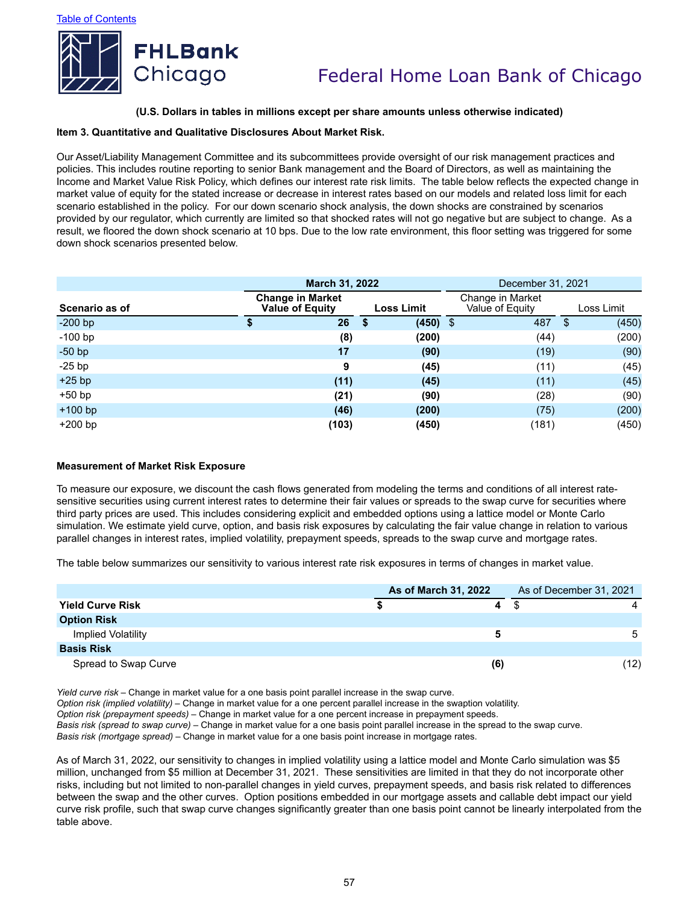(U.S. Dollars in tables in millions except per share amounts unless otherwise indicated)

## Item 3. Quantitative and Qualitative Disclosures About Market Risk.

Our Asset/Liability Management Committee and its subcommittees provide oversight of our risk management practices and policies. This includes routine reporting to senior Bank management and the Board of Directors, as well as maintaining the Income and Market Value Risk Policy, which defines our interest rate risk limits. The table below reflects the expected change in market value of equity for the stated increase or decrease in interest rates based on our models and related loss limit for each scenario established in the policy. For our down scenario shock analysis, the down shocks are constrained by scenarios provided by our regulator, which currently are limited so that shocked rates will not go negative but are subject to change. As a result, we floored the down shock scenario at 10 bps. Due to the low rate environment, this floor setting was triggered for some down shock scenarios presented below.

| | **March 31, 2022** | | December 31, 2021 | |
|---|---|---|---|---|
| **Scenario as of** | **Change in Market Value of Equity** | **Loss Limit** | Change in Market Value of Equity | Loss Limit |
| -200 bp | **$ 26** | **$ (450)** | $ 487 | $ (450) |
| -100 bp | **(8)** | **(200)** | (44) | (200) |
| -50 bp | **17** | **(90)** | (19) | (90) |
| -25 bp | **9** | **(45)** | (11) | (45) |
| +25 bp | **(11)** | **(45)** | (11) | (45) |
| +50 bp | **(21)** | **(90)** | (28) | (90) |
| +100 bp | **(46)** | **(200)** | (75) | (200) |
| +200 bp | **(103)** | **(450)** | (181) | (450) |

**Measurement of Market Risk Exposure**

To measure our exposure, we discount the cash flows generated from modeling the terms and conditions of all interest rate-sensitive securities using current interest rates to determine their fair values or spreads to the swap curve for securities where third party prices are used. This includes considering explicit and embedded options using a lattice model or Monte Carlo simulation. We estimate yield curve, option, and basis risk exposures by calculating the fair value change in relation to various parallel changes in interest rates, implied volatility, prepayment speeds, spreads to the swap curve and mortgage rates.

The table below summarizes our sensitivity to various interest rate risk exposures in terms of changes in market value.

| | **As of March 31, 2022** | As of December 31, 2021 |
|---|---|---|
| **Yield Curve Risk** | **$ 4** | $ 4 |
| **Option Risk** | | |
| Implied Volatility | **5** | 5 |
| **Basis Risk** | | |
| Spread to Swap Curve | **(6)** | (12) |

*Yield curve risk* – Change in market value for a one basis point parallel increase in the swap curve.
*Option risk (implied volatility)* – Change in market value for a one percent parallel increase in the swaption volatility.
*Option risk (prepayment speeds)* – Change in market value for a one percent increase in prepayment speeds.
*Basis risk (spread to swap curve)* – Change in market value for a one basis point parallel increase in the spread to the swap curve.
*Basis risk (mortgage spread)* – Change in market value for a one basis point increase in mortgage rates.

As of March 31, 2022, our sensitivity to changes in implied volatility using a lattice model and Monte Carlo simulation was $5 million, unchanged from $5 million at December 31, 2021. These sensitivities are limited in that they do not incorporate other risks, including but not limited to non-parallel changes in yield curves, prepayment speeds, and basis risk related to differences between the swap and the other curves. Option positions embedded in our mortgage assets and callable debt impact our yield curve risk profile, such that swap curve changes significantly greater than one basis point cannot be linearly interpolated from the table above.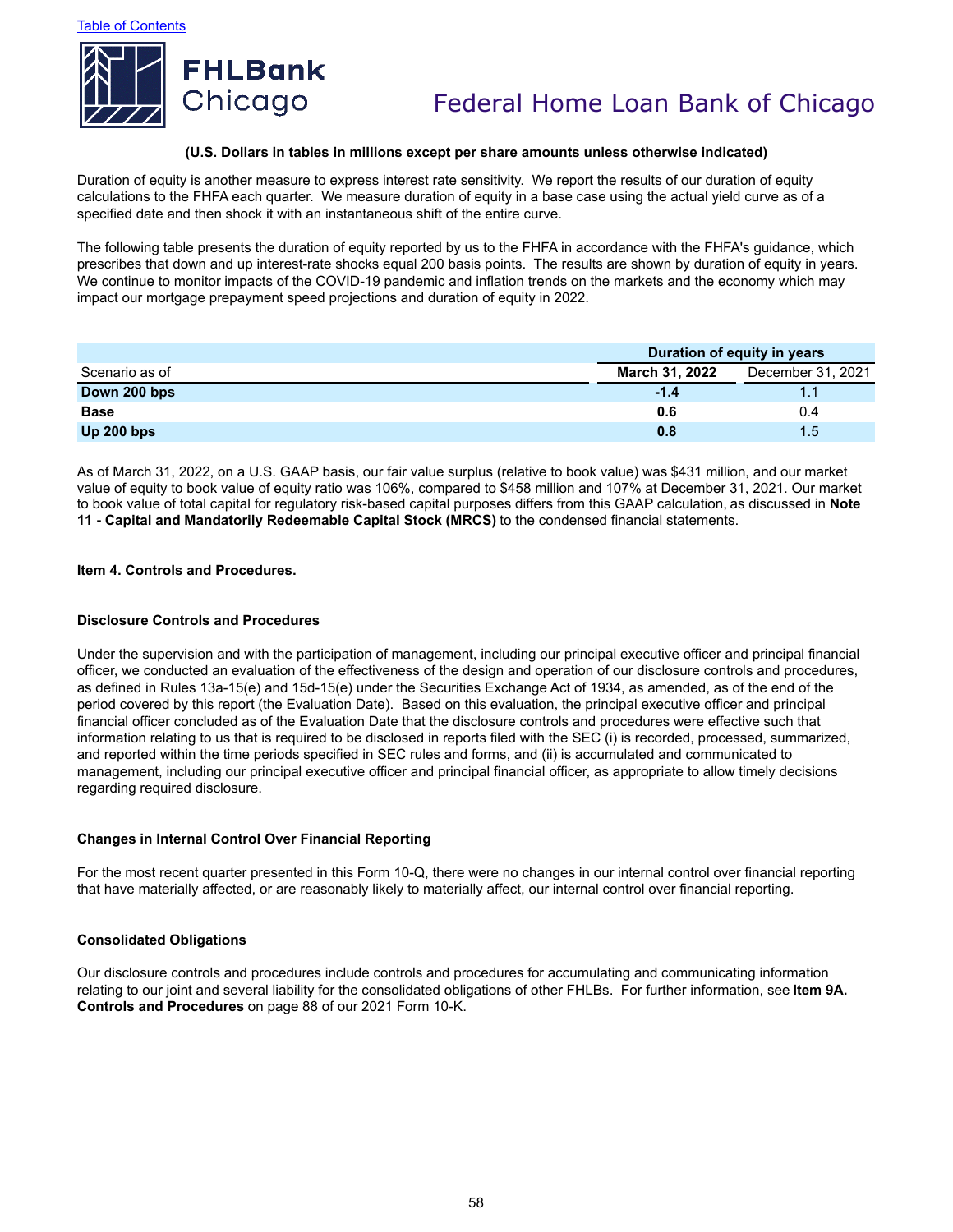(U.S. Dollars in tables in millions except per share amounts unless otherwise indicated)

Duration of equity is another measure to express interest rate sensitivity. We report the results of our duration of equity calculations to the FHFA each quarter. We measure duration of equity in a base case using the actual yield curve as of a specified date and then shock it with an instantaneous shift of the entire curve.

The following table presents the duration of equity reported by us to the FHFA in accordance with the FHFA's guidance, which prescribes that down and up interest-rate shocks equal 200 basis points. The results are shown by duration of equity in years. We continue to monitor impacts of the COVID-19 pandemic and inflation trends on the markets and the economy which may impact our mortgage prepayment speed projections and duration of equity in 2022.

| | Duration of equity in years | |
|---|---|---|
| Scenario as of | **March 31, 2022** | December 31, 2021 |
| **Down 200 bps** | **-1.4** | 1.1 |
| **Base** | **0.6** | 0.4 |
| **Up 200 bps** | **0.8** | 1.5 |

As of March 31, 2022, on a U.S. GAAP basis, our fair value surplus (relative to book value) was $431 million, and our market value of equity to book value of equity ratio was 106%, compared to $458 million and 107% at December 31, 2021. Our market to book value of total capital for regulatory risk-based capital purposes differs from this GAAP calculation, as discussed in **Note 11 - Capital and Mandatorily Redeemable Capital Stock (MRCS)** to the condensed financial statements.

## Item 4. Controls and Procedures.

### Disclosure Controls and Procedures

Under the supervision and with the participation of management, including our principal executive officer and principal financial officer, we conducted an evaluation of the effectiveness of the design and operation of our disclosure controls and procedures, as defined in Rules 13a-15(e) and 15d-15(e) under the Securities Exchange Act of 1934, as amended, as of the end of the period covered by this report (the Evaluation Date). Based on this evaluation, the principal executive officer and principal financial officer concluded as of the Evaluation Date that the disclosure controls and procedures were effective such that information relating to us that is required to be disclosed in reports filed with the SEC (i) is recorded, processed, summarized, and reported within the time periods specified in SEC rules and forms, and (ii) is accumulated and communicated to management, including our principal executive officer and principal financial officer, as appropriate to allow timely decisions regarding required disclosure.

### Changes in Internal Control Over Financial Reporting

For the most recent quarter presented in this Form 10-Q, there were no changes in our internal control over financial reporting that have materially affected, or are reasonably likely to materially affect, our internal control over financial reporting.

### Consolidated Obligations

Our disclosure controls and procedures include controls and procedures for accumulating and communicating information relating to our joint and several liability for the consolidated obligations of other FHLBs. For further information, see **Item 9A. Controls and Procedures** on page 88 of our 2021 Form 10-K.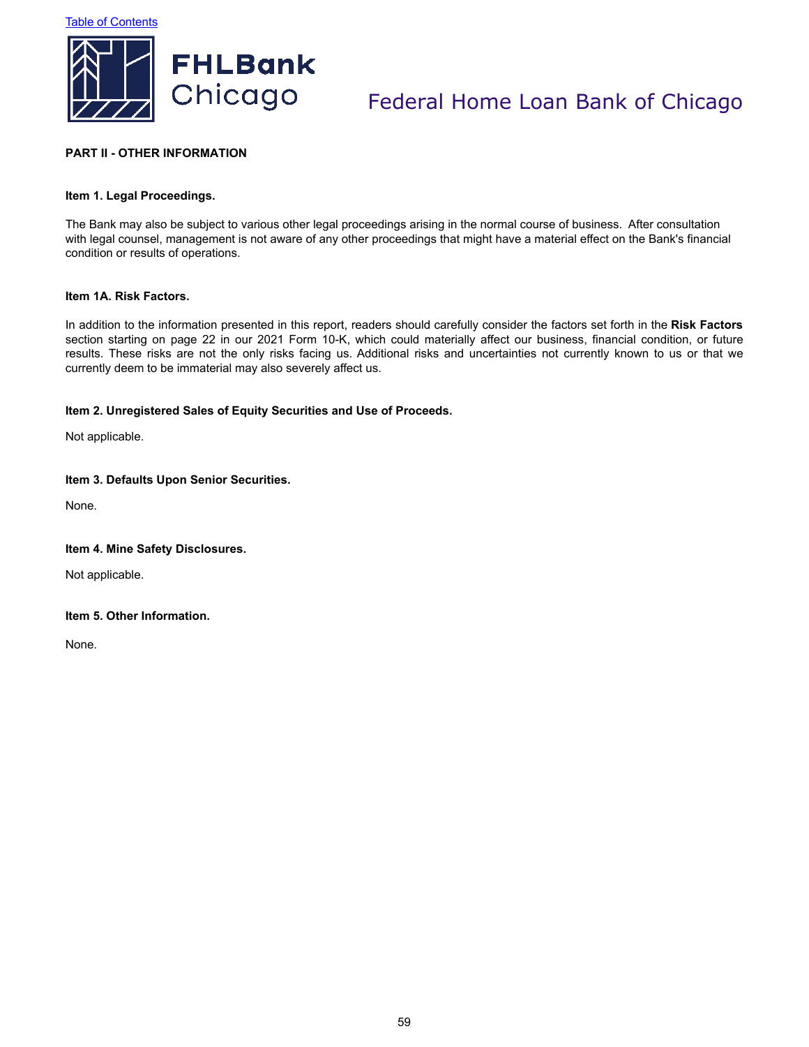## PART II - OTHER INFORMATION

### Item 1. Legal Proceedings.

The Bank may also be subject to various other legal proceedings arising in the normal course of business. After consultation with legal counsel, management is not aware of any other proceedings that might have a material effect on the Bank's financial condition or results of operations.

### Item 1A. Risk Factors.

In addition to the information presented in this report, readers should carefully consider the factors set forth in the **Risk Factors** section starting on page 22 in our 2021 Form 10-K, which could materially affect our business, financial condition, or future results. These risks are not the only risks facing us. Additional risks and uncertainties not currently known to us or that we currently deem to be immaterial may also severely affect us.

### Item 2. Unregistered Sales of Equity Securities and Use of Proceeds.

Not applicable.

### Item 3. Defaults Upon Senior Securities.

None.

### Item 4. Mine Safety Disclosures.

Not applicable.

### Item 5. Other Information.

None.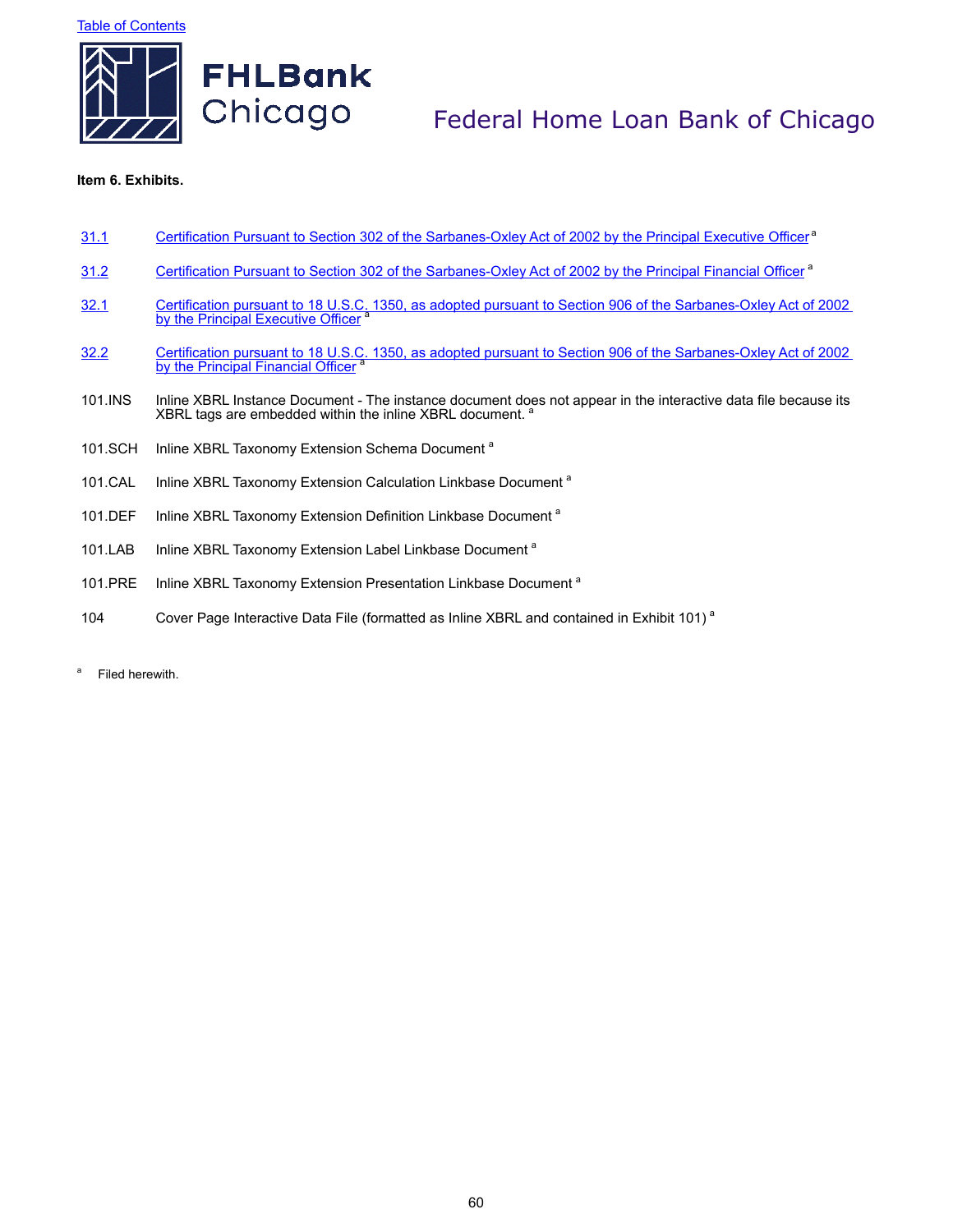**Item 6. Exhibits.**

| | |
|---|---|
| 31.1 | Certification Pursuant to Section 302 of the Sarbanes-Oxley Act of 2002 by the Principal Executive Officer [a] |
| 31.2 | Certification Pursuant to Section 302 of the Sarbanes-Oxley Act of 2002 by the Principal Financial Officer [a] |
| 32.1 | Certification pursuant to 18 U.S.C. 1350, as adopted pursuant to Section 906 of the Sarbanes-Oxley Act of 2002 by the Principal Executive Officer [a] |
| 32.2 | Certification pursuant to 18 U.S.C. 1350, as adopted pursuant to Section 906 of the Sarbanes-Oxley Act of 2002 by the Principal Financial Officer [a] |
| 101.INS | Inline XBRL Instance Document - The instance document does not appear in the interactive data file because its XBRL tags are embedded within the inline XBRL document. [a] |
| 101.SCH | Inline XBRL Taxonomy Extension Schema Document [a] |
| 101.CAL | Inline XBRL Taxonomy Extension Calculation Linkbase Document [a] |
| 101.DEF | Inline XBRL Taxonomy Extension Definition Linkbase Document [a] |
| 101.LAB | Inline XBRL Taxonomy Extension Label Linkbase Document [a] |
| 101.PRE | Inline XBRL Taxonomy Extension Presentation Linkbase Document [a] |
| 104 | Cover Page Interactive Data File (formatted as Inline XBRL and contained in Exhibit 101) [a] |

[a] Filed herewith.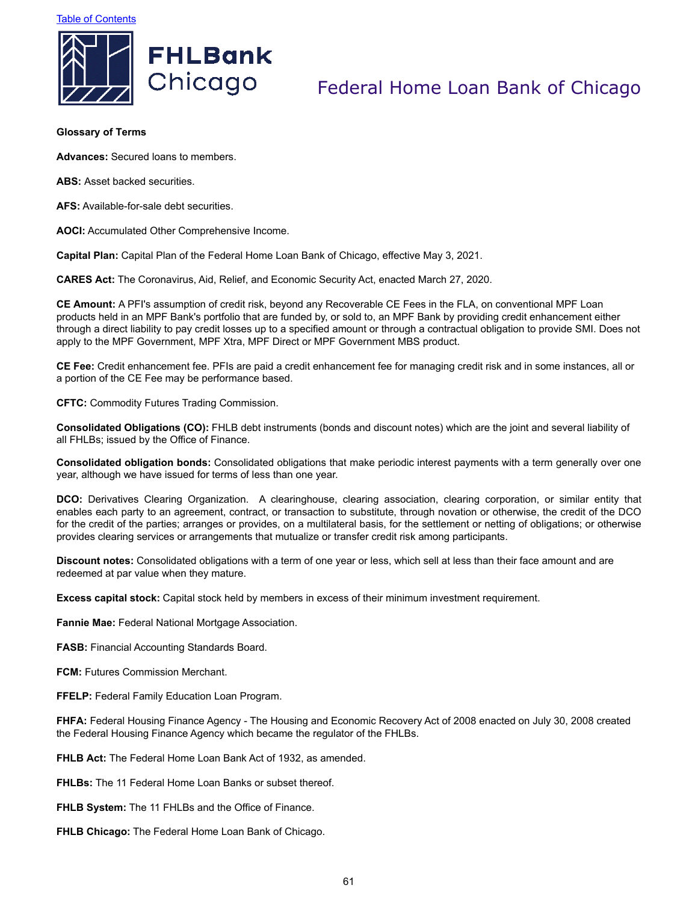Table of Contents

**FHLBank Chicago**

Federal Home Loan Bank of Chicago

**Glossary of Terms**

**Advances:** Secured loans to members.

**ABS:** Asset backed securities.

**AFS:** Available-for-sale debt securities.

**AOCI:** Accumulated Other Comprehensive Income.

**Capital Plan:** Capital Plan of the Federal Home Loan Bank of Chicago, effective May 3, 2021.

**CARES Act:** The Coronavirus, Aid, Relief, and Economic Security Act, enacted March 27, 2020.

**CE Amount:** A PFI's assumption of credit risk, beyond any Recoverable CE Fees in the FLA, on conventional MPF Loan products held in an MPF Bank's portfolio that are funded by, or sold to, an MPF Bank by providing credit enhancement either through a direct liability to pay credit losses up to a specified amount or through a contractual obligation to provide SMI. Does not apply to the MPF Government, MPF Xtra, MPF Direct or MPF Government MBS product.

**CE Fee:** Credit enhancement fee. PFIs are paid a credit enhancement fee for managing credit risk and in some instances, all or a portion of the CE Fee may be performance based.

**CFTC:** Commodity Futures Trading Commission.

**Consolidated Obligations (CO):** FHLB debt instruments (bonds and discount notes) which are the joint and several liability of all FHLBs; issued by the Office of Finance.

**Consolidated obligation bonds:** Consolidated obligations that make periodic interest payments with a term generally over one year, although we have issued for terms of less than one year.

**DCO:** Derivatives Clearing Organization. A clearinghouse, clearing association, clearing corporation, or similar entity that enables each party to an agreement, contract, or transaction to substitute, through novation or otherwise, the credit of the DCO for the credit of the parties; arranges or provides, on a multilateral basis, for the settlement or netting of obligations; or otherwise provides clearing services or arrangements that mutualize or transfer credit risk among participants.

**Discount notes:** Consolidated obligations with a term of one year or less, which sell at less than their face amount and are redeemed at par value when they mature.

**Excess capital stock:** Capital stock held by members in excess of their minimum investment requirement.

**Fannie Mae:** Federal National Mortgage Association.

**FASB:** Financial Accounting Standards Board.

**FCM:** Futures Commission Merchant.

**FFELP:** Federal Family Education Loan Program.

**FHFA:** Federal Housing Finance Agency - The Housing and Economic Recovery Act of 2008 enacted on July 30, 2008 created the Federal Housing Finance Agency which became the regulator of the FHLBs.

**FHLB Act:** The Federal Home Loan Bank Act of 1932, as amended.

**FHLBs:** The 11 Federal Home Loan Banks or subset thereof.

**FHLB System:** The 11 FHLBs and the Office of Finance.

**FHLB Chicago:** The Federal Home Loan Bank of Chicago.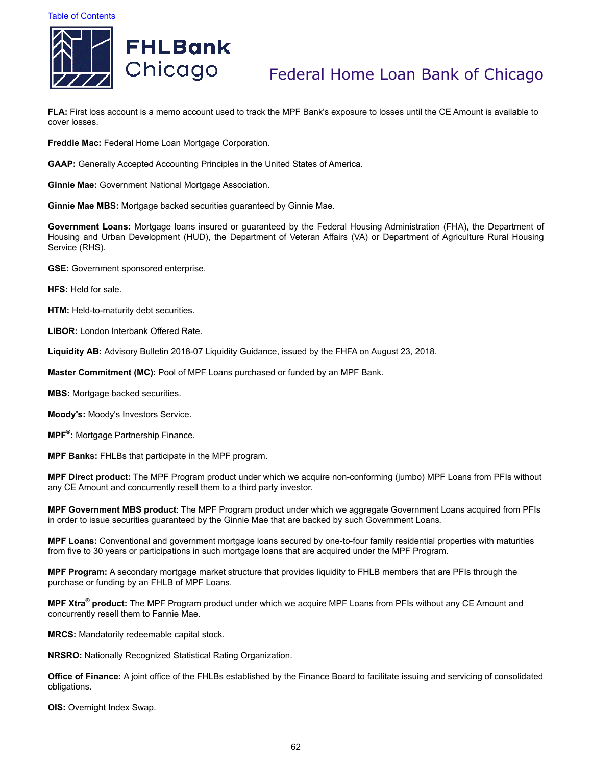**FLA:** First loss account is a memo account used to track the MPF Bank's exposure to losses until the CE Amount is available to cover losses.

**Freddie Mac:** Federal Home Loan Mortgage Corporation.

**GAAP:** Generally Accepted Accounting Principles in the United States of America.

**Ginnie Mae:** Government National Mortgage Association.

**Ginnie Mae MBS:** Mortgage backed securities guaranteed by Ginnie Mae.

**Government Loans:** Mortgage loans insured or guaranteed by the Federal Housing Administration (FHA), the Department of Housing and Urban Development (HUD), the Department of Veteran Affairs (VA) or Department of Agriculture Rural Housing Service (RHS).

**GSE:** Government sponsored enterprise.

**HFS:** Held for sale.

**HTM:** Held-to-maturity debt securities.

**LIBOR:** London Interbank Offered Rate.

**Liquidity AB:** Advisory Bulletin 2018-07 Liquidity Guidance, issued by the FHFA on August 23, 2018.

**Master Commitment (MC):** Pool of MPF Loans purchased or funded by an MPF Bank.

**MBS:** Mortgage backed securities.

**Moody's:** Moody's Investors Service.

**MPF®:** Mortgage Partnership Finance.

**MPF Banks:** FHLBs that participate in the MPF program.

**MPF Direct product:** The MPF Program product under which we acquire non-conforming (jumbo) MPF Loans from PFIs without any CE Amount and concurrently resell them to a third party investor.

**MPF Government MBS product**: The MPF Program product under which we aggregate Government Loans acquired from PFIs in order to issue securities guaranteed by the Ginnie Mae that are backed by such Government Loans.

**MPF Loans:** Conventional and government mortgage loans secured by one-to-four family residential properties with maturities from five to 30 years or participations in such mortgage loans that are acquired under the MPF Program.

**MPF Program:** A secondary mortgage market structure that provides liquidity to FHLB members that are PFIs through the purchase or funding by an FHLB of MPF Loans.

**MPF Xtra® product:** The MPF Program product under which we acquire MPF Loans from PFIs without any CE Amount and concurrently resell them to Fannie Mae.

**MRCS:** Mandatorily redeemable capital stock.

**NRSRO:** Nationally Recognized Statistical Rating Organization.

**Office of Finance:** A joint office of the FHLBs established by the Finance Board to facilitate issuing and servicing of consolidated obligations.

**OIS:** Overnight Index Swap.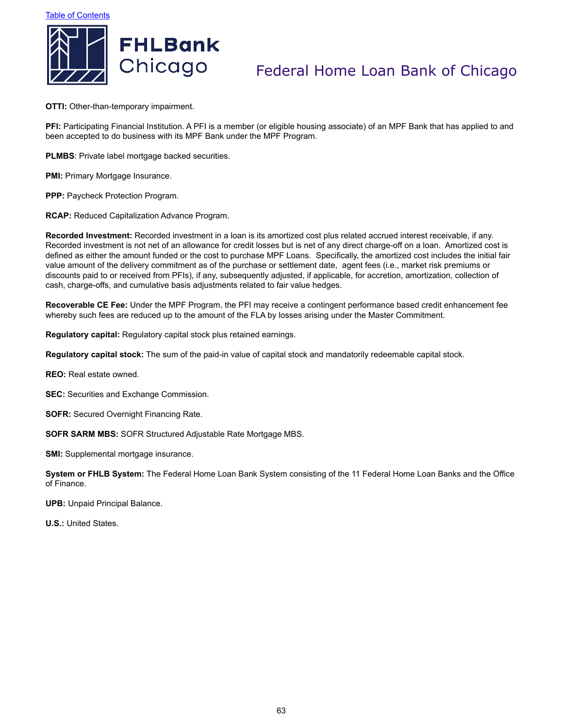**OTTI:** Other-than-temporary impairment.

**PFI:** Participating Financial Institution. A PFI is a member (or eligible housing associate) of an MPF Bank that has applied to and been accepted to do business with its MPF Bank under the MPF Program.

**PLMBS**: Private label mortgage backed securities.

**PMI:** Primary Mortgage Insurance.

**PPP:** Paycheck Protection Program.

**RCAP:** Reduced Capitalization Advance Program.

**Recorded Investment:** Recorded investment in a loan is its amortized cost plus related accrued interest receivable, if any. Recorded investment is not net of an allowance for credit losses but is net of any direct charge-off on a loan. Amortized cost is defined as either the amount funded or the cost to purchase MPF Loans. Specifically, the amortized cost includes the initial fair value amount of the delivery commitment as of the purchase or settlement date, agent fees (i.e., market risk premiums or discounts paid to or received from PFIs), if any, subsequently adjusted, if applicable, for accretion, amortization, collection of cash, charge-offs, and cumulative basis adjustments related to fair value hedges.

**Recoverable CE Fee:** Under the MPF Program, the PFI may receive a contingent performance based credit enhancement fee whereby such fees are reduced up to the amount of the FLA by losses arising under the Master Commitment.

**Regulatory capital:** Regulatory capital stock plus retained earnings.

**Regulatory capital stock:** The sum of the paid-in value of capital stock and mandatorily redeemable capital stock.

**REO:** Real estate owned.

**SEC:** Securities and Exchange Commission.

**SOFR:** Secured Overnight Financing Rate.

**SOFR SARM MBS:** SOFR Structured Adjustable Rate Mortgage MBS.

**SMI:** Supplemental mortgage insurance.

**System or FHLB System:** The Federal Home Loan Bank System consisting of the 11 Federal Home Loan Banks and the Office of Finance.

**UPB:** Unpaid Principal Balance.

**U.S.:** United States.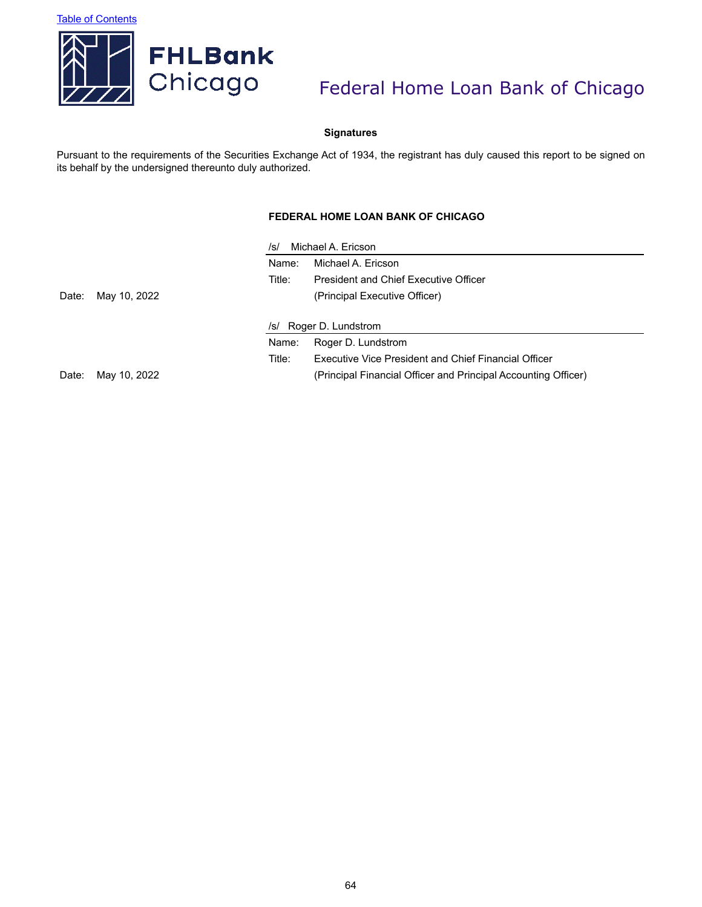Table of Contents

**FHLBank Chicago** Federal Home Loan Bank of Chicago

**Signatures**

Pursuant to the requirements of the Securities Exchange Act of 1934, the registrant has duly caused this report to be signed on its behalf by the undersigned thereunto duly authorized.

**FEDERAL HOME LOAN BANK OF CHICAGO**

| | | |
|---|---|---|
| | /s/ Michael A. Ericson | |
| | Name: | Michael A. Ericson |
| | Title: | President and Chief Executive Officer |
| Date: May 10, 2022 | | (Principal Executive Officer) |
| | /s/ Roger D. Lundstrom | |
| | Name: | Roger D. Lundstrom |
| | Title: | Executive Vice President and Chief Financial Officer |
| Date: May 10, 2022 | | (Principal Financial Officer and Principal Accounting Officer) |